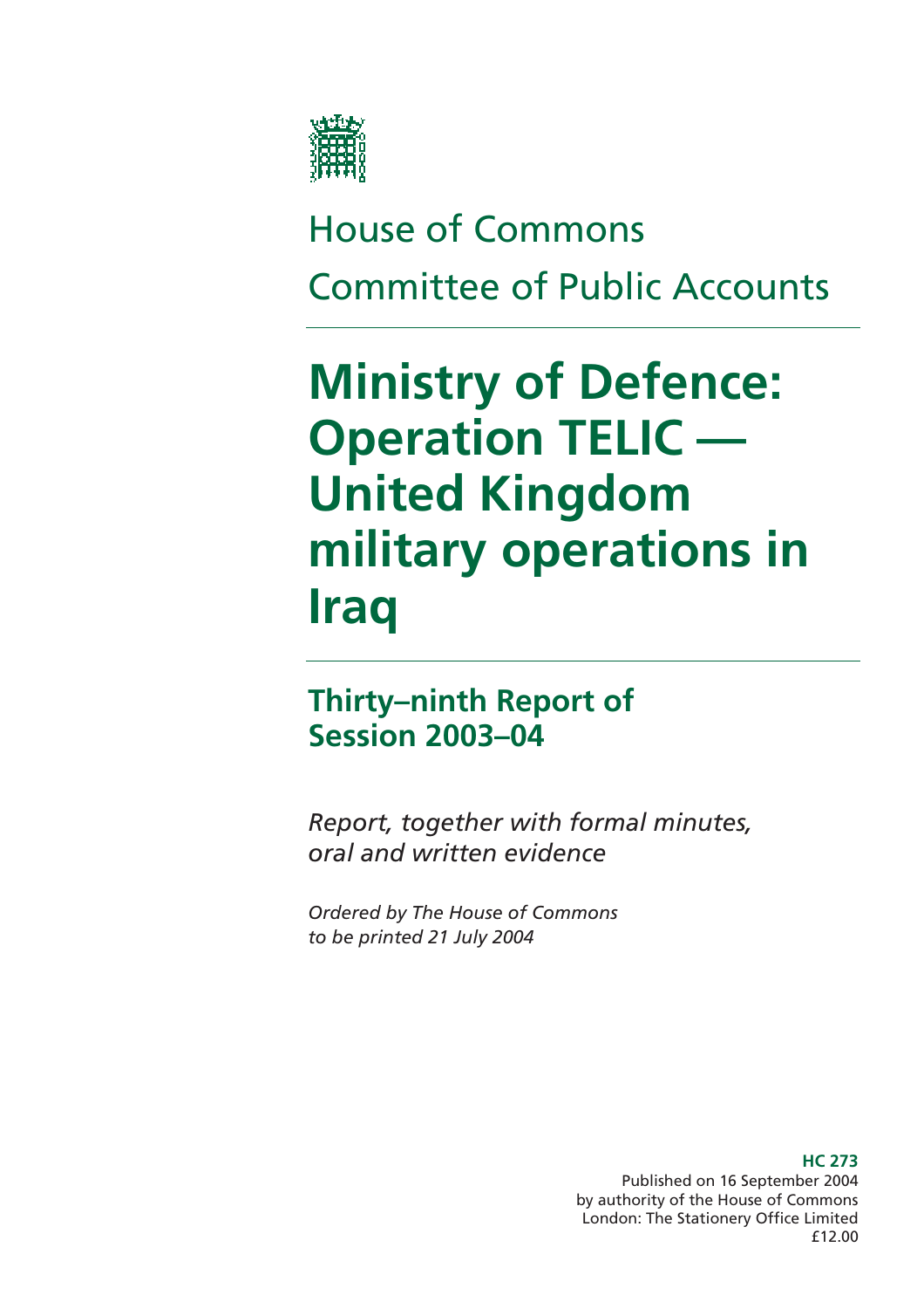House of Commons

Committee of Public Accounts

# Ministry of Defence: Operation TELIC — United Kingdom military operations in Iraq

## Thirty–ninth Report of Session 2003–04

*Report, together with formal minutes, oral and written evidence*

*Ordered by The House of Commons to be printed 21 July 2004*

**HC 273**
Published on 16 September 2004
by authority of the House of Commons
London: The Stationery Office Limited
£12.00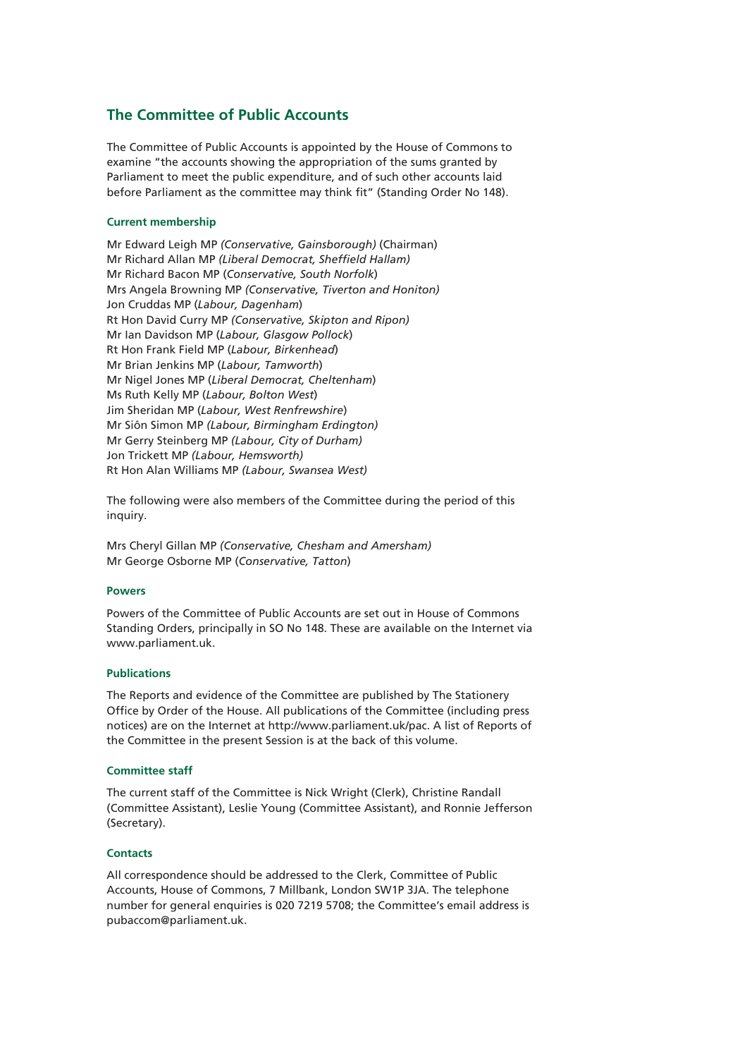## The Committee of Public Accounts

The Committee of Public Accounts is appointed by the House of Commons to examine "the accounts showing the appropriation of the sums granted by Parliament to meet the public expenditure, and of such other accounts laid before Parliament as the committee may think fit" (Standing Order No 148).

### Current membership

Mr Edward Leigh MP *(Conservative, Gainsborough)* (Chairman)
Mr Richard Allan MP *(Liberal Democrat, Sheffield Hallam)*
Mr Richard Bacon MP (*Conservative, South Norfolk*)
Mrs Angela Browning MP *(Conservative, Tiverton and Honiton)*
Jon Cruddas MP (*Labour, Dagenham*)
Rt Hon David Curry MP *(Conservative, Skipton and Ripon)*
Mr Ian Davidson MP (*Labour, Glasgow Pollock*)
Rt Hon Frank Field MP (*Labour, Birkenhead*)
Mr Brian Jenkins MP (*Labour, Tamworth*)
Mr Nigel Jones MP (*Liberal Democrat, Cheltenham*)
Ms Ruth Kelly MP (*Labour, Bolton West*)
Jim Sheridan MP (*Labour, West Renfrewshire*)
Mr Siôn Simon MP *(Labour, Birmingham Erdington)*
Mr Gerry Steinberg MP *(Labour, City of Durham)*
Jon Trickett MP *(Labour, Hemsworth)*
Rt Hon Alan Williams MP *(Labour, Swansea West)*

The following were also members of the Committee during the period of this inquiry.

Mrs Cheryl Gillan MP *(Conservative, Chesham and Amersham)*
Mr George Osborne MP (*Conservative, Tatton*)

### Powers

Powers of the Committee of Public Accounts are set out in House of Commons Standing Orders, principally in SO No 148. These are available on the Internet via www.parliament.uk.

### Publications

The Reports and evidence of the Committee are published by The Stationery Office by Order of the House. All publications of the Committee (including press notices) are on the Internet at http://www.parliament.uk/pac. A list of Reports of the Committee in the present Session is at the back of this volume.

### Committee staff

The current staff of the Committee is Nick Wright (Clerk), Christine Randall (Committee Assistant), Leslie Young (Committee Assistant), and Ronnie Jefferson (Secretary).

### Contacts

All correspondence should be addressed to the Clerk, Committee of Public Accounts, House of Commons, 7 Millbank, London SW1P 3JA. The telephone number for general enquiries is 020 7219 5708; the Committee's email address is pubaccom@parliament.uk.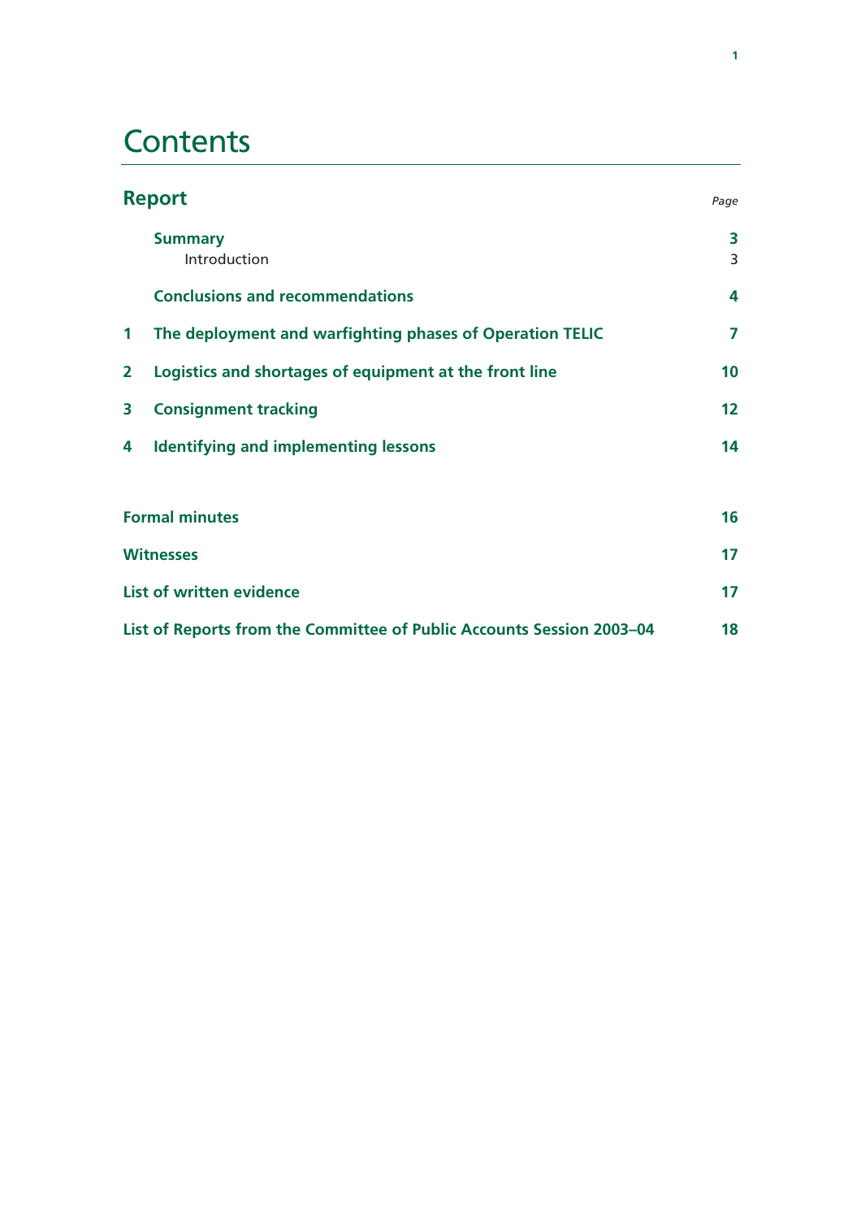# Contents

| **Report** | | *Page* |
|---|---|---|
| | **Summary** | **3** |
| | Introduction | 3 |
| | **Conclusions and recommendations** | **4** |
| **1** | **The deployment and warfighting phases of Operation TELIC** | **7** |
| **2** | **Logistics and shortages of equipment at the front line** | **10** |
| **3** | **Consignment tracking** | **12** |
| **4** | **Identifying and implementing lessons** | **14** |
| **Formal minutes** | | **16** |
| **Witnesses** | | **17** |
| **List of written evidence** | | **17** |
| **List of Reports from the Committee of Public Accounts Session 2003–04** | | **18** |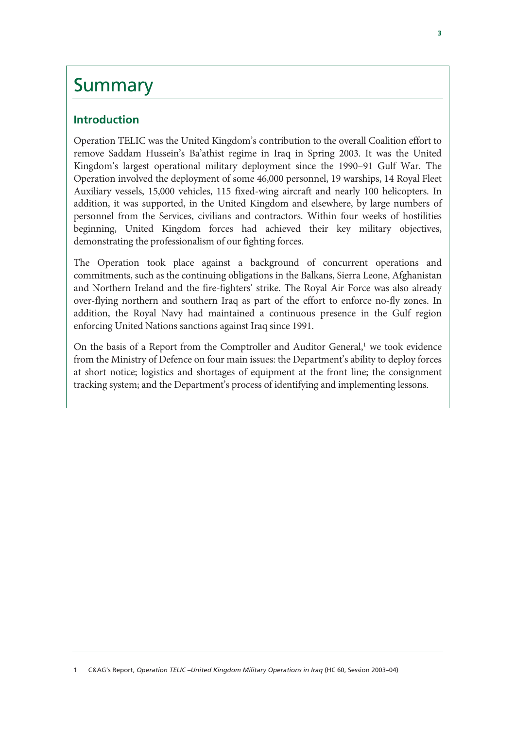# Summary

## Introduction

Operation TELIC was the United Kingdom's contribution to the overall Coalition effort to remove Saddam Hussein's Ba'athist regime in Iraq in Spring 2003. It was the United Kingdom's largest operational military deployment since the 1990–91 Gulf War. The Operation involved the deployment of some 46,000 personnel, 19 warships, 14 Royal Fleet Auxiliary vessels, 15,000 vehicles, 115 fixed-wing aircraft and nearly 100 helicopters. In addition, it was supported, in the United Kingdom and elsewhere, by large numbers of personnel from the Services, civilians and contractors. Within four weeks of hostilities beginning, United Kingdom forces had achieved their key military objectives, demonstrating the professionalism of our fighting forces.

The Operation took place against a background of concurrent operations and commitments, such as the continuing obligations in the Balkans, Sierra Leone, Afghanistan and Northern Ireland and the fire-fighters' strike. The Royal Air Force was also already over-flying northern and southern Iraq as part of the effort to enforce no-fly zones. In addition, the Royal Navy had maintained a continuous presence in the Gulf region enforcing United Nations sanctions against Iraq since 1991.

On the basis of a Report from the Comptroller and Auditor General,[1] we took evidence from the Ministry of Defence on four main issues: the Department's ability to deploy forces at short notice; logistics and shortages of equipment at the front line; the consignment tracking system; and the Department's process of identifying and implementing lessons.

1 C&AG's Report, *Operation TELIC –United Kingdom Military Operations in Iraq* (HC 60, Session 2003–04)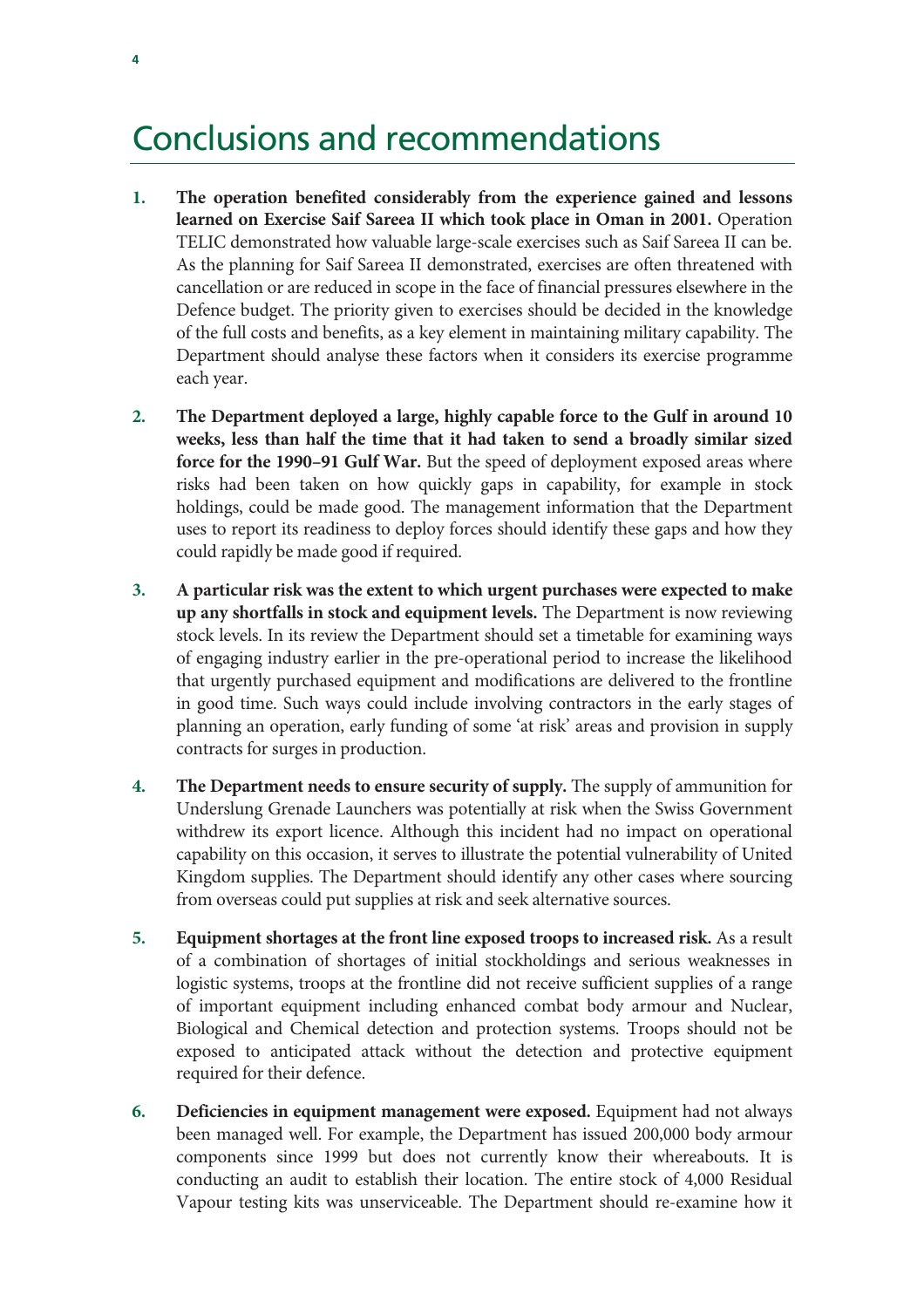# Conclusions and recommendations

1. **The operation benefited considerably from the experience gained and lessons learned on Exercise Saif Sareea II which took place in Oman in 2001.** Operation TELIC demonstrated how valuable large-scale exercises such as Saif Sareea II can be. As the planning for Saif Sareea II demonstrated, exercises are often threatened with cancellation or are reduced in scope in the face of financial pressures elsewhere in the Defence budget. The priority given to exercises should be decided in the knowledge of the full costs and benefits, as a key element in maintaining military capability. The Department should analyse these factors when it considers its exercise programme each year.

2. **The Department deployed a large, highly capable force to the Gulf in around 10 weeks, less than half the time that it had taken to send a broadly similar sized force for the 1990–91 Gulf War.** But the speed of deployment exposed areas where risks had been taken on how quickly gaps in capability, for example in stock holdings, could be made good. The management information that the Department uses to report its readiness to deploy forces should identify these gaps and how they could rapidly be made good if required.

3. **A particular risk was the extent to which urgent purchases were expected to make up any shortfalls in stock and equipment levels.** The Department is now reviewing stock levels. In its review the Department should set a timetable for examining ways of engaging industry earlier in the pre-operational period to increase the likelihood that urgently purchased equipment and modifications are delivered to the frontline in good time. Such ways could include involving contractors in the early stages of planning an operation, early funding of some 'at risk' areas and provision in supply contracts for surges in production.

4. **The Department needs to ensure security of supply.** The supply of ammunition for Underslung Grenade Launchers was potentially at risk when the Swiss Government withdrew its export licence. Although this incident had no impact on operational capability on this occasion, it serves to illustrate the potential vulnerability of United Kingdom supplies. The Department should identify any other cases where sourcing from overseas could put supplies at risk and seek alternative sources.

5. **Equipment shortages at the front line exposed troops to increased risk.** As a result of a combination of shortages of initial stockholdings and serious weaknesses in logistic systems, troops at the frontline did not receive sufficient supplies of a range of important equipment including enhanced combat body armour and Nuclear, Biological and Chemical detection and protection systems. Troops should not be exposed to anticipated attack without the detection and protective equipment required for their defence.

6. **Deficiencies in equipment management were exposed.** Equipment had not always been managed well. For example, the Department has issued 200,000 body armour components since 1999 but does not currently know their whereabouts. It is conducting an audit to establish their location. The entire stock of 4,000 Residual Vapour testing kits was unserviceable. The Department should re-examine how it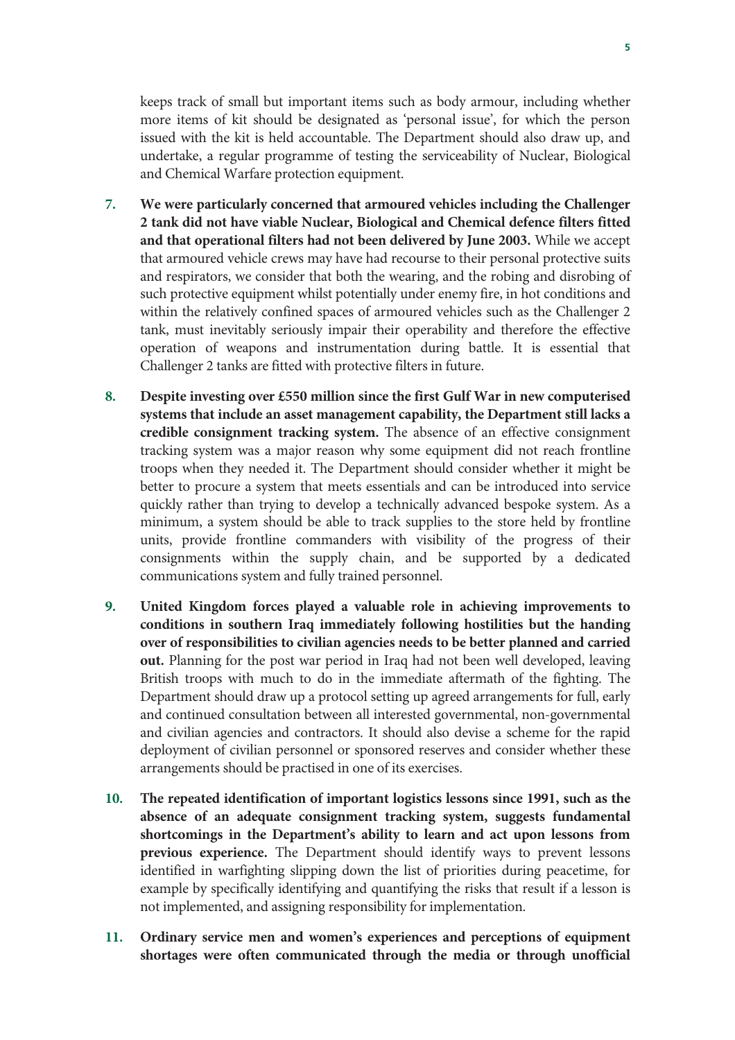keeps track of small but important items such as body armour, including whether more items of kit should be designated as 'personal issue', for which the person issued with the kit is held accountable. The Department should also draw up, and undertake, a regular programme of testing the serviceability of Nuclear, Biological and Chemical Warfare protection equipment.

7. **We were particularly concerned that armoured vehicles including the Challenger 2 tank did not have viable Nuclear, Biological and Chemical defence filters fitted and that operational filters had not been delivered by June 2003.** While we accept that armoured vehicle crews may have had recourse to their personal protective suits and respirators, we consider that both the wearing, and the robing and disrobing of such protective equipment whilst potentially under enemy fire, in hot conditions and within the relatively confined spaces of armoured vehicles such as the Challenger 2 tank, must inevitably seriously impair their operability and therefore the effective operation of weapons and instrumentation during battle. It is essential that Challenger 2 tanks are fitted with protective filters in future.

8. **Despite investing over £550 million since the first Gulf War in new computerised systems that include an asset management capability, the Department still lacks a credible consignment tracking system.** The absence of an effective consignment tracking system was a major reason why some equipment did not reach frontline troops when they needed it. The Department should consider whether it might be better to procure a system that meets essentials and can be introduced into service quickly rather than trying to develop a technically advanced bespoke system. As a minimum, a system should be able to track supplies to the store held by frontline units, provide frontline commanders with visibility of the progress of their consignments within the supply chain, and be supported by a dedicated communications system and fully trained personnel.

9. **United Kingdom forces played a valuable role in achieving improvements to conditions in southern Iraq immediately following hostilities but the handing over of responsibilities to civilian agencies needs to be better planned and carried out.** Planning for the post war period in Iraq had not been well developed, leaving British troops with much to do in the immediate aftermath of the fighting. The Department should draw up a protocol setting up agreed arrangements for full, early and continued consultation between all interested governmental, non-governmental and civilian agencies and contractors. It should also devise a scheme for the rapid deployment of civilian personnel or sponsored reserves and consider whether these arrangements should be practised in one of its exercises.

10. **The repeated identification of important logistics lessons since 1991, such as the absence of an adequate consignment tracking system, suggests fundamental shortcomings in the Department's ability to learn and act upon lessons from previous experience.** The Department should identify ways to prevent lessons identified in warfighting slipping down the list of priorities during peacetime, for example by specifically identifying and quantifying the risks that result if a lesson is not implemented, and assigning responsibility for implementation.

11. **Ordinary service men and women's experiences and perceptions of equipment shortages were often communicated through the media or through unofficial**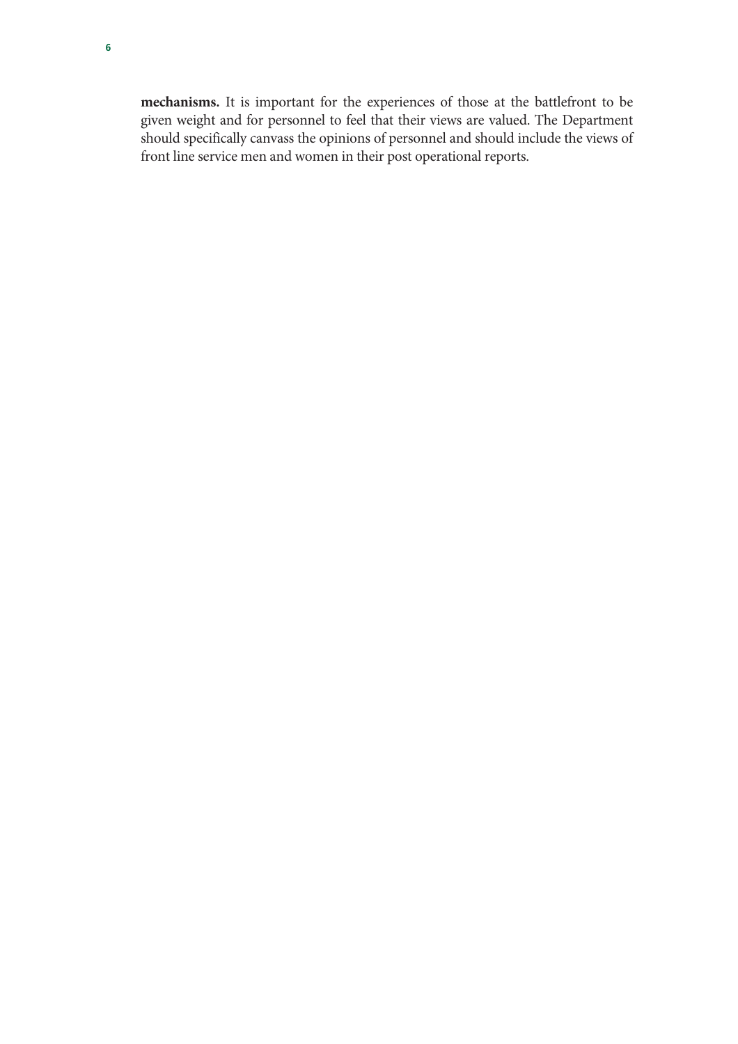**mechanisms.** It is important for the experiences of those at the battlefront to be given weight and for personnel to feel that their views are valued. The Department should specifically canvass the opinions of personnel and should include the views of front line service men and women in their post operational reports.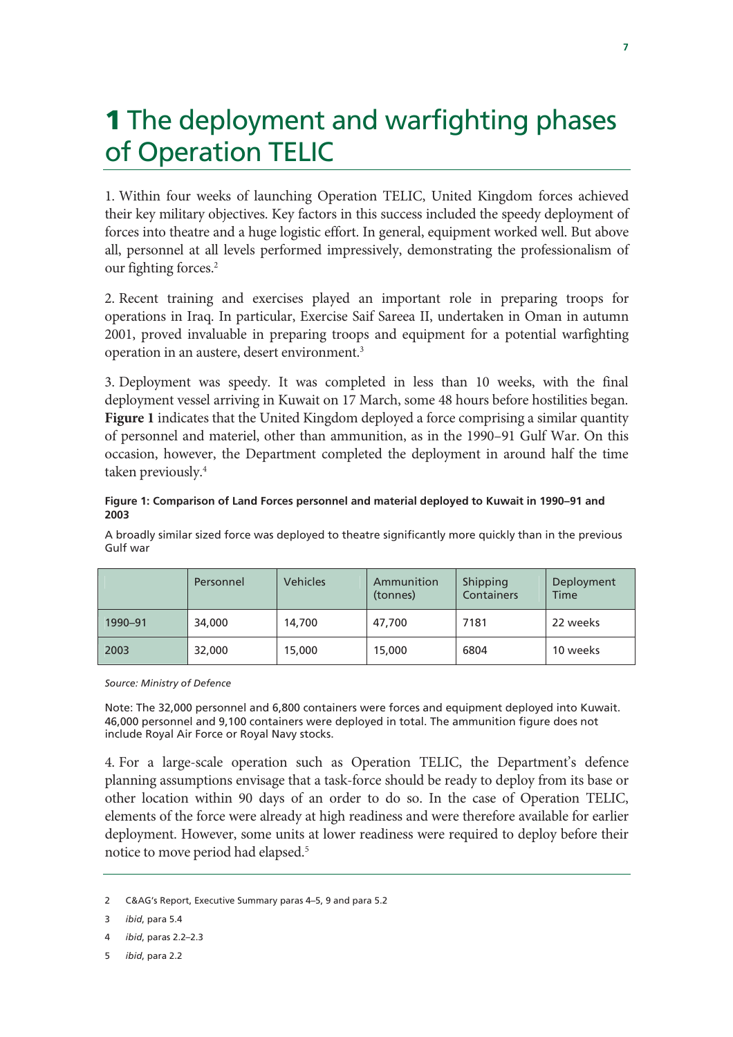# 1 The deployment and warfighting phases of Operation TELIC

1. Within four weeks of launching Operation TELIC, United Kingdom forces achieved their key military objectives. Key factors in this success included the speedy deployment of forces into theatre and a huge logistic effort. In general, equipment worked well. But above all, personnel at all levels performed impressively, demonstrating the professionalism of our fighting forces.[2]

2. Recent training and exercises played an important role in preparing troops for operations in Iraq. In particular, Exercise Saif Sareea II, undertaken in Oman in autumn 2001, proved invaluable in preparing troops and equipment for a potential warfighting operation in an austere, desert environment.[3]

3. Deployment was speedy. It was completed in less than 10 weeks, with the final deployment vessel arriving in Kuwait on 17 March, some 48 hours before hostilities began. **Figure 1** indicates that the United Kingdom deployed a force comprising a similar quantity of personnel and materiel, other than ammunition, as in the 1990–91 Gulf War. On this occasion, however, the Department completed the deployment in around half the time taken previously.[4]

**Figure 1: Comparison of Land Forces personnel and material deployed to Kuwait in 1990–91 and 2003**

A broadly similar sized force was deployed to theatre significantly more quickly than in the previous Gulf war

| | Personnel | Vehicles | Ammunition (tonnes) | Shipping Containers | Deployment Time |
|---|---|---|---|---|---|
| 1990–91 | 34,000 | 14,700 | 47,700 | 7181 | 22 weeks |
| 2003 | 32,000 | 15,000 | 15,000 | 6804 | 10 weeks |

*Source: Ministry of Defence*

Note: The 32,000 personnel and 6,800 containers were forces and equipment deployed into Kuwait. 46,000 personnel and 9,100 containers were deployed in total. The ammunition figure does not include Royal Air Force or Royal Navy stocks.

4. For a large-scale operation such as Operation TELIC, the Department's defence planning assumptions envisage that a task-force should be ready to deploy from its base or other location within 90 days of an order to do so. In the case of Operation TELIC, elements of the force were already at high readiness and were therefore available for earlier deployment. However, some units at lower readiness were required to deploy before their notice to move period had elapsed.[5]

---

2 C&AG's Report, Executive Summary paras 4–5, 9 and para 5.2

3 *ibid*, para 5.4

4 *ibid*, paras 2.2–2.3

5 *ibid*, para 2.2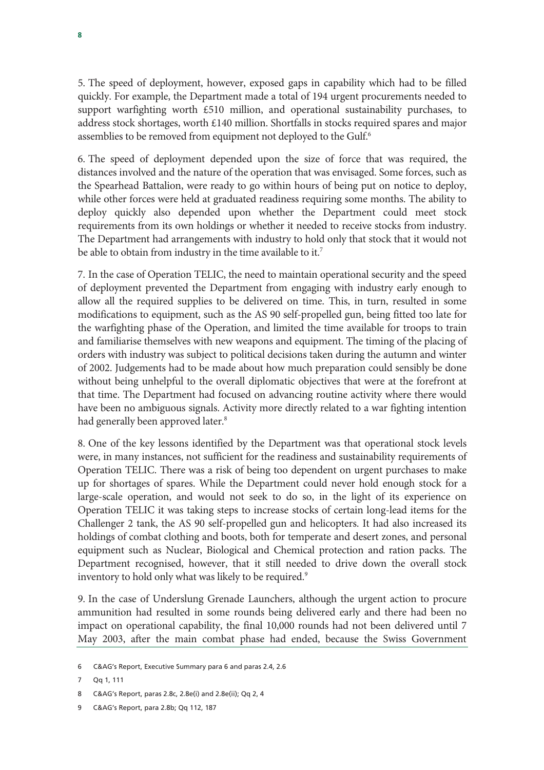5. The speed of deployment, however, exposed gaps in capability which had to be filled quickly. For example, the Department made a total of 194 urgent procurements needed to support warfighting worth £510 million, and operational sustainability purchases, to address stock shortages, worth £140 million. Shortfalls in stocks required spares and major assemblies to be removed from equipment not deployed to the Gulf.[6]

6. The speed of deployment depended upon the size of force that was required, the distances involved and the nature of the operation that was envisaged. Some forces, such as the Spearhead Battalion, were ready to go within hours of being put on notice to deploy, while other forces were held at graduated readiness requiring some months. The ability to deploy quickly also depended upon whether the Department could meet stock requirements from its own holdings or whether it needed to receive stocks from industry. The Department had arrangements with industry to hold only that stock that it would not be able to obtain from industry in the time available to it.[7]

7. In the case of Operation TELIC, the need to maintain operational security and the speed of deployment prevented the Department from engaging with industry early enough to allow all the required supplies to be delivered on time. This, in turn, resulted in some modifications to equipment, such as the AS 90 self-propelled gun, being fitted too late for the warfighting phase of the Operation, and limited the time available for troops to train and familiarise themselves with new weapons and equipment. The timing of the placing of orders with industry was subject to political decisions taken during the autumn and winter of 2002. Judgements had to be made about how much preparation could sensibly be done without being unhelpful to the overall diplomatic objectives that were at the forefront at that time. The Department had focused on advancing routine activity where there would have been no ambiguous signals. Activity more directly related to a war fighting intention had generally been approved later.[8]

8. One of the key lessons identified by the Department was that operational stock levels were, in many instances, not sufficient for the readiness and sustainability requirements of Operation TELIC. There was a risk of being too dependent on urgent purchases to make up for shortages of spares. While the Department could never hold enough stock for a large-scale operation, and would not seek to do so, in the light of its experience on Operation TELIC it was taking steps to increase stocks of certain long-lead items for the Challenger 2 tank, the AS 90 self-propelled gun and helicopters. It had also increased its holdings of combat clothing and boots, both for temperate and desert zones, and personal equipment such as Nuclear, Biological and Chemical protection and ration packs. The Department recognised, however, that it still needed to drive down the overall stock inventory to hold only what was likely to be required.[9]

9. In the case of Underslung Grenade Launchers, although the urgent action to procure ammunition had resulted in some rounds being delivered early and there had been no impact on operational capability, the final 10,000 rounds had not been delivered until 7 May 2003, after the main combat phase had ended, because the Swiss Government

---

6 C&AG's Report, Executive Summary para 6 and paras 2.4, 2.6

7 Qq 1, 111

8 C&AG's Report, paras 2.8c, 2.8e(i) and 2.8e(ii); Qq 2, 4

9 C&AG's Report, para 2.8b; Qq 112, 187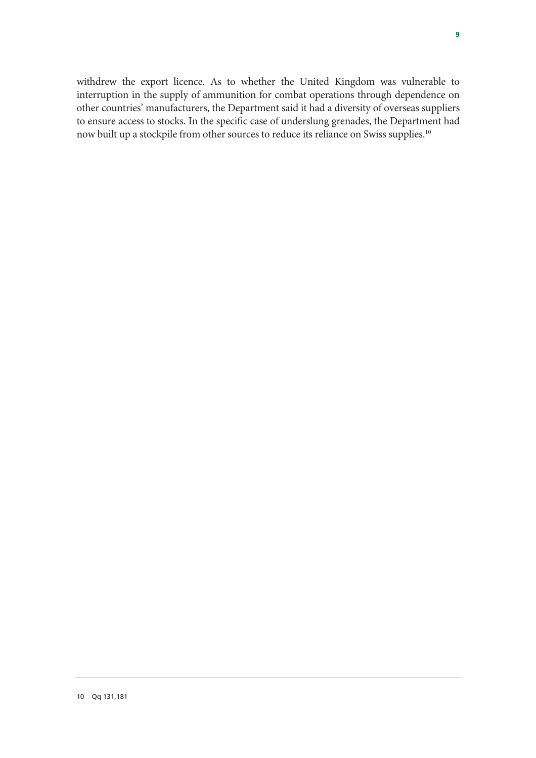withdrew the export licence. As to whether the United Kingdom was vulnerable to interruption in the supply of ammunition for combat operations through dependence on other countries' manufacturers, the Department said it had a diversity of overseas suppliers to ensure access to stocks. In the specific case of underslung grenades, the Department had now built up a stockpile from other sources to reduce its reliance on Swiss supplies.[10]

---

10 Qq 131,181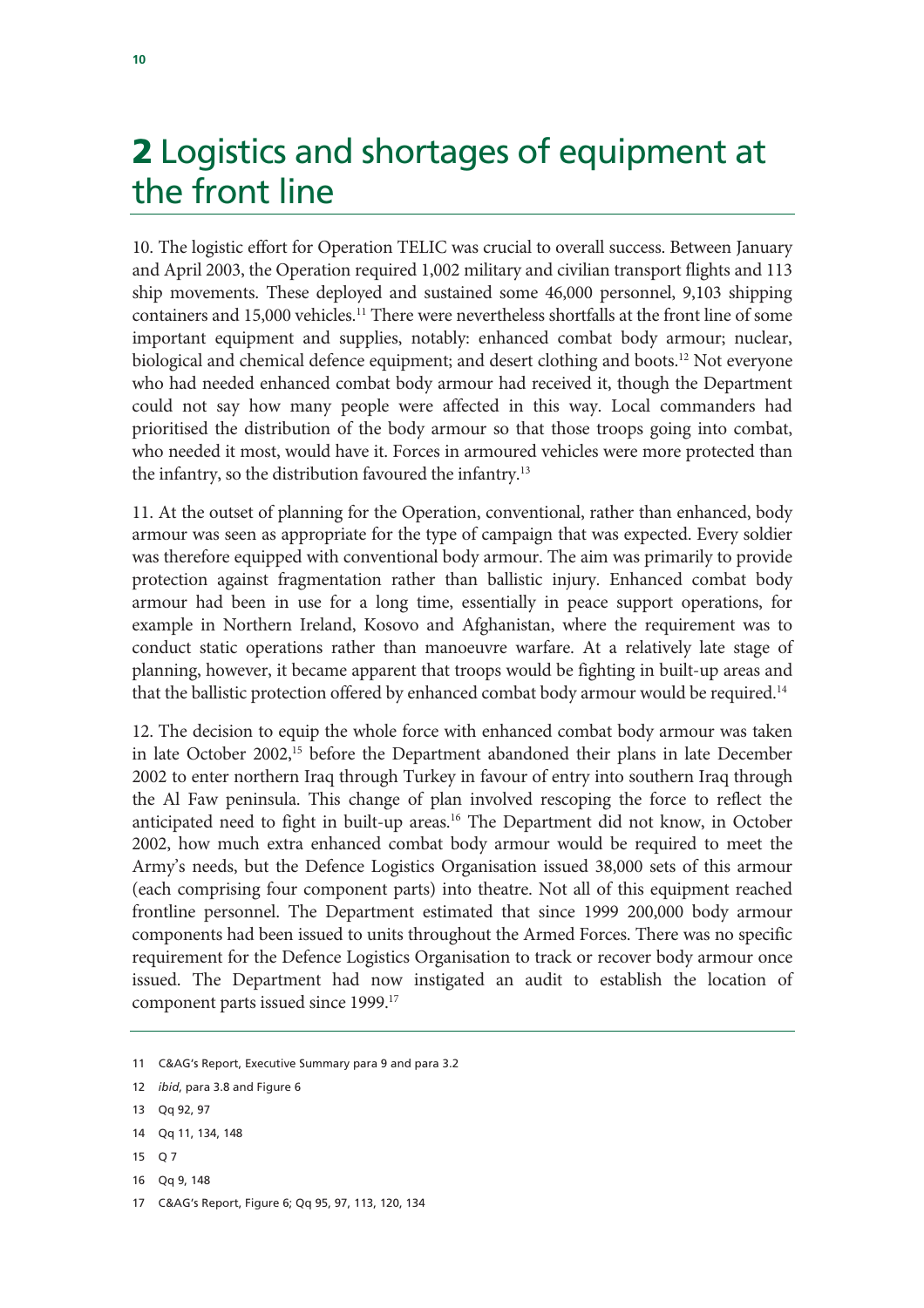# 2 Logistics and shortages of equipment at the front line

10. The logistic effort for Operation TELIC was crucial to overall success. Between January and April 2003, the Operation required 1,002 military and civilian transport flights and 113 ship movements. These deployed and sustained some 46,000 personnel, 9,103 shipping containers and 15,000 vehicles.[11] There were nevertheless shortfalls at the front line of some important equipment and supplies, notably: enhanced combat body armour; nuclear, biological and chemical defence equipment; and desert clothing and boots.[12] Not everyone who had needed enhanced combat body armour had received it, though the Department could not say how many people were affected in this way. Local commanders had prioritised the distribution of the body armour so that those troops going into combat, who needed it most, would have it. Forces in armoured vehicles were more protected than the infantry, so the distribution favoured the infantry.[13]

11. At the outset of planning for the Operation, conventional, rather than enhanced, body armour was seen as appropriate for the type of campaign that was expected. Every soldier was therefore equipped with conventional body armour. The aim was primarily to provide protection against fragmentation rather than ballistic injury. Enhanced combat body armour had been in use for a long time, essentially in peace support operations, for example in Northern Ireland, Kosovo and Afghanistan, where the requirement was to conduct static operations rather than manoeuvre warfare. At a relatively late stage of planning, however, it became apparent that troops would be fighting in built-up areas and that the ballistic protection offered by enhanced combat body armour would be required.[14]

12. The decision to equip the whole force with enhanced combat body armour was taken in late October 2002,[15] before the Department abandoned their plans in late December 2002 to enter northern Iraq through Turkey in favour of entry into southern Iraq through the Al Faw peninsula. This change of plan involved rescoping the force to reflect the anticipated need to fight in built-up areas.[16] The Department did not know, in October 2002, how much extra enhanced combat body armour would be required to meet the Army's needs, but the Defence Logistics Organisation issued 38,000 sets of this armour (each comprising four component parts) into theatre. Not all of this equipment reached frontline personnel. The Department estimated that since 1999 200,000 body armour components had been issued to units throughout the Armed Forces. There was no specific requirement for the Defence Logistics Organisation to track or recover body armour once issued. The Department had now instigated an audit to establish the location of component parts issued since 1999.[17]

11 C&AG's Report, Executive Summary para 9 and para 3.2

12 *ibid*, para 3.8 and Figure 6

13 Qq 92, 97

14 Qq 11, 134, 148

15 Q 7

16 Qq 9, 148

17 C&AG's Report, Figure 6; Qq 95, 97, 113, 120, 134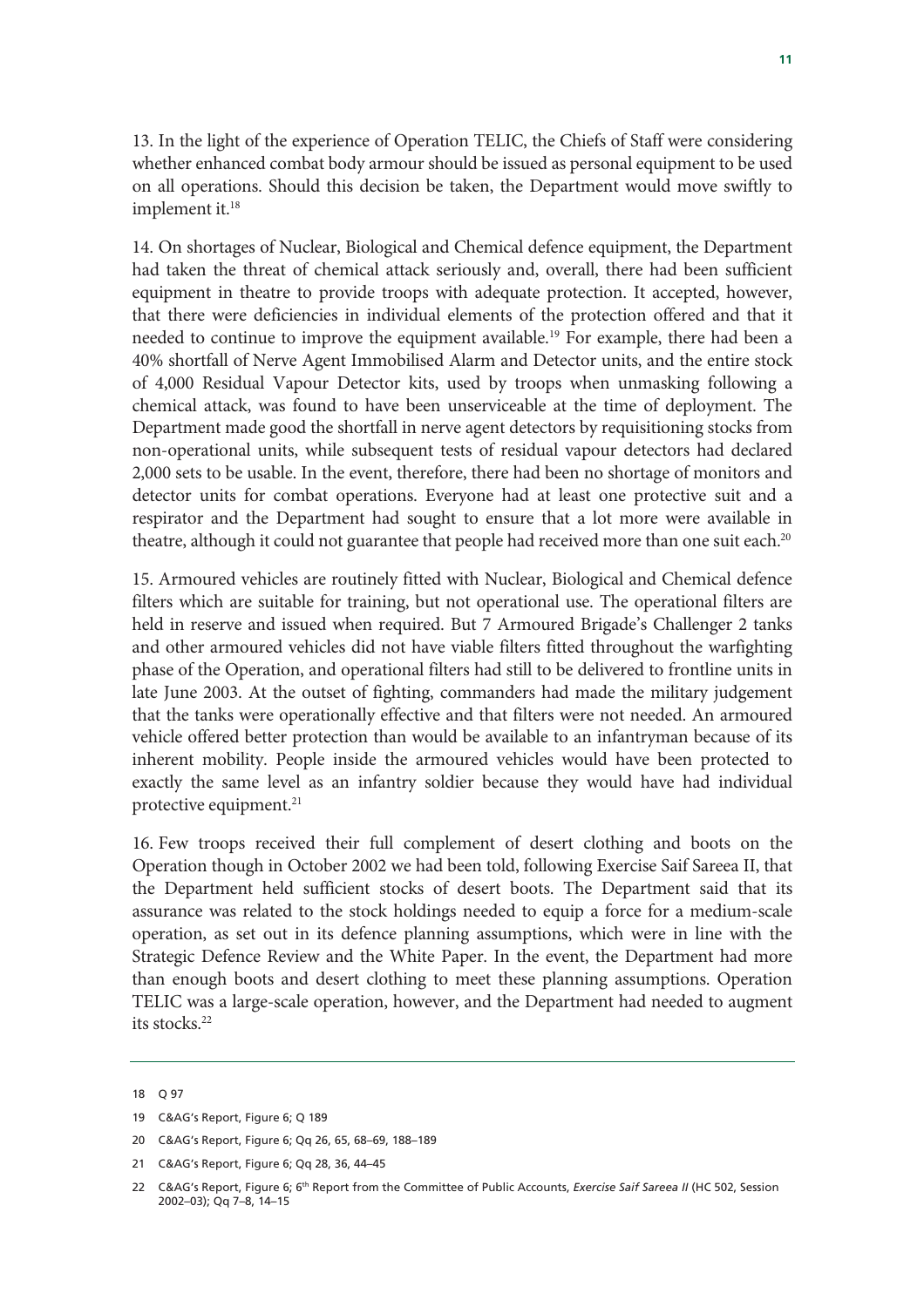13. In the light of the experience of Operation TELIC, the Chiefs of Staff were considering whether enhanced combat body armour should be issued as personal equipment to be used on all operations. Should this decision be taken, the Department would move swiftly to implement it.[18]

14. On shortages of Nuclear, Biological and Chemical defence equipment, the Department had taken the threat of chemical attack seriously and, overall, there had been sufficient equipment in theatre to provide troops with adequate protection. It accepted, however, that there were deficiencies in individual elements of the protection offered and that it needed to continue to improve the equipment available.[19] For example, there had been a 40% shortfall of Nerve Agent Immobilised Alarm and Detector units, and the entire stock of 4,000 Residual Vapour Detector kits, used by troops when unmasking following a chemical attack, was found to have been unserviceable at the time of deployment. The Department made good the shortfall in nerve agent detectors by requisitioning stocks from non-operational units, while subsequent tests of residual vapour detectors had declared 2,000 sets to be usable. In the event, therefore, there had been no shortage of monitors and detector units for combat operations. Everyone had at least one protective suit and a respirator and the Department had sought to ensure that a lot more were available in theatre, although it could not guarantee that people had received more than one suit each.[20]

15. Armoured vehicles are routinely fitted with Nuclear, Biological and Chemical defence filters which are suitable for training, but not operational use. The operational filters are held in reserve and issued when required. But 7 Armoured Brigade's Challenger 2 tanks and other armoured vehicles did not have viable filters fitted throughout the warfighting phase of the Operation, and operational filters had still to be delivered to frontline units in late June 2003. At the outset of fighting, commanders had made the military judgement that the tanks were operationally effective and that filters were not needed. An armoured vehicle offered better protection than would be available to an infantryman because of its inherent mobility. People inside the armoured vehicles would have been protected to exactly the same level as an infantry soldier because they would have had individual protective equipment.[21]

16. Few troops received their full complement of desert clothing and boots on the Operation though in October 2002 we had been told, following Exercise Saif Sareea II, that the Department held sufficient stocks of desert boots. The Department said that its assurance was related to the stock holdings needed to equip a force for a medium-scale operation, as set out in its defence planning assumptions, which were in line with the Strategic Defence Review and the White Paper. In the event, the Department had more than enough boots and desert clothing to meet these planning assumptions. Operation TELIC was a large-scale operation, however, and the Department had needed to augment its stocks.[22]

---

18 Q 97

19 C&AG's Report, Figure 6; Q 189

20 C&AG's Report, Figure 6; Qq 26, 65, 68–69, 188–189

21 C&AG's Report, Figure 6; Qq 28, 36, 44–45

22 C&AG's Report, Figure 6; 6th Report from the Committee of Public Accounts, *Exercise Saif Sareea II* (HC 502, Session 2002–03); Qq 7–8, 14–15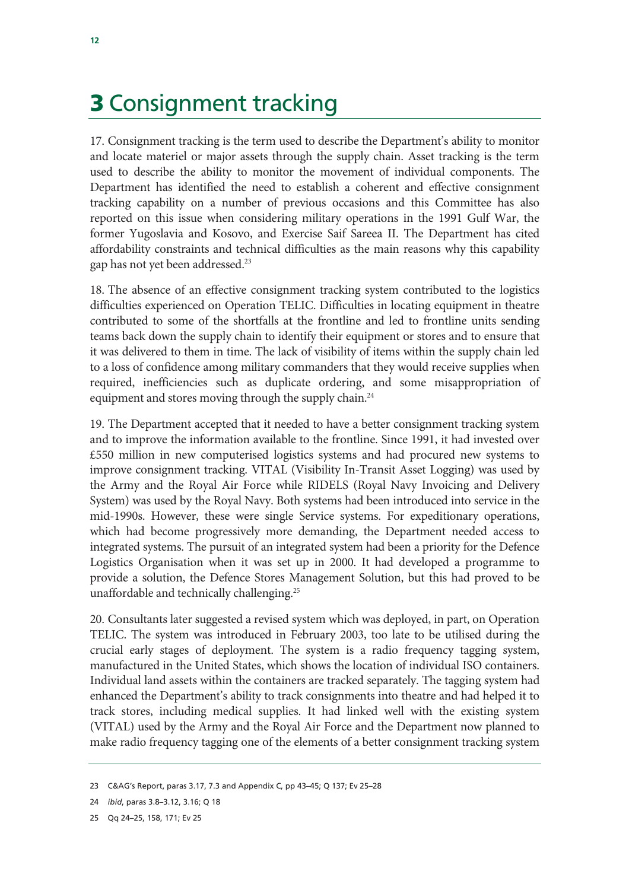# 3 Consignment tracking

17. Consignment tracking is the term used to describe the Department's ability to monitor and locate materiel or major assets through the supply chain. Asset tracking is the term used to describe the ability to monitor the movement of individual components. The Department has identified the need to establish a coherent and effective consignment tracking capability on a number of previous occasions and this Committee has also reported on this issue when considering military operations in the 1991 Gulf War, the former Yugoslavia and Kosovo, and Exercise Saif Sareea II. The Department has cited affordability constraints and technical difficulties as the main reasons why this capability gap has not yet been addressed.[23]

18. The absence of an effective consignment tracking system contributed to the logistics difficulties experienced on Operation TELIC. Difficulties in locating equipment in theatre contributed to some of the shortfalls at the frontline and led to frontline units sending teams back down the supply chain to identify their equipment or stores and to ensure that it was delivered to them in time. The lack of visibility of items within the supply chain led to a loss of confidence among military commanders that they would receive supplies when required, inefficiencies such as duplicate ordering, and some misappropriation of equipment and stores moving through the supply chain.[24]

19. The Department accepted that it needed to have a better consignment tracking system and to improve the information available to the frontline. Since 1991, it had invested over £550 million in new computerised logistics systems and had procured new systems to improve consignment tracking. VITAL (Visibility In-Transit Asset Logging) was used by the Army and the Royal Air Force while RIDELS (Royal Navy Invoicing and Delivery System) was used by the Royal Navy. Both systems had been introduced into service in the mid-1990s. However, these were single Service systems. For expeditionary operations, which had become progressively more demanding, the Department needed access to integrated systems. The pursuit of an integrated system had been a priority for the Defence Logistics Organisation when it was set up in 2000. It had developed a programme to provide a solution, the Defence Stores Management Solution, but this had proved to be unaffordable and technically challenging.[25]

20. Consultants later suggested a revised system which was deployed, in part, on Operation TELIC. The system was introduced in February 2003, too late to be utilised during the crucial early stages of deployment. The system is a radio frequency tagging system, manufactured in the United States, which shows the location of individual ISO containers. Individual land assets within the containers are tracked separately. The tagging system had enhanced the Department's ability to track consignments into theatre and had helped it to track stores, including medical supplies. It had linked well with the existing system (VITAL) used by the Army and the Royal Air Force and the Department now planned to make radio frequency tagging one of the elements of a better consignment tracking system

23 C&AG's Report, paras 3.17, 7.3 and Appendix C, pp 43–45; Q 137; Ev 25–28

24 *ibid*, paras 3.8–3.12, 3.16; Q 18

25 Qq 24–25, 158, 171; Ev 25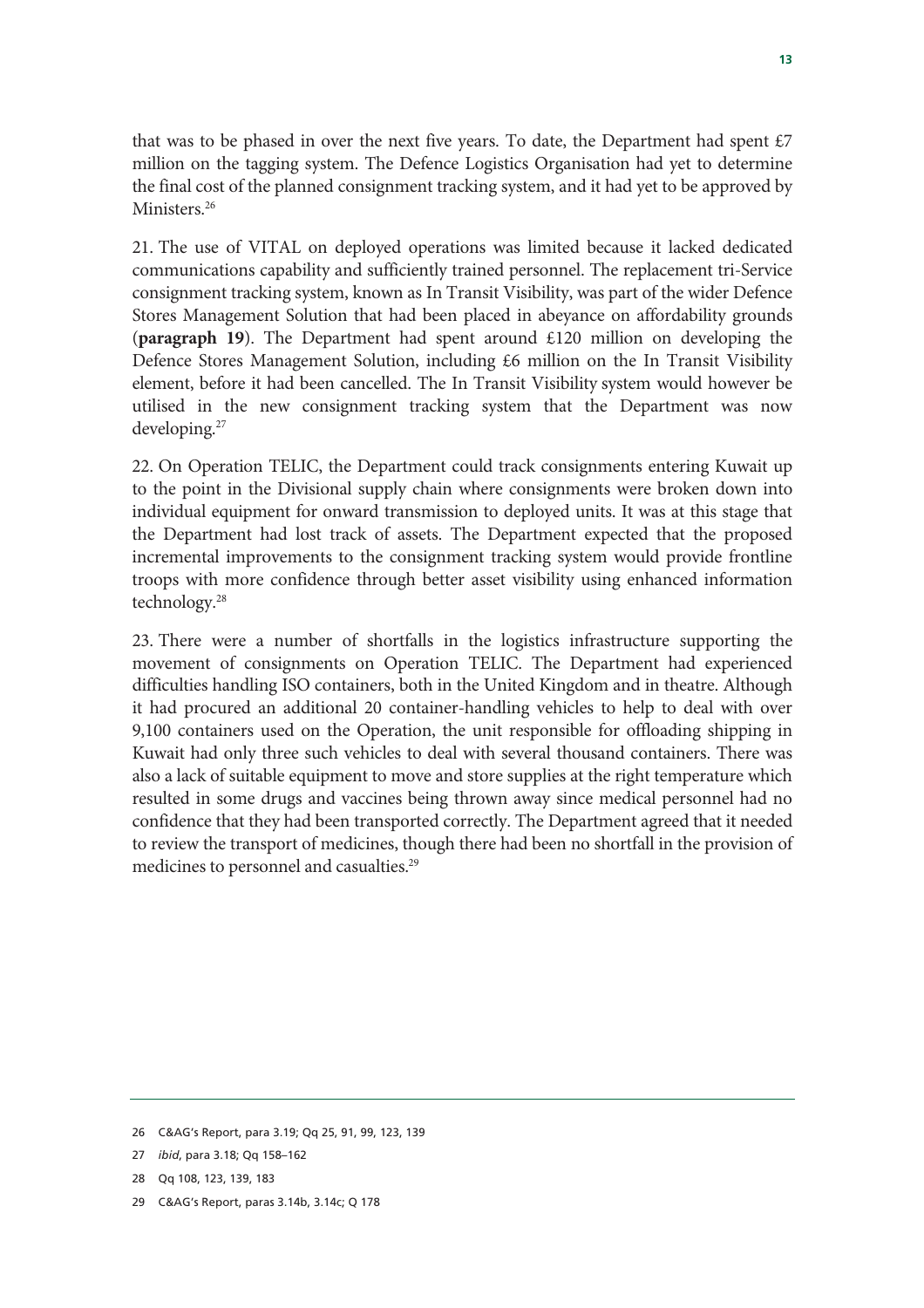that was to be phased in over the next five years. To date, the Department had spent £7 million on the tagging system. The Defence Logistics Organisation had yet to determine the final cost of the planned consignment tracking system, and it had yet to be approved by Ministers.[26]

21. The use of VITAL on deployed operations was limited because it lacked dedicated communications capability and sufficiently trained personnel. The replacement tri-Service consignment tracking system, known as In Transit Visibility, was part of the wider Defence Stores Management Solution that had been placed in abeyance on affordability grounds (**paragraph 19**). The Department had spent around £120 million on developing the Defence Stores Management Solution, including £6 million on the In Transit Visibility element, before it had been cancelled. The In Transit Visibility system would however be utilised in the new consignment tracking system that the Department was now developing.[27]

22. On Operation TELIC, the Department could track consignments entering Kuwait up to the point in the Divisional supply chain where consignments were broken down into individual equipment for onward transmission to deployed units. It was at this stage that the Department had lost track of assets. The Department expected that the proposed incremental improvements to the consignment tracking system would provide frontline troops with more confidence through better asset visibility using enhanced information technology.[28]

23. There were a number of shortfalls in the logistics infrastructure supporting the movement of consignments on Operation TELIC. The Department had experienced difficulties handling ISO containers, both in the United Kingdom and in theatre. Although it had procured an additional 20 container-handling vehicles to help to deal with over 9,100 containers used on the Operation, the unit responsible for offloading shipping in Kuwait had only three such vehicles to deal with several thousand containers. There was also a lack of suitable equipment to move and store supplies at the right temperature which resulted in some drugs and vaccines being thrown away since medical personnel had no confidence that they had been transported correctly. The Department agreed that it needed to review the transport of medicines, though there had been no shortfall in the provision of medicines to personnel and casualties.[29]

---

26 C&AG's Report, para 3.19; Qq 25, 91, 99, 123, 139

27 *ibid*, para 3.18; Qq 158–162

28 Qq 108, 123, 139, 183

29 C&AG's Report, paras 3.14b, 3.14c; Q 178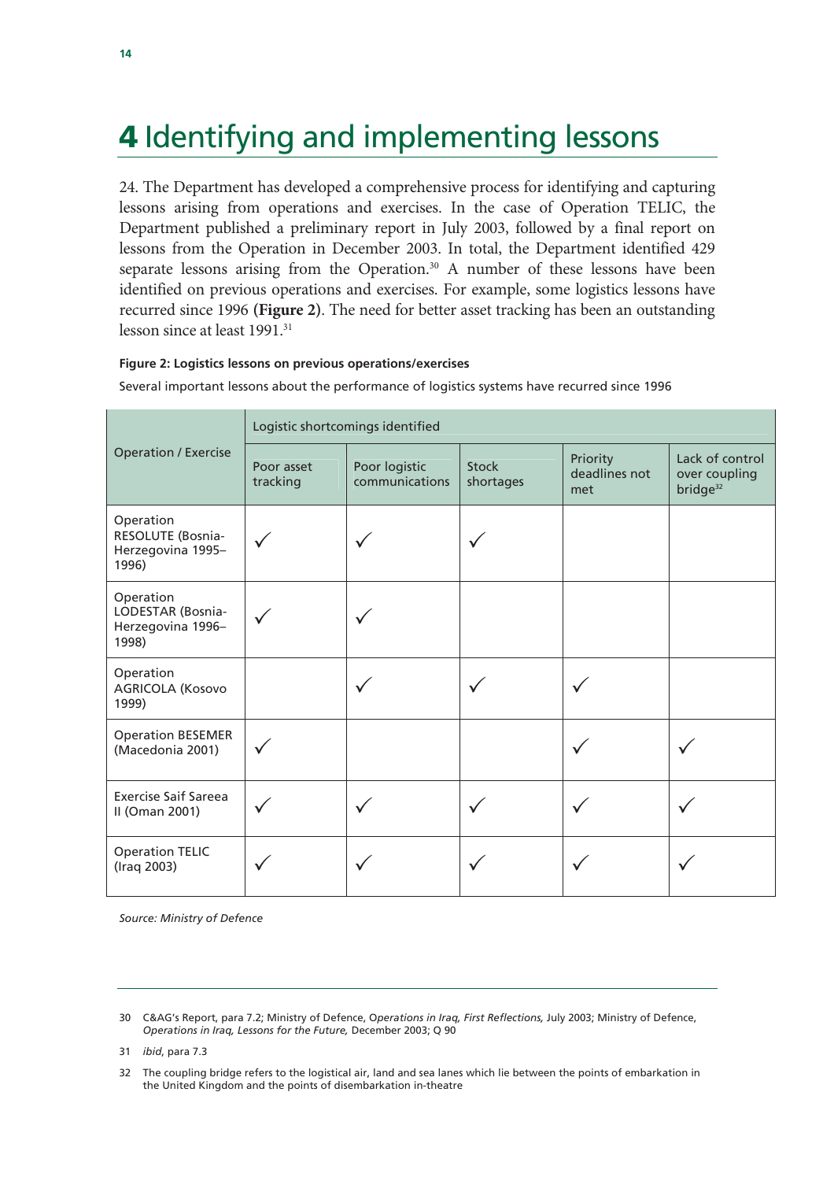# 4 Identifying and implementing lessons

24. The Department has developed a comprehensive process for identifying and capturing lessons arising from operations and exercises. In the case of Operation TELIC, the Department published a preliminary report in July 2003, followed by a final report on lessons from the Operation in December 2003. In total, the Department identified 429 separate lessons arising from the Operation.[30] A number of these lessons have been identified on previous operations and exercises. For example, some logistics lessons have recurred since 1996 **(Figure 2)**. The need for better asset tracking has been an outstanding lesson since at least 1991.[31]

**Figure 2: Logistics lessons on previous operations/exercises**

Several important lessons about the performance of logistics systems have recurred since 1996

| Operation / Exercise | Logistic shortcomings identified | | | | |
|---|---|---|---|---|---|
| | Poor asset tracking | Poor logistic communications | Stock shortages | Priority deadlines not met | Lack of control over coupling bridge[32] |
| Operation RESOLUTE (Bosnia-Herzegovina 1995–1996) | ✓ | ✓ | ✓ | | |
| Operation LODESTAR (Bosnia-Herzegovina 1996–1998) | ✓ | ✓ | | | |
| Operation AGRICOLA (Kosovo 1999) | | ✓ | ✓ | ✓ | |
| Operation BESEMER (Macedonia 2001) | ✓ | | | ✓ | ✓ |
| Exercise Saif Sareea II (Oman 2001) | ✓ | ✓ | ✓ | ✓ | ✓ |
| Operation TELIC (Iraq 2003) | ✓ | ✓ | ✓ | ✓ | ✓ |

*Source: Ministry of Defence*

---

30 C&AG's Report, para 7.2; Ministry of Defence, *Operations in Iraq, First Reflections,* July 2003; Ministry of Defence, *Operations in Iraq, Lessons for the Future,* December 2003; Q 90

31 *ibid*, para 7.3

32 The coupling bridge refers to the logistical air, land and sea lanes which lie between the points of embarkation in the United Kingdom and the points of disembarkation in-theatre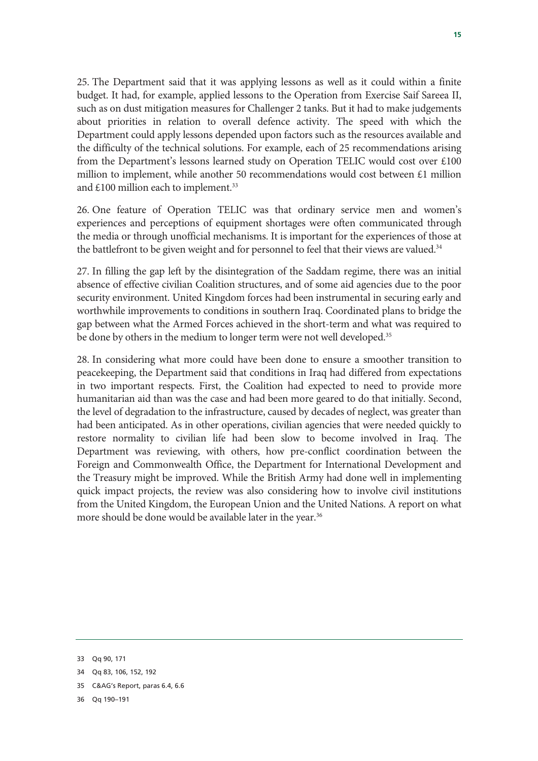25. The Department said that it was applying lessons as well as it could within a finite budget. It had, for example, applied lessons to the Operation from Exercise Saif Sareea II, such as on dust mitigation measures for Challenger 2 tanks. But it had to make judgements about priorities in relation to overall defence activity. The speed with which the Department could apply lessons depended upon factors such as the resources available and the difficulty of the technical solutions. For example, each of 25 recommendations arising from the Department's lessons learned study on Operation TELIC would cost over £100 million to implement, while another 50 recommendations would cost between £1 million and £100 million each to implement.[33]

26. One feature of Operation TELIC was that ordinary service men and women's experiences and perceptions of equipment shortages were often communicated through the media or through unofficial mechanisms. It is important for the experiences of those at the battlefront to be given weight and for personnel to feel that their views are valued.[34]

27. In filling the gap left by the disintegration of the Saddam regime, there was an initial absence of effective civilian Coalition structures, and of some aid agencies due to the poor security environment. United Kingdom forces had been instrumental in securing early and worthwhile improvements to conditions in southern Iraq. Coordinated plans to bridge the gap between what the Armed Forces achieved in the short-term and what was required to be done by others in the medium to longer term were not well developed.[35]

28. In considering what more could have been done to ensure a smoother transition to peacekeeping, the Department said that conditions in Iraq had differed from expectations in two important respects. First, the Coalition had expected to need to provide more humanitarian aid than was the case and had been more geared to do that initially. Second, the level of degradation to the infrastructure, caused by decades of neglect, was greater than had been anticipated. As in other operations, civilian agencies that were needed quickly to restore normality to civilian life had been slow to become involved in Iraq. The Department was reviewing, with others, how pre-conflict coordination between the Foreign and Commonwealth Office, the Department for International Development and the Treasury might be improved. While the British Army had done well in implementing quick impact projects, the review was also considering how to involve civil institutions from the United Kingdom, the European Union and the United Nations. A report on what more should be done would be available later in the year.[36]

---

33 Qq 90, 171

34 Qq 83, 106, 152, 192

35 C&AG's Report, paras 6.4, 6.6

36 Qq 190–191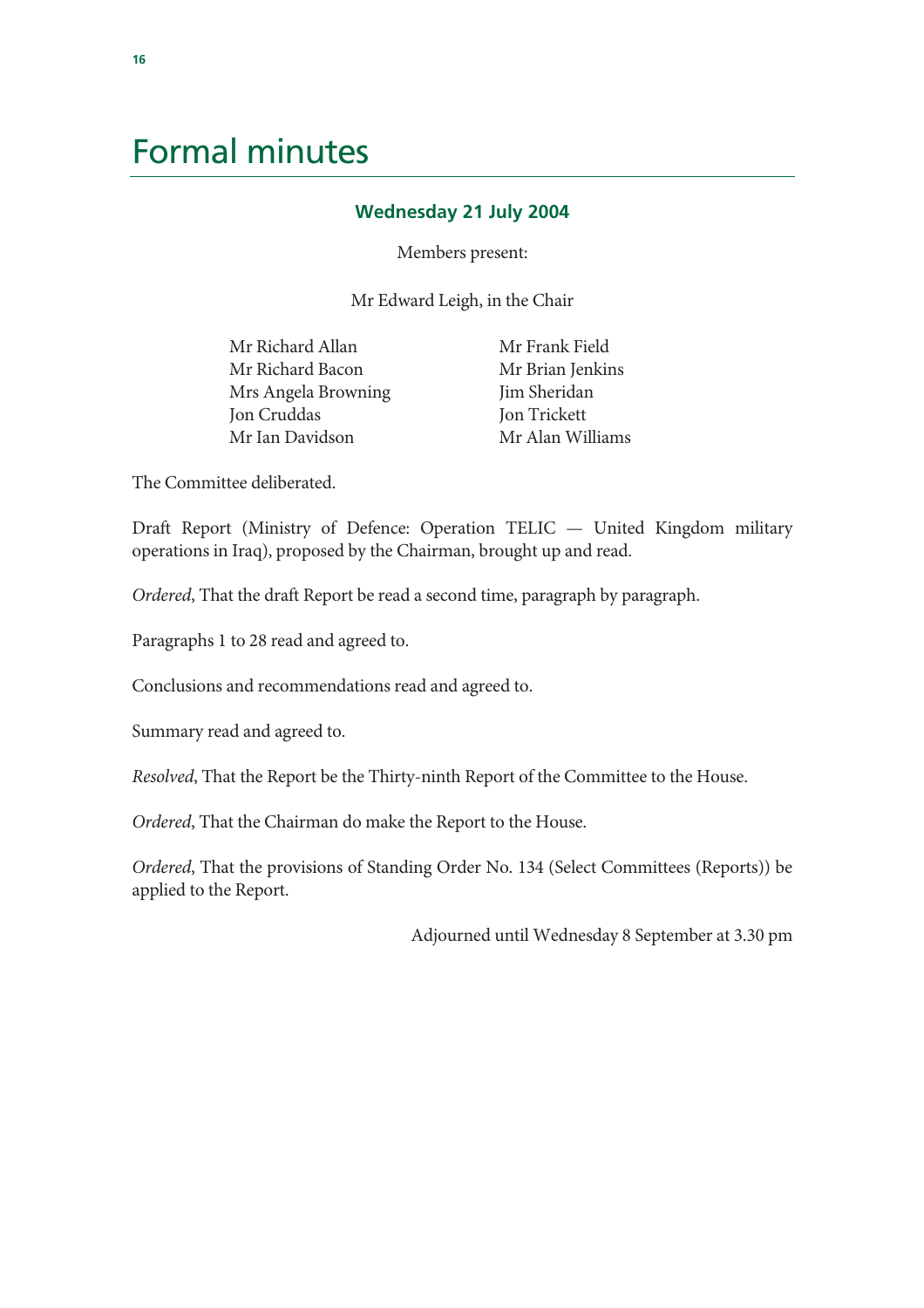# Formal minutes

### Wednesday 21 July 2004

Members present:

Mr Edward Leigh, in the Chair

Mr Richard Allan
Mr Richard Bacon
Mrs Angela Browning
Jon Cruddas
Mr Ian Davidson
Mr Frank Field
Mr Brian Jenkins
Jim Sheridan
Jon Trickett
Mr Alan Williams

The Committee deliberated.

Draft Report (Ministry of Defence: Operation TELIC — United Kingdom military operations in Iraq), proposed by the Chairman, brought up and read.

*Ordered*, That the draft Report be read a second time, paragraph by paragraph.

Paragraphs 1 to 28 read and agreed to.

Conclusions and recommendations read and agreed to.

Summary read and agreed to.

*Resolved*, That the Report be the Thirty-ninth Report of the Committee to the House.

*Ordered*, That the Chairman do make the Report to the House.

*Ordered*, That the provisions of Standing Order No. 134 (Select Committees (Reports)) be applied to the Report.

Adjourned until Wednesday 8 September at 3.30 pm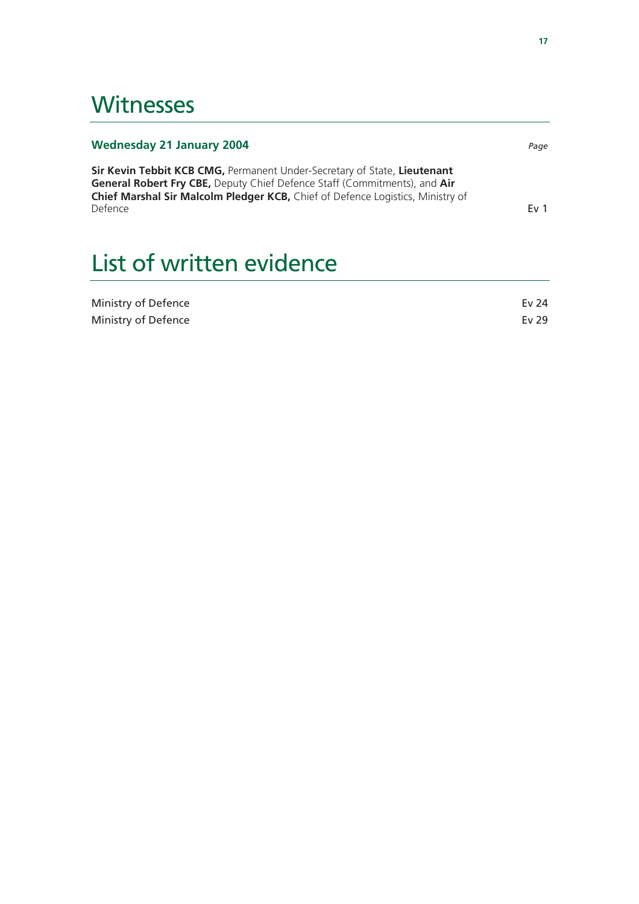# Witnesses

**Wednesday 21 January 2004** *Page*

**Sir Kevin Tebbit KCB CMG,** Permanent Under-Secretary of State, **Lieutenant General Robert Fry CBE,** Deputy Chief Defence Staff (Commitments), and **Air Chief Marshal Sir Malcolm Pledger KCB,** Chief of Defence Logistics, Ministry of Defence Ev 1

# List of written evidence

| | |
|---|---|
| Ministry of Defence | Ev 24 |
| Ministry of Defence | Ev 29 |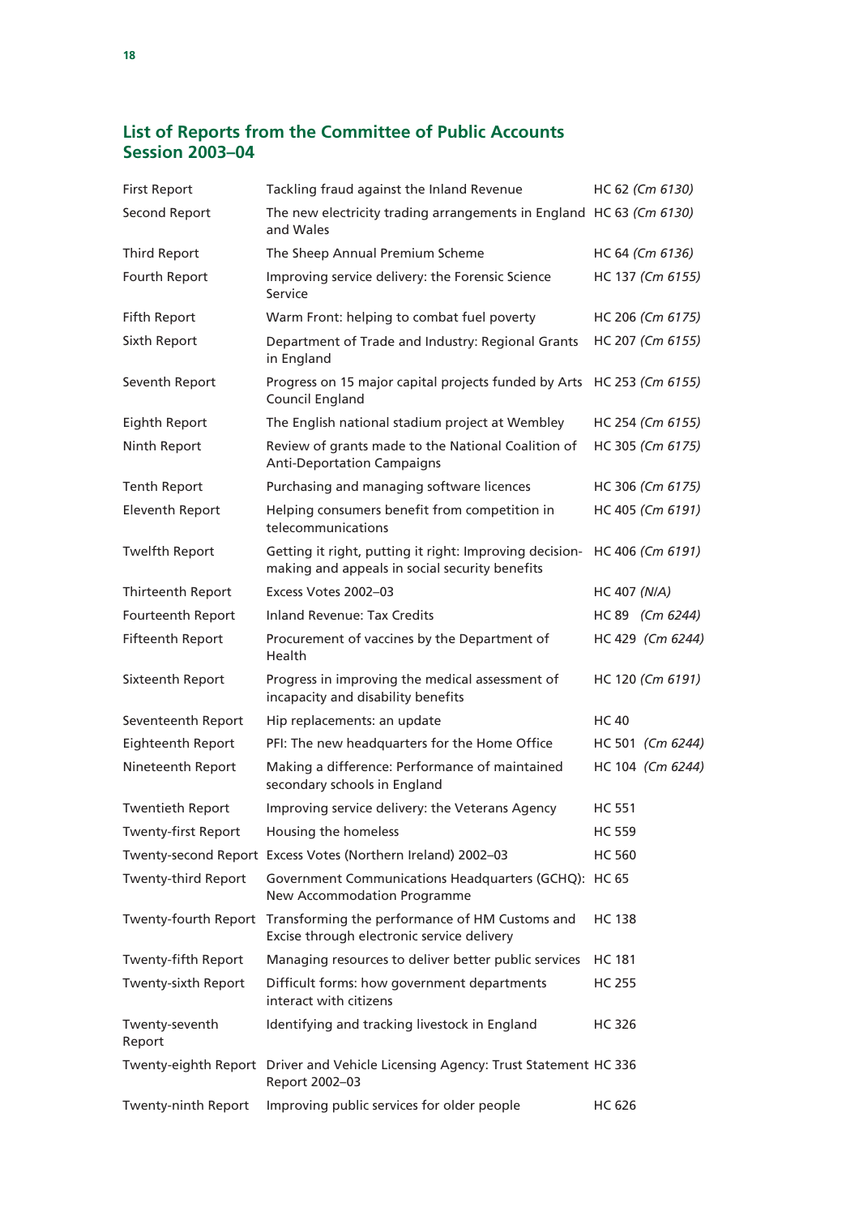## List of Reports from the Committee of Public Accounts Session 2003–04

| | | |
|---|---|---|
| First Report | Tackling fraud against the Inland Revenue | HC 62 *(Cm 6130)* |
| Second Report | The new electricity trading arrangements in England and Wales | HC 63 *(Cm 6130)* |
| Third Report | The Sheep Annual Premium Scheme | HC 64 *(Cm 6136)* |
| Fourth Report | Improving service delivery: the Forensic Science Service | HC 137 *(Cm 6155)* |
| Fifth Report | Warm Front: helping to combat fuel poverty | HC 206 *(Cm 6175)* |
| Sixth Report | Department of Trade and Industry: Regional Grants in England | HC 207 *(Cm 6155)* |
| Seventh Report | Progress on 15 major capital projects funded by Arts Council England | HC 253 *(Cm 6155)* |
| Eighth Report | The English national stadium project at Wembley | HC 254 *(Cm 6155)* |
| Ninth Report | Review of grants made to the National Coalition of Anti-Deportation Campaigns | HC 305 *(Cm 6175)* |
| Tenth Report | Purchasing and managing software licences | HC 306 *(Cm 6175)* |
| Eleventh Report | Helping consumers benefit from competition in telecommunications | HC 405 *(Cm 6191)* |
| Twelfth Report | Getting it right, putting it right: Improving decision-making and appeals in social security benefits | HC 406 *(Cm 6191)* |
| Thirteenth Report | Excess Votes 2002–03 | HC 407 *(N/A)* |
| Fourteenth Report | Inland Revenue: Tax Credits | HC 89 *(Cm 6244)* |
| Fifteenth Report | Procurement of vaccines by the Department of Health | HC 429 *(Cm 6244)* |
| Sixteenth Report | Progress in improving the medical assessment of incapacity and disability benefits | HC 120 *(Cm 6191)* |
| Seventeenth Report | Hip replacements: an update | HC 40 |
| Eighteenth Report | PFI: The new headquarters for the Home Office | HC 501 *(Cm 6244)* |
| Nineteenth Report | Making a difference: Performance of maintained secondary schools in England | HC 104 *(Cm 6244)* |
| Twentieth Report | Improving service delivery: the Veterans Agency | HC 551 |
| Twenty-first Report | Housing the homeless | HC 559 |
| Twenty-second Report | Excess Votes (Northern Ireland) 2002–03 | HC 560 |
| Twenty-third Report | Government Communications Headquarters (GCHQ): New Accommodation Programme | HC 65 |
| Twenty-fourth Report | Transforming the performance of HM Customs and Excise through electronic service delivery | HC 138 |
| Twenty-fifth Report | Managing resources to deliver better public services | HC 181 |
| Twenty-sixth Report | Difficult forms: how government departments interact with citizens | HC 255 |
| Twenty-seventh Report | Identifying and tracking livestock in England | HC 326 |
| Twenty-eighth Report | Driver and Vehicle Licensing Agency: Trust Statement Report 2002–03 | HC 336 |
| Twenty-ninth Report | Improving public services for older people | HC 626 |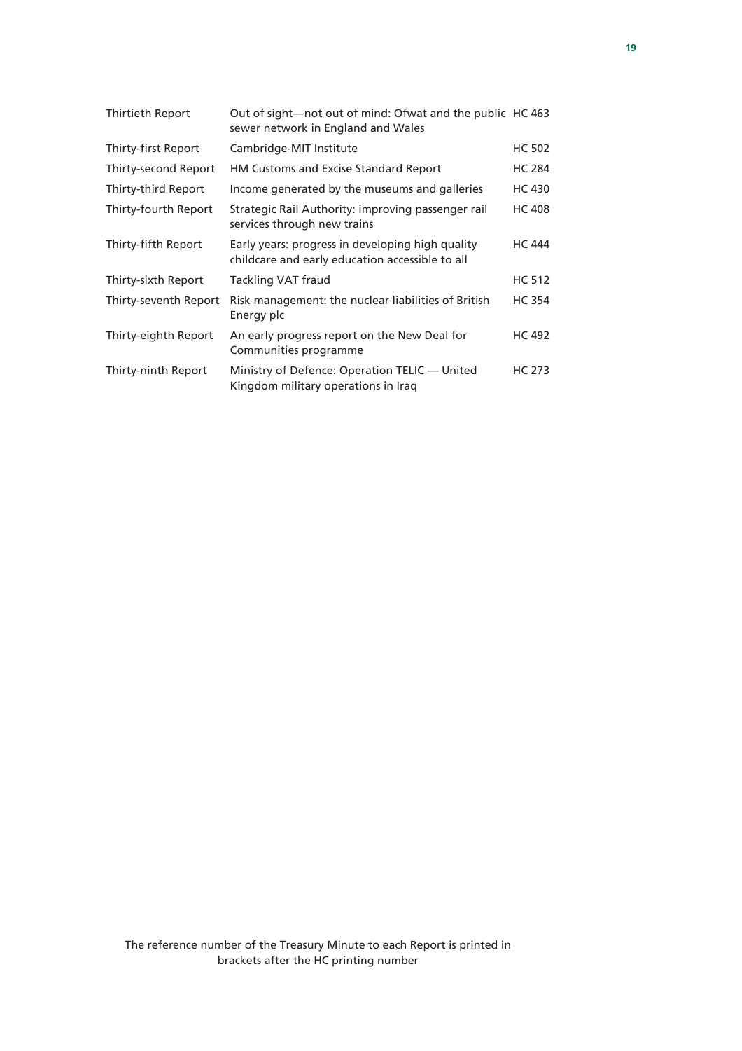| | | |
|---|---|---|
| Thirtieth Report | Out of sight—not out of mind: Ofwat and the public sewer network in England and Wales | HC 463 |
| Thirty-first Report | Cambridge-MIT Institute | HC 502 |
| Thirty-second Report | HM Customs and Excise Standard Report | HC 284 |
| Thirty-third Report | Income generated by the museums and galleries | HC 430 |
| Thirty-fourth Report | Strategic Rail Authority: improving passenger rail services through new trains | HC 408 |
| Thirty-fifth Report | Early years: progress in developing high quality childcare and early education accessible to all | HC 444 |
| Thirty-sixth Report | Tackling VAT fraud | HC 512 |
| Thirty-seventh Report | Risk management: the nuclear liabilities of British Energy plc | HC 354 |
| Thirty-eighth Report | An early progress report on the New Deal for Communities programme | HC 492 |
| Thirty-ninth Report | Ministry of Defence: Operation TELIC — United Kingdom military operations in Iraq | HC 273 |

The reference number of the Treasury Minute to each Report is printed in brackets after the HC printing number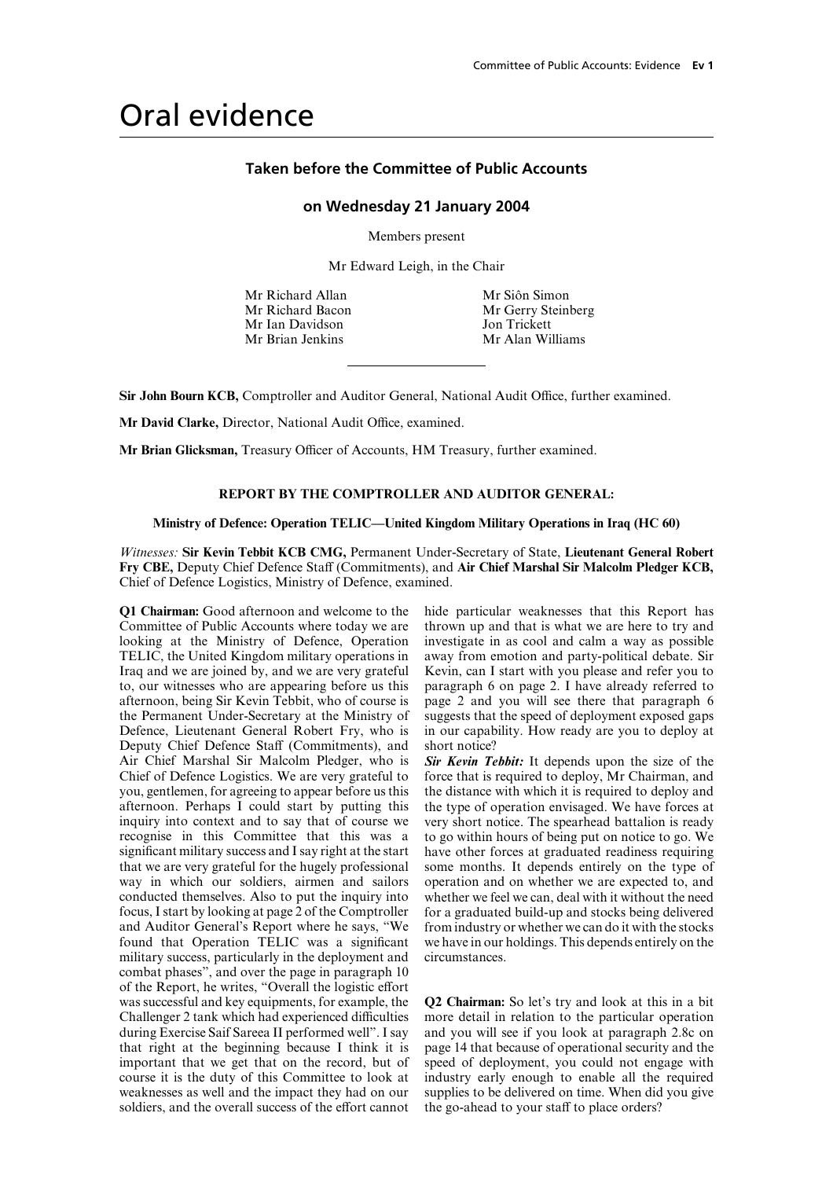# Oral evidence

## Taken before the Committee of Public Accounts

### on Wednesday 21 January 2004

Members present

Mr Edward Leigh, in the Chair

Mr Richard Allan
Mr Richard Bacon
Mr Ian Davidson
Mr Brian Jenkins
Mr Siôn Simon
Mr Gerry Steinberg
Jon Trickett
Mr Alan Williams

---

**Sir John Bourn KCB,** Comptroller and Auditor General, National Audit Office, further examined.

**Mr David Clarke,** Director, National Audit Office, examined.

**Mr Brian Glicksman,** Treasury Officer of Accounts, HM Treasury, further examined.

**REPORT BY THE COMPTROLLER AND AUDITOR GENERAL:**

**Ministry of Defence: Operation TELIC—United Kingdom Military Operations in Iraq (HC 60)**

*Witnesses:* **Sir Kevin Tebbit KCB CMG,** Permanent Under-Secretary of State, **Lieutenant General Robert Fry CBE,** Deputy Chief Defence Staff (Commitments), and **Air Chief Marshal Sir Malcolm Pledger KCB,** Chief of Defence Logistics, Ministry of Defence, examined.

**Q1 Chairman:** Good afternoon and welcome to the Committee of Public Accounts where today we are looking at the Ministry of Defence, Operation TELIC, the United Kingdom military operations in Iraq and we are joined by, and we are very grateful to, our witnesses who are appearing before us this afternoon, being Sir Kevin Tebbit, who of course is the Permanent Under-Secretary at the Ministry of Defence, Lieutenant General Robert Fry, who is Deputy Chief Defence Staff (Commitments), and Air Chief Marshal Sir Malcolm Pledger, who is Chief of Defence Logistics. We are very grateful to you, gentlemen, for agreeing to appear before us this afternoon. Perhaps I could start by putting this inquiry into context and to say that of course we recognise in this Committee that this was a significant military success and I say right at the start that we are very grateful for the hugely professional way in which our soldiers, airmen and sailors conducted themselves. Also to put the inquiry into focus, I start by looking at page 2 of the Comptroller and Auditor General's Report where he says, "We found that Operation TELIC was a significant military success, particularly in the deployment and combat phases", and over the page in paragraph 10 of the Report, he writes, "Overall the logistic effort was successful and key equipments, for example, the Challenger 2 tank which had experienced difficulties during Exercise Saif Sareea II performed well". I say that right at the beginning because I think it is important that we get that on the record, but of course it is the duty of this Committee to look at weaknesses as well and the impact they had on our soldiers, and the overall success of the effort cannot hide particular weaknesses that this Report has thrown up and that is what we are here to try and investigate in as cool and calm a way as possible away from emotion and party-political debate. Sir Kevin, can I start with you please and refer you to paragraph 6 on page 2. I have already referred to page 2 and you will see there that paragraph 6 suggests that the speed of deployment exposed gaps in our capability. How ready are you to deploy at short notice?

***Sir Kevin Tebbit:*** It depends upon the size of the force that is required to deploy, Mr Chairman, and the distance with which it is required to deploy and the type of operation envisaged. We have forces at very short notice. The spearhead battalion is ready to go within hours of being put on notice to go. We have other forces at graduated readiness requiring some months. It depends entirely on the type of operation and on whether we are expected to, and whether we feel we can, deal with it without the need for a graduated build-up and stocks being delivered from industry or whether we can do it with the stocks we have in our holdings. This depends entirely on the circumstances.

**Q2 Chairman:** So let's try and look at this in a bit more detail in relation to the particular operation and you will see if you look at paragraph 2.8c on page 14 that because of operational security and the speed of deployment, you could not engage with industry early enough to enable all the required supplies to be delivered on time. When did you give the go-ahead to your staff to place orders?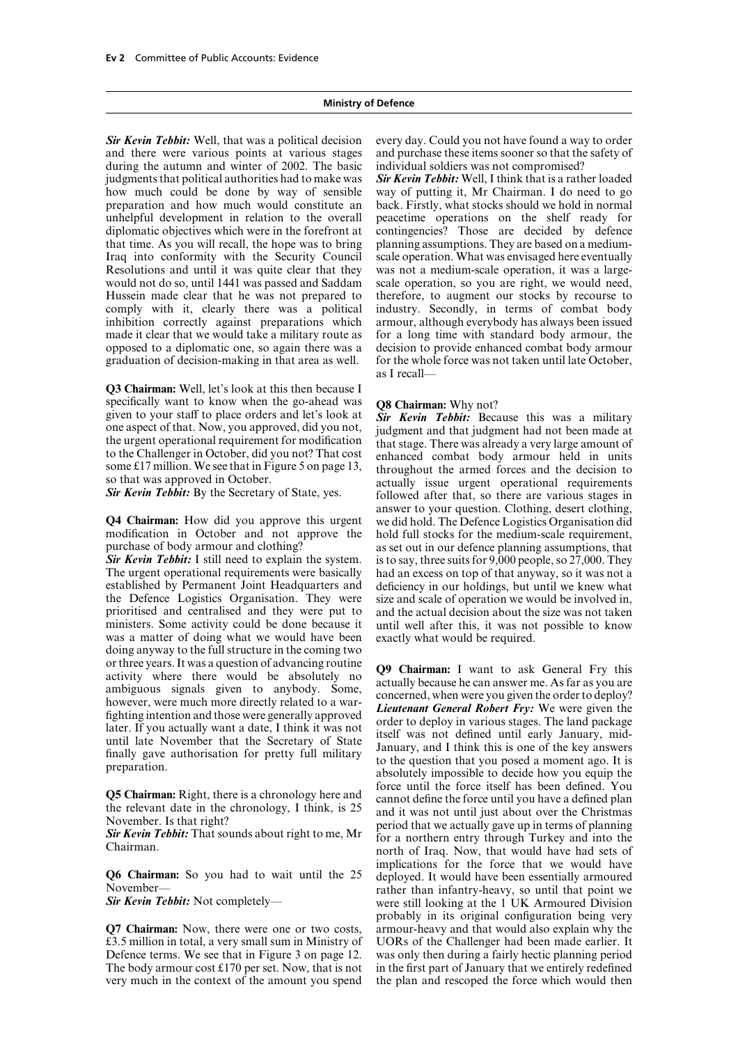***Sir Kevin Tebbit:*** Well, that was a political decision and there were various points at various stages during the autumn and winter of 2002. The basic judgments that political authorities had to make was how much could be done by way of sensible preparation and how much would constitute an unhelpful development in relation to the overall diplomatic objectives which were in the forefront at that time. As you will recall, the hope was to bring Iraq into conformity with the Security Council Resolutions and until it was quite clear that they would not do so, until 1441 was passed and Saddam Hussein made clear that he was not prepared to comply with it, clearly there was a political inhibition correctly against preparations which made it clear that we would take a military route as opposed to a diplomatic one, so again there was a graduation of decision-making in that area as well.

**Q3 Chairman:** Well, let's look at this then because I specifically want to know when the go-ahead was given to your staff to place orders and let's look at one aspect of that. Now, you approved, did you not, the urgent operational requirement for modification to the Challenger in October, did you not? That cost some £17 million. We see that in Figure 5 on page 13, so that was approved in October.

***Sir Kevin Tebbit:*** By the Secretary of State, yes.

**Q4 Chairman:** How did you approve this urgent modification in October and not approve the purchase of body armour and clothing?

***Sir Kevin Tebbit:*** I still need to explain the system. The urgent operational requirements were basically established by Permanent Joint Headquarters and the Defence Logistics Organisation. They were prioritised and centralised and they were put to ministers. Some activity could be done because it was a matter of doing what we would have been doing anyway to the full structure in the coming two or three years. It was a question of advancing routine activity where there would be absolutely no ambiguous signals given to anybody. Some, however, were much more directly related to a war-fighting intention and those were generally approved later. If you actually want a date, I think it was not until late November that the Secretary of State finally gave authorisation for pretty full military preparation.

**Q5 Chairman:** Right, there is a chronology here and the relevant date in the chronology, I think, is 25 November. Is that right?

***Sir Kevin Tebbit:*** That sounds about right to me, Mr Chairman.

**Q6 Chairman:** So you had to wait until the 25 November—

***Sir Kevin Tebbit:*** Not completely—

**Q7 Chairman:** Now, there were one or two costs, £3.5 million in total, a very small sum in Ministry of Defence terms. We see that in Figure 3 on page 12. The body armour cost £170 per set. Now, that is not very much in the context of the amount you spend every day. Could you not have found a way to order and purchase these items sooner so that the safety of individual soldiers was not compromised?

***Sir Kevin Tebbit:*** Well, I think that is a rather loaded way of putting it, Mr Chairman. I do need to go back. Firstly, what stocks should we hold in normal peacetime operations on the shelf ready for contingencies? Those are decided by defence planning assumptions. They are based on a medium-scale operation. What was envisaged here eventually was not a medium-scale operation, it was a large-scale operation, so you are right, we would need, therefore, to augment our stocks by recourse to industry. Secondly, in terms of combat body armour, although everybody has always been issued for a long time with standard body armour, the decision to provide enhanced combat body armour for the whole force was not taken until late October, as I recall—

**Q8 Chairman:** Why not?

***Sir Kevin Tebbit:*** Because this was a military judgment and that judgment had not been made at that stage. There was already a very large amount of enhanced combat body armour held in units throughout the armed forces and the decision to actually issue urgent operational requirements followed after that, so there are various stages in answer to your question. Clothing, desert clothing, we did hold. The Defence Logistics Organisation did hold full stocks for the medium-scale requirement, as set out in our defence planning assumptions, that is to say, three suits for 9,000 people, so 27,000. They had an excess on top of that anyway, so it was not a deficiency in our holdings, but until we knew what size and scale of operation we would be involved in, and the actual decision about the size was not taken until well after this, it was not possible to know exactly what would be required.

**Q9 Chairman:** I want to ask General Fry this actually because he can answer me. As far as you are concerned, when were you given the order to deploy?

***Lieutenant General Robert Fry:*** We were given the order to deploy in various stages. The land package itself was not defined until early January, mid-January, and I think this is one of the key answers to the question that you posed a moment ago. It is absolutely impossible to decide how you equip the force until the force itself has been defined. You cannot define the force until you have a defined plan and it was not until just about over the Christmas period that we actually gave up in terms of planning for a northern entry through Turkey and into the north of Iraq. Now, that would have had sets of implications for the force that we would have deployed. It would have been essentially armoured rather than infantry-heavy, so until that point we were still looking at the 1 UK Armoured Division probably in its original configuration being very armour-heavy and that would also explain why the UORs of the Challenger had been made earlier. It was only then during a fairly hectic planning period in the first part of January that we entirely redefined the plan and rescoped the force which would then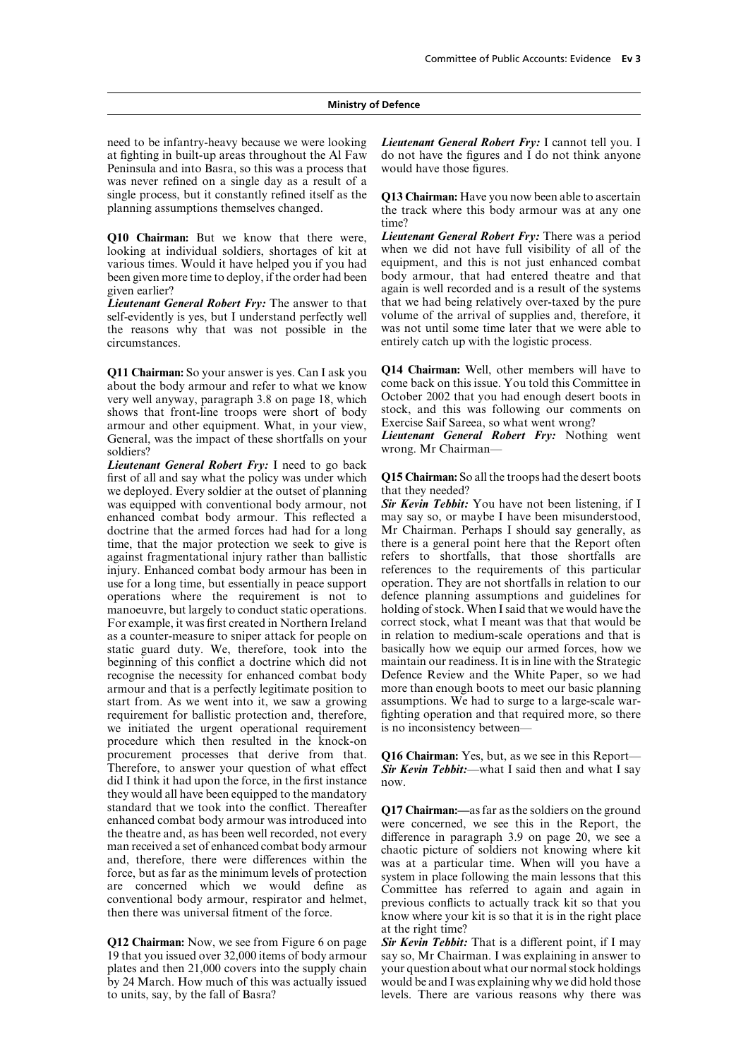need to be infantry-heavy because we were looking at fighting in built-up areas throughout the Al Faw Peninsula and into Basra, so this was a process that was never refined on a single day as a result of a single process, but it constantly refined itself as the planning assumptions themselves changed.

**Q10 Chairman:** But we know that there were, looking at individual soldiers, shortages of kit at various times. Would it have helped you if you had been given more time to deploy, if the order had been given earlier?

***Lieutenant General Robert Fry:*** The answer to that self-evidently is yes, but I understand perfectly well the reasons why that was not possible in the circumstances.

**Q11 Chairman:** So your answer is yes. Can I ask you about the body armour and refer to what we know very well anyway, paragraph 3.8 on page 18, which shows that front-line troops were short of body armour and other equipment. What, in your view, General, was the impact of these shortfalls on your soldiers?

***Lieutenant General Robert Fry:*** I need to go back first of all and say what the policy was under which we deployed. Every soldier at the outset of planning was equipped with conventional body armour, not enhanced combat body armour. This reflected a doctrine that the armed forces had had for a long time, that the major protection we seek to give is against fragmentational injury rather than ballistic injury. Enhanced combat body armour has been in use for a long time, but essentially in peace support operations where the requirement is not to manoeuvre, but largely to conduct static operations. For example, it was first created in Northern Ireland as a counter-measure to sniper attack for people on static guard duty. We, therefore, took into the beginning of this conflict a doctrine which did not recognise the necessity for enhanced combat body armour and that is a perfectly legitimate position to start from. As we went into it, we saw a growing requirement for ballistic protection and, therefore, we initiated the urgent operational requirement procedure which then resulted in the knock-on procurement processes that derive from that. Therefore, to answer your question of what effect did I think it had upon the force, in the first instance they would all have been equipped to the mandatory standard that we took into the conflict. Thereafter enhanced combat body armour was introduced into the theatre and, as has been well recorded, not every man received a set of enhanced combat body armour and, therefore, there were differences within the force, but as far as the minimum levels of protection are concerned which we would define as conventional body armour, respirator and helmet, then there was universal fitment of the force.

**Q12 Chairman:** Now, we see from Figure 6 on page 19 that you issued over 32,000 items of body armour plates and then 21,000 covers into the supply chain by 24 March. How much of this was actually issued to units, say, by the fall of Basra?

***Lieutenant General Robert Fry:*** I cannot tell you. I do not have the figures and I do not think anyone would have those figures.

**Q13 Chairman:** Have you now been able to ascertain the track where this body armour was at any one time?

***Lieutenant General Robert Fry:*** There was a period when we did not have full visibility of all of the equipment, and this is not just enhanced combat body armour, that had entered theatre and that again is well recorded and is a result of the systems that we had being relatively over-taxed by the pure volume of the arrival of supplies and, therefore, it was not until some time later that we were able to entirely catch up with the logistic process.

**Q14 Chairman:** Well, other members will have to come back on this issue. You told this Committee in October 2002 that you had enough desert boots in stock, and this was following our comments on Exercise Saif Sareea, so what went wrong?

***Lieutenant General Robert Fry:*** Nothing went wrong. Mr Chairman—

**Q15 Chairman:** So all the troops had the desert boots that they needed?

***Sir Kevin Tebbit:*** You have not been listening, if I may say so, or maybe I have been misunderstood, Mr Chairman. Perhaps I should say generally, as there is a general point here that the Report often refers to shortfalls, that those shortfalls are references to the requirements of this particular operation. They are not shortfalls in relation to our defence planning assumptions and guidelines for holding of stock. When I said that we would have the correct stock, what I meant was that that would be in relation to medium-scale operations and that is basically how we equip our armed forces, how we maintain our readiness. It is in line with the Strategic Defence Review and the White Paper, so we had more than enough boots to meet our basic planning assumptions. We had to surge to a large-scale war-fighting operation and that required more, so there is no inconsistency between—

**Q16 Chairman:** Yes, but, as we see in this Report—

***Sir Kevin Tebbit:***—what I said then and what I say now.

**Q17 Chairman:**—as far as the soldiers on the ground were concerned, we see this in the Report, the difference in paragraph 3.9 on page 20, we see a chaotic picture of soldiers not knowing where kit was at a particular time. When will you have a system in place following the main lessons that this Committee has referred to again and again in previous conflicts to actually track kit so that you know where your kit is so that it is in the right place at the right time?

***Sir Kevin Tebbit:*** That is a different point, if I may say so, Mr Chairman. I was explaining in answer to your question about what our normal stock holdings would be and I was explaining why we did hold those levels. There are various reasons why there was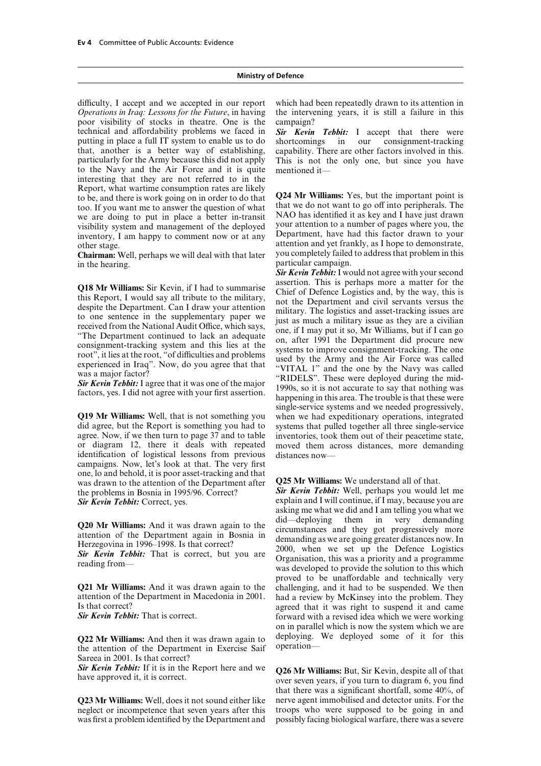difficulty, I accept and we accepted in our report *Operations in Iraq: Lessons for the Future*, in having poor visibility of stocks in theatre. One is the technical and affordability problems we faced in putting in place a full IT system to enable us to do that, another is a better way of establishing, particularly for the Army because this did not apply to the Navy and the Air Force and it is quite interesting that they are not referred to in the Report, what wartime consumption rates are likely to be, and there is work going on in order to do that too. If you want me to answer the question of what we are doing to put in place a better in-transit visibility system and management of the deployed inventory, I am happy to comment now or at any other stage.

**Chairman:** Well, perhaps we will deal with that later in the hearing.

**Q18 Mr Williams:** Sir Kevin, if I had to summarise this Report, I would say all tribute to the military, despite the Department. Can I draw your attention to one sentence in the supplementary paper we received from the National Audit Office, which says, "The Department continued to lack an adequate consignment-tracking system and this lies at the root", it lies at the root, "of difficulties and problems experienced in Iraq". Now, do you agree that that was a major factor?

***Sir Kevin Tebbit:*** I agree that it was one of the major factors, yes. I did not agree with your first assertion.

**Q19 Mr Williams:** Well, that is not something you did agree, but the Report is something you had to agree. Now, if we then turn to page 37 and to table or diagram 12, there it deals with repeated identification of logistical lessons from previous campaigns. Now, let's look at that. The very first one, lo and behold, it is poor asset-tracking and that was drawn to the attention of the Department after the problems in Bosnia in 1995/96. Correct?

***Sir Kevin Tebbit:*** Correct, yes.

**Q20 Mr Williams:** And it was drawn again to the attention of the Department again in Bosnia in Herzegovina in 1996–1998. Is that correct?

***Sir Kevin Tebbit:*** That is correct, but you are reading from—

**Q21 Mr Williams:** And it was drawn again to the attention of the Department in Macedonia in 2001. Is that correct?

***Sir Kevin Tebbit:*** That is correct.

**Q22 Mr Williams:** And then it was drawn again to the attention of the Department in Exercise Saif Sareea in 2001. Is that correct?

***Sir Kevin Tebbit:*** If it is in the Report here and we have approved it, it is correct.

**Q23 Mr Williams:** Well, does it not sound either like neglect or incompetence that seven years after this was first a problem identified by the Department and which had been repeatedly drawn to its attention in the intervening years, it is still a failure in this campaign?

***Sir Kevin Tebbit:*** I accept that there were shortcomings in our consignment-tracking capability. There are other factors involved in this. This is not the only one, but since you have mentioned it—

**Q24 Mr Williams:** Yes, but the important point is that we do not want to go off into peripherals. The NAO has identified it as key and I have just drawn your attention to a number of pages where you, the Department, have had this factor drawn to your attention and yet frankly, as I hope to demonstrate, you completely failed to address that problem in this particular campaign.

***Sir Kevin Tebbit:*** I would not agree with your second assertion. This is perhaps more a matter for the Chief of Defence Logistics and, by the way, this is not the Department and civil servants versus the military. The logistics and asset-tracking issues are just as much a military issue as they are a civilian one, if I may put it so, Mr Williams, but if I can go on, after 1991 the Department did procure new systems to improve consignment-tracking. The one used by the Army and the Air Force was called "VITAL 1" and the one by the Navy was called "RIDELS". These were deployed during the mid-1990s, so it is not accurate to say that nothing was happening in this area. The trouble is that these were single-service systems and we needed progressively, when we had expeditionary operations, integrated systems that pulled together all three single-service inventories, took them out of their peacetime state, moved them across distances, more demanding distances now—

**Q25 Mr Williams:** We understand all of that.

***Sir Kevin Tebbit:*** Well, perhaps you would let me explain and I will continue, if I may, because you are asking me what we did and I am telling you what we did—deploying them in very demanding circumstances and they got progressively more demanding as we are going greater distances now. In 2000, when we set up the Defence Logistics Organisation, this was a priority and a programme was developed to provide the solution to this which proved to be unaffordable and technically very challenging, and it had to be suspended. We then had a review by McKinsey into the problem. They agreed that it was right to suspend it and came forward with a revised idea which we were working on in parallel which is now the system which we are deploying. We deployed some of it for this operation—

**Q26 Mr Williams:** But, Sir Kevin, despite all of that over seven years, if you turn to diagram 6, you find that there was a significant shortfall, some 40%, of nerve agent immobilised and detector units. For the troops who were supposed to be going in and possibly facing biological warfare, there was a severe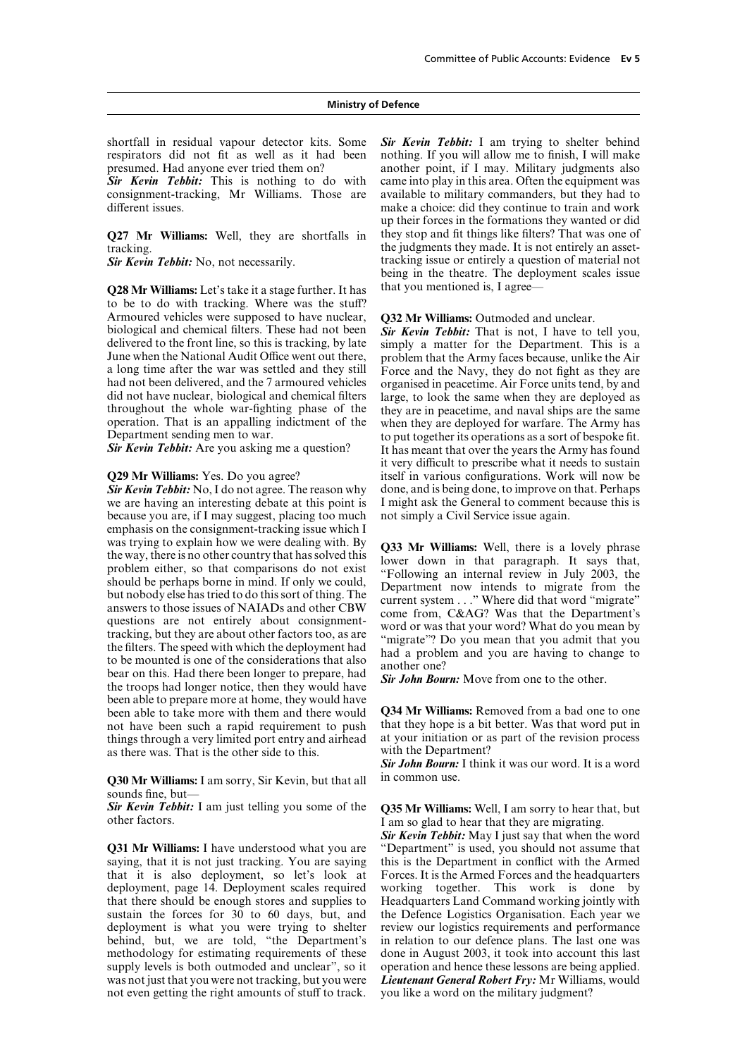shortfall in residual vapour detector kits. Some respirators did not fit as well as it had been presumed. Had anyone ever tried them on?

***Sir Kevin Tebbit:*** This is nothing to do with consignment-tracking, Mr Williams. Those are different issues.

**Q27 Mr Williams:** Well, they are shortfalls in tracking.

***Sir Kevin Tebbit:*** No, not necessarily.

**Q28 Mr Williams:** Let's take it a stage further. It has to be to do with tracking. Where was the stuff? Armoured vehicles were supposed to have nuclear, biological and chemical filters. These had not been delivered to the front line, so this is tracking, by late June when the National Audit Office went out there, a long time after the war was settled and they still had not been delivered, and the 7 armoured vehicles did not have nuclear, biological and chemical filters throughout the whole war-fighting phase of the operation. That is an appalling indictment of the Department sending men to war.

***Sir Kevin Tebbit:*** Are you asking me a question?

**Q29 Mr Williams:** Yes. Do you agree?

***Sir Kevin Tebbit:*** No, I do not agree. The reason why we are having an interesting debate at this point is because you are, if I may suggest, placing too much emphasis on the consignment-tracking issue which I was trying to explain how we were dealing with. By the way, there is no other country that has solved this problem either, so that comparisons do not exist should be perhaps borne in mind. If only we could, but nobody else has tried to do this sort of thing. The answers to those issues of NAIADs and other CBW questions are not entirely about consignment-tracking, but they are about other factors too, as are the filters. The speed with which the deployment had to be mounted is one of the considerations that also bear on this. Had there been longer to prepare, had the troops had longer notice, then they would have been able to prepare more at home, they would have been able to take more with them and there would not have been such a rapid requirement to push things through a very limited port entry and airhead as there was. That is the other side to this.

**Q30 Mr Williams:** I am sorry, Sir Kevin, but that all sounds fine, but—

***Sir Kevin Tebbit:*** I am just telling you some of the other factors.

**Q31 Mr Williams:** I have understood what you are saying, that it is not just tracking. You are saying that it is also deployment, so let's look at deployment, page 14. Deployment scales required that there should be enough stores and supplies to sustain the forces for 30 to 60 days, but, and deployment is what you were trying to shelter behind, but, we are told, "the Department's methodology for estimating requirements of these supply levels is both outmoded and unclear", so it was not just that you were not tracking, but you were not even getting the right amounts of stuff to track.

***Sir Kevin Tebbit:*** I am trying to shelter behind nothing. If you will allow me to finish, I will make another point, if I may. Military judgments also came into play in this area. Often the equipment was available to military commanders, but they had to make a choice: did they continue to train and work up their forces in the formations they wanted or did they stop and fit things like filters? That was one of the judgments they made. It is not entirely an asset-tracking issue or entirely a question of material not being in the theatre. The deployment scales issue that you mentioned is, I agree—

**Q32 Mr Williams:** Outmoded and unclear.

***Sir Kevin Tebbit:*** That is not, I have to tell you, simply a matter for the Department. This is a problem that the Army faces because, unlike the Air Force and the Navy, they do not fight as they are organised in peacetime. Air Force units tend, by and large, to look the same when they are deployed as they are in peacetime, and naval ships are the same when they are deployed for warfare. The Army has to put together its operations as a sort of bespoke fit. It has meant that over the years the Army has found it very difficult to prescribe what it needs to sustain itself in various configurations. Work will now be done, and is being done, to improve on that. Perhaps I might ask the General to comment because this is not simply a Civil Service issue again.

**Q33 Mr Williams:** Well, there is a lovely phrase lower down in that paragraph. It says that, "Following an internal review in July 2003, the Department now intends to migrate from the current system . . ." Where did that word "migrate" come from, C&AG? Was that the Department's word or was that your word? What do you mean by "migrate"? Do you mean that you admit that you had a problem and you are having to change to another one?

***Sir John Bourn:*** Move from one to the other.

**Q34 Mr Williams:** Removed from a bad one to one that they hope is a bit better. Was that word put in at your initiation or as part of the revision process with the Department?

***Sir John Bourn:*** I think it was our word. It is a word in common use.

**Q35 Mr Williams:** Well, I am sorry to hear that, but I am so glad to hear that they are migrating.

***Sir Kevin Tebbit:*** May I just say that when the word "Department" is used, you should not assume that this is the Department in conflict with the Armed Forces. It is the Armed Forces and the headquarters working together. This work is done by Headquarters Land Command working jointly with the Defence Logistics Organisation. Each year we review our logistics requirements and performance in relation to our defence plans. The last one was done in August 2003, it took into account this last operation and hence these lessons are being applied.

***Lieutenant General Robert Fry:*** Mr Williams, would you like a word on the military judgment?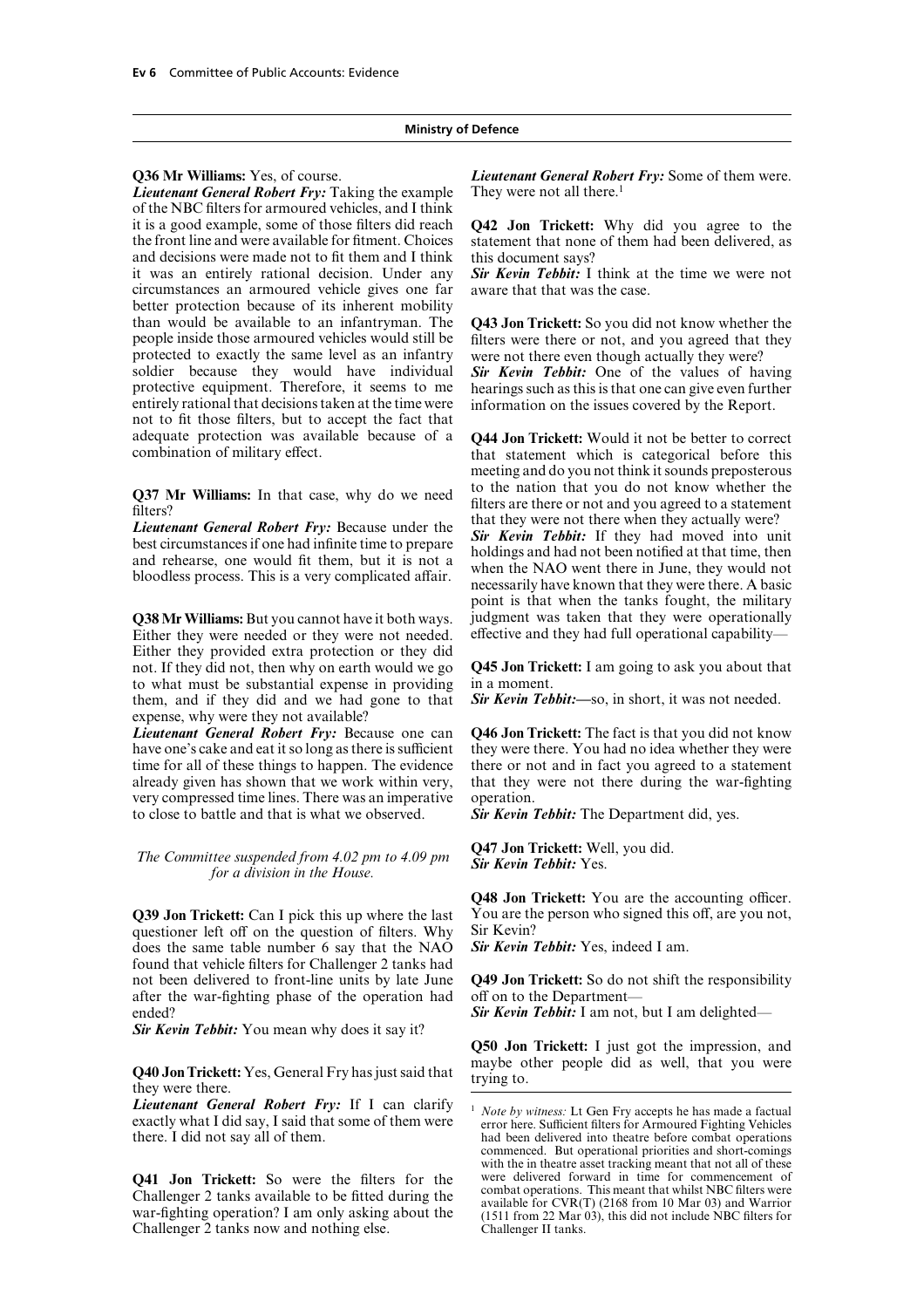**Q36 Mr Williams:** Yes, of course.

***Lieutenant General Robert Fry:*** Taking the example of the NBC filters for armoured vehicles, and I think it is a good example, some of those filters did reach the front line and were available for fitment. Choices and decisions were made not to fit them and I think it was an entirely rational decision. Under any circumstances an armoured vehicle gives one far better protection because of its inherent mobility than would be available to an infantryman. The people inside those armoured vehicles would still be protected to exactly the same level as an infantry soldier because they would have individual protective equipment. Therefore, it seems to me entirely rational that decisions taken at the time were not to fit those filters, but to accept the fact that adequate protection was available because of a combination of military effect.

**Q37 Mr Williams:** In that case, why do we need filters?

***Lieutenant General Robert Fry:*** Because under the best circumstances if one had infinite time to prepare and rehearse, one would fit them, but it is not a bloodless process. This is a very complicated affair.

**Q38 Mr Williams:** But you cannot have it both ways. Either they were needed or they were not needed. Either they provided extra protection or they did not. If they did not, then why on earth would we go to what must be substantial expense in providing them, and if they did and we had gone to that expense, why were they not available?

***Lieutenant General Robert Fry:*** Because one can have one's cake and eat it so long as there is sufficient time for all of these things to happen. The evidence already given has shown that we work within very, very compressed time lines. There was an imperative to close to battle and that is what we observed.

*The Committee suspended from 4.02 pm to 4.09 pm for a division in the House.*

**Q39 Jon Trickett:** Can I pick this up where the last questioner left off on the question of filters. Why does the same table number 6 say that the NAO found that vehicle filters for Challenger 2 tanks had not been delivered to front-line units by late June after the war-fighting phase of the operation had ended?

***Sir Kevin Tebbit:*** You mean why does it say it?

**Q40 Jon Trickett:** Yes, General Fry has just said that they were there.

***Lieutenant General Robert Fry:*** If I can clarify exactly what I did say, I said that some of them were there. I did not say all of them.

**Q41 Jon Trickett:** So were the filters for the Challenger 2 tanks available to be fitted during the war-fighting operation? I am only asking about the Challenger 2 tanks now and nothing else.

***Lieutenant General Robert Fry:*** Some of them were. They were not all there.[1]

**Q42 Jon Trickett:** Why did you agree to the statement that none of them had been delivered, as this document says?

***Sir Kevin Tebbit:*** I think at the time we were not aware that that was the case.

**Q43 Jon Trickett:** So you did not know whether the filters were there or not, and you agreed that they were not there even though actually they were?

***Sir Kevin Tebbit:*** One of the values of having hearings such as this is that one can give even further information on the issues covered by the Report.

**Q44 Jon Trickett:** Would it not be better to correct that statement which is categorical before this meeting and do you not think it sounds preposterous to the nation that you do not know whether the filters are there or not and you agreed to a statement that they were not there when they actually were?

***Sir Kevin Tebbit:*** If they had moved into unit holdings and had not been notified at that time, then when the NAO went there in June, they would not necessarily have known that they were there. A basic point is that when the tanks fought, the military judgment was taken that they were operationally effective and they had full operational capability—

**Q45 Jon Trickett:** I am going to ask you about that in a moment.

***Sir Kevin Tebbit:***—so, in short, it was not needed.

**Q46 Jon Trickett:** The fact is that you did not know they were there. You had no idea whether they were there or not and in fact you agreed to a statement that they were not there during the war-fighting operation.

***Sir Kevin Tebbit:*** The Department did, yes.

**Q47 Jon Trickett:** Well, you did.

***Sir Kevin Tebbit:*** Yes.

**Q48 Jon Trickett:** You are the accounting officer. You are the person who signed this off, are you not, Sir Kevin?

***Sir Kevin Tebbit:*** Yes, indeed I am.

**Q49 Jon Trickett:** So do not shift the responsibility off on to the Department—

***Sir Kevin Tebbit:*** I am not, but I am delighted—

**Q50 Jon Trickett:** I just got the impression, and maybe other people did as well, that you were trying to.

---

[1] *Note by witness:* Lt Gen Fry accepts he has made a factual error here. Sufficient filters for Armoured Fighting Vehicles had been delivered into theatre before combat operations commenced. But operational priorities and short-comings with the in theatre asset tracking meant that not all of these were delivered forward in time for commencement of combat operations. This meant that whilst NBC filters were available for CVR(T) (2168 from 10 Mar 03) and Warrior (1511 from 22 Mar 03), this did not include NBC filters for Challenger II tanks.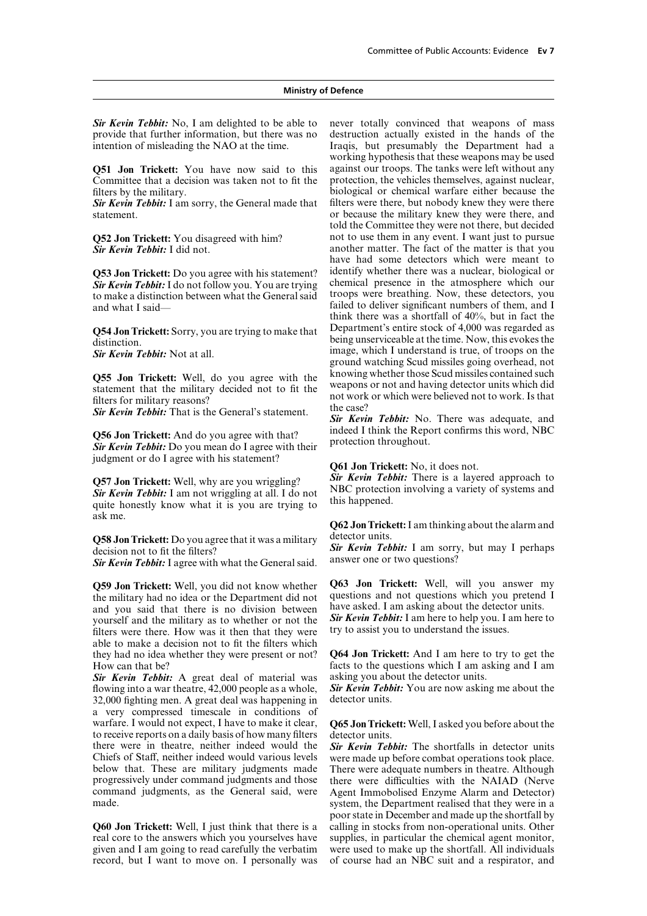*Sir Kevin Tebbit:* No, I am delighted to be able to provide that further information, but there was no intention of misleading the NAO at the time.

**Q51 Jon Trickett:** You have now said to this Committee that a decision was taken not to fit the filters by the military.

*Sir Kevin Tebbit:* I am sorry, the General made that statement.

**Q52 Jon Trickett:** You disagreed with him?

*Sir Kevin Tebbit:* I did not.

**Q53 Jon Trickett:** Do you agree with his statement?

*Sir Kevin Tebbit:* I do not follow you. You are trying to make a distinction between what the General said and what I said—

**Q54 Jon Trickett:** Sorry, you are trying to make that distinction.

*Sir Kevin Tebbit:* Not at all.

**Q55 Jon Trickett:** Well, do you agree with the statement that the military decided not to fit the filters for military reasons?

*Sir Kevin Tebbit:* That is the General's statement.

**Q56 Jon Trickett:** And do you agree with that?

*Sir Kevin Tebbit:* Do you mean do I agree with their judgment or do I agree with his statement?

**Q57 Jon Trickett:** Well, why are you wriggling?

*Sir Kevin Tebbit:* I am not wriggling at all. I do not quite honestly know what it is you are trying to ask me.

**Q58 Jon Trickett:** Do you agree that it was a military decision not to fit the filters?

*Sir Kevin Tebbit:* I agree with what the General said.

**Q59 Jon Trickett:** Well, you did not know whether the military had no idea or the Department did not and you said that there is no division between yourself and the military as to whether or not the filters were there. How was it then that they were able to make a decision not to fit the filters which they had no idea whether they were present or not? How can that be?

*Sir Kevin Tebbit:* A great deal of material was flowing into a war theatre, 42,000 people as a whole, 32,000 fighting men. A great deal was happening in a very compressed timescale in conditions of warfare. I would not expect, I have to make it clear, to receive reports on a daily basis of how many filters there were in theatre, neither indeed would the Chiefs of Staff, neither indeed would various levels below that. These are military judgments made progressively under command judgments and those command judgments, as the General said, were made.

**Q60 Jon Trickett:** Well, I just think that there is a real core to the answers which you yourselves have given and I am going to read carefully the verbatim record, but I want to move on. I personally was never totally convinced that weapons of mass destruction actually existed in the hands of the Iraqis, but presumably the Department had a working hypothesis that these weapons may be used against our troops. The tanks were left without any protection, the vehicles themselves, against nuclear, biological or chemical warfare either because the filters were there, but nobody knew they were there or because the military knew they were there, and told the Committee they were not there, but decided not to use them in any event. I want just to pursue another matter. The fact of the matter is that you have had some detectors which were meant to identify whether there was a nuclear, biological or chemical presence in the atmosphere which our troops were breathing. Now, these detectors, you failed to deliver significant numbers of them, and I think there was a shortfall of 40%, but in fact the Department's entire stock of 4,000 was regarded as being unserviceable at the time. Now, this evokes the image, which I understand is true, of troops on the ground watching Scud missiles going overhead, not knowing whether those Scud missiles contained such weapons or not and having detector units which did not work or which were believed not to work. Is that the case?

*Sir Kevin Tebbit:* No. There was adequate, and indeed I think the Report confirms this word, NBC protection throughout.

**Q61 Jon Trickett:** No, it does not.

*Sir Kevin Tebbit:* There is a layered approach to NBC protection involving a variety of systems and this happened.

**Q62 Jon Trickett:** I am thinking about the alarm and detector units.

*Sir Kevin Tebbit:* I am sorry, but may I perhaps answer one or two questions?

**Q63 Jon Trickett:** Well, will you answer my questions and not questions which you pretend I have asked. I am asking about the detector units.

*Sir Kevin Tebbit:* I am here to help you. I am here to try to assist you to understand the issues.

**Q64 Jon Trickett:** And I am here to try to get the facts to the questions which I am asking and I am asking you about the detector units.

*Sir Kevin Tebbit:* You are now asking me about the detector units.

**Q65 Jon Trickett:** Well, I asked you before about the detector units.

*Sir Kevin Tebbit:* The shortfalls in detector units were made up before combat operations took place. There were adequate numbers in theatre. Although there were difficulties with the NAIAD (Nerve Agent Immobilised Enzyme Alarm and Detector) system, the Department realised that they were in a poor state in December and made up the shortfall by calling in stocks from non-operational units. Other supplies, in particular the chemical agent monitor, were used to make up the shortfall. All individuals of course had an NBC suit and a respirator, and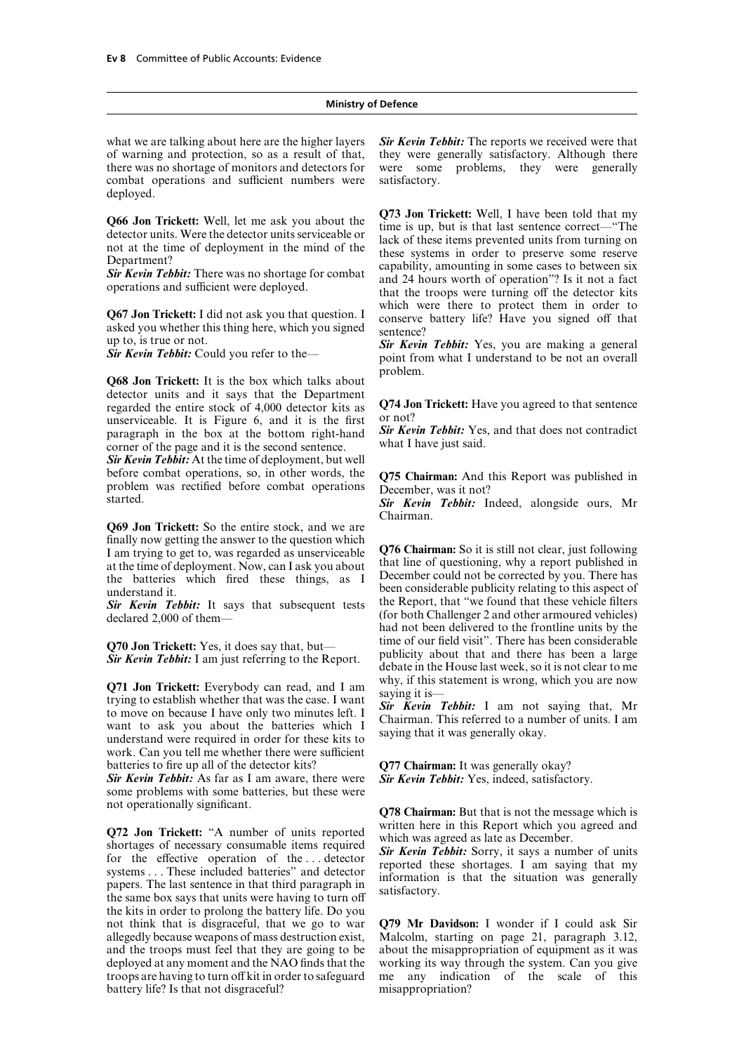what we are talking about here are the higher layers of warning and protection, so as a result of that, there was no shortage of monitors and detectors for combat operations and sufficient numbers were deployed.

**Q66 Jon Trickett:** Well, let me ask you about the detector units. Were the detector units serviceable or not at the time of deployment in the mind of the Department?

***Sir Kevin Tebbit:*** There was no shortage for combat operations and sufficient were deployed.

**Q67 Jon Trickett:** I did not ask you that question. I asked you whether this thing here, which you signed up to, is true or not.

***Sir Kevin Tebbit:*** Could you refer to the—

**Q68 Jon Trickett:** It is the box which talks about detector units and it says that the Department regarded the entire stock of 4,000 detector kits as unserviceable. It is Figure 6, and it is the first paragraph in the box at the bottom right-hand corner of the page and it is the second sentence.

***Sir Kevin Tebbit:*** At the time of deployment, but well before combat operations, so, in other words, the problem was rectified before combat operations started.

**Q69 Jon Trickett:** So the entire stock, and we are finally now getting the answer to the question which I am trying to get to, was regarded as unserviceable at the time of deployment. Now, can I ask you about the batteries which fired these things, as I understand it.

***Sir Kevin Tebbit:*** It says that subsequent tests declared 2,000 of them—

**Q70 Jon Trickett:** Yes, it does say that, but—

***Sir Kevin Tebbit:*** I am just referring to the Report.

**Q71 Jon Trickett:** Everybody can read, and I am trying to establish whether that was the case. I want to move on because I have only two minutes left. I want to ask you about the batteries which I understand were required in order for these kits to work. Can you tell me whether there were sufficient batteries to fire up all of the detector kits?

***Sir Kevin Tebbit:*** As far as I am aware, there were some problems with some batteries, but these were not operationally significant.

**Q72 Jon Trickett:** "A number of units reported shortages of necessary consumable items required for the effective operation of the . . . detector systems . . . These included batteries" and detector papers. The last sentence in that third paragraph in the same box says that units were having to turn off the kits in order to prolong the battery life. Do you not think that is disgraceful, that we go to war allegedly because weapons of mass destruction exist, and the troops must feel that they are going to be deployed at any moment and the NAO finds that the troops are having to turn off kit in order to safeguard battery life? Is that not disgraceful?

***Sir Kevin Tebbit:*** The reports we received were that they were generally satisfactory. Although there were some problems, they were generally satisfactory.

**Q73 Jon Trickett:** Well, I have been told that my time is up, but is that last sentence correct—"The lack of these items prevented units from turning on these systems in order to preserve some reserve capability, amounting in some cases to between six and 24 hours worth of operation"? Is it not a fact that the troops were turning off the detector kits which were there to protect them in order to conserve battery life? Have you signed off that sentence?

***Sir Kevin Tebbit:*** Yes, you are making a general point from what I understand to be not an overall problem.

**Q74 Jon Trickett:** Have you agreed to that sentence or not?

***Sir Kevin Tebbit:*** Yes, and that does not contradict what I have just said.

**Q75 Chairman:** And this Report was published in December, was it not?

***Sir Kevin Tebbit:*** Indeed, alongside ours, Mr Chairman.

**Q76 Chairman:** So it is still not clear, just following that line of questioning, why a report published in December could not be corrected by you. There has been considerable publicity relating to this aspect of the Report, that "we found that these vehicle filters (for both Challenger 2 and other armoured vehicles) had not been delivered to the frontline units by the time of our field visit". There has been considerable publicity about that and there has been a large debate in the House last week, so it is not clear to me why, if this statement is wrong, which you are now saying it is—

***Sir Kevin Tebbit:*** I am not saying that, Mr Chairman. This referred to a number of units. I am saying that it was generally okay.

**Q77 Chairman:** It was generally okay?

***Sir Kevin Tebbit:*** Yes, indeed, satisfactory.

**Q78 Chairman:** But that is not the message which is written here in this Report which you agreed and which was agreed as late as December.

***Sir Kevin Tebbit:*** Sorry, it says a number of units reported these shortages. I am saying that my information is that the situation was generally satisfactory.

**Q79 Mr Davidson:** I wonder if I could ask Sir Malcolm, starting on page 21, paragraph 3.12, about the misappropriation of equipment as it was working its way through the system. Can you give me any indication of the scale of this misappropriation?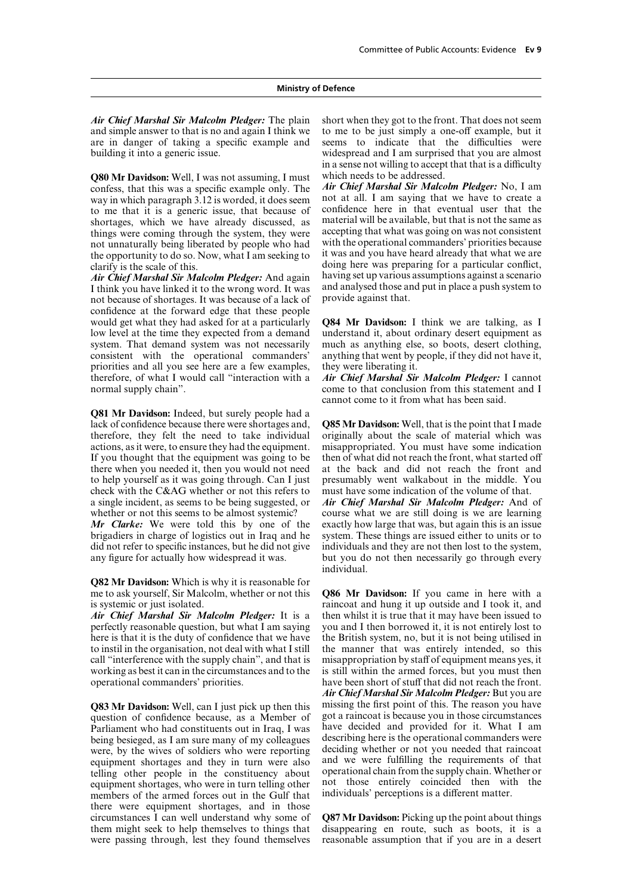***Air Chief Marshal Sir Malcolm Pledger:*** The plain and simple answer to that is no and again I think we are in danger of taking a specific example and building it into a generic issue.

**Q80 Mr Davidson:** Well, I was not assuming, I must confess, that this was a specific example only. The way in which paragraph 3.12 is worded, it does seem to me that it is a generic issue, that because of shortages, which we have already discussed, as things were coming through the system, they were not unnaturally being liberated by people who had the opportunity to do so. Now, what I am seeking to clarify is the scale of this.

***Air Chief Marshal Sir Malcolm Pledger:*** And again I think you have linked it to the wrong word. It was not because of shortages. It was because of a lack of confidence at the forward edge that these people would get what they had asked for at a particularly low level at the time they expected from a demand system. That demand system was not necessarily consistent with the operational commanders' priorities and all you see here are a few examples, therefore, of what I would call "interaction with a normal supply chain".

**Q81 Mr Davidson:** Indeed, but surely people had a lack of confidence because there were shortages and, therefore, they felt the need to take individual actions, as it were, to ensure they had the equipment. If you thought that the equipment was going to be there when you needed it, then you would not need to help yourself as it was going through. Can I just check with the C&AG whether or not this refers to a single incident, as seems to be being suggested, or whether or not this seems to be almost systemic?

***Mr Clarke:*** We were told this by one of the brigadiers in charge of logistics out in Iraq and he did not refer to specific instances, but he did not give any figure for actually how widespread it was.

**Q82 Mr Davidson:** Which is why it is reasonable for me to ask yourself, Sir Malcolm, whether or not this is systemic or just isolated.

***Air Chief Marshal Sir Malcolm Pledger:*** It is a perfectly reasonable question, but what I am saying here is that it is the duty of confidence that we have to instil in the organisation, not deal with what I still call "interference with the supply chain", and that is working as best it can in the circumstances and to the operational commanders' priorities.

**Q83 Mr Davidson:** Well, can I just pick up then this question of confidence because, as a Member of Parliament who had constituents out in Iraq, I was being besieged, as I am sure many of my colleagues were, by the wives of soldiers who were reporting equipment shortages and they in turn were also telling other people in the constituency about equipment shortages, who were in turn telling other members of the armed forces out in the Gulf that there were equipment shortages, and in those circumstances I can well understand why some of them might seek to help themselves to things that were passing through, lest they found themselves short when they got to the front. That does not seem to me to be just simply a one-off example, but it seems to indicate that the difficulties were widespread and I am surprised that you are almost in a sense not willing to accept that that is a difficulty which needs to be addressed.

***Air Chief Marshal Sir Malcolm Pledger:*** No, I am not at all. I am saying that we have to create a confidence here in that eventual user that the material will be available, but that is not the same as accepting that what was going on was not consistent with the operational commanders' priorities because it was and you have heard already that what we are doing here was preparing for a particular conflict, having set up various assumptions against a scenario and analysed those and put in place a push system to provide against that.

**Q84 Mr Davidson:** I think we are talking, as I understand it, about ordinary desert equipment as much as anything else, so boots, desert clothing, anything that went by people, if they did not have it, they were liberating it.

***Air Chief Marshal Sir Malcolm Pledger:*** I cannot come to that conclusion from this statement and I cannot come to it from what has been said.

**Q85 Mr Davidson:** Well, that is the point that I made originally about the scale of material which was misappropriated. You must have some indication then of what did not reach the front, what started off at the back and did not reach the front and presumably went walkabout in the middle. You must have some indication of the volume of that.

***Air Chief Marshal Sir Malcolm Pledger:*** And of course what we are still doing is we are learning exactly how large that was, but again this is an issue system. These things are issued either to units or to individuals and they are not then lost to the system, but you do not then necessarily go through every individual.

**Q86 Mr Davidson:** If you came in here with a raincoat and hung it up outside and I took it, and then whilst it is true that it may have been issued to you and I then borrowed it, it is not entirely lost to the British system, no, but it is not being utilised in the manner that was entirely intended, so this misappropriation by staff of equipment means yes, it is still within the armed forces, but you must then have been short of stuff that did not reach the front.

***Air Chief Marshal Sir Malcolm Pledger:*** But you are missing the first point of this. The reason you have got a raincoat is because you in those circumstances have decided and provided for it. What I am describing here is the operational commanders were deciding whether or not you needed that raincoat and we were fulfilling the requirements of that operational chain from the supply chain. Whether or not those entirely coincided then with the individuals' perceptions is a different matter.

**Q87 Mr Davidson:** Picking up the point about things disappearing en route, such as boots, it is a reasonable assumption that if you are in a desert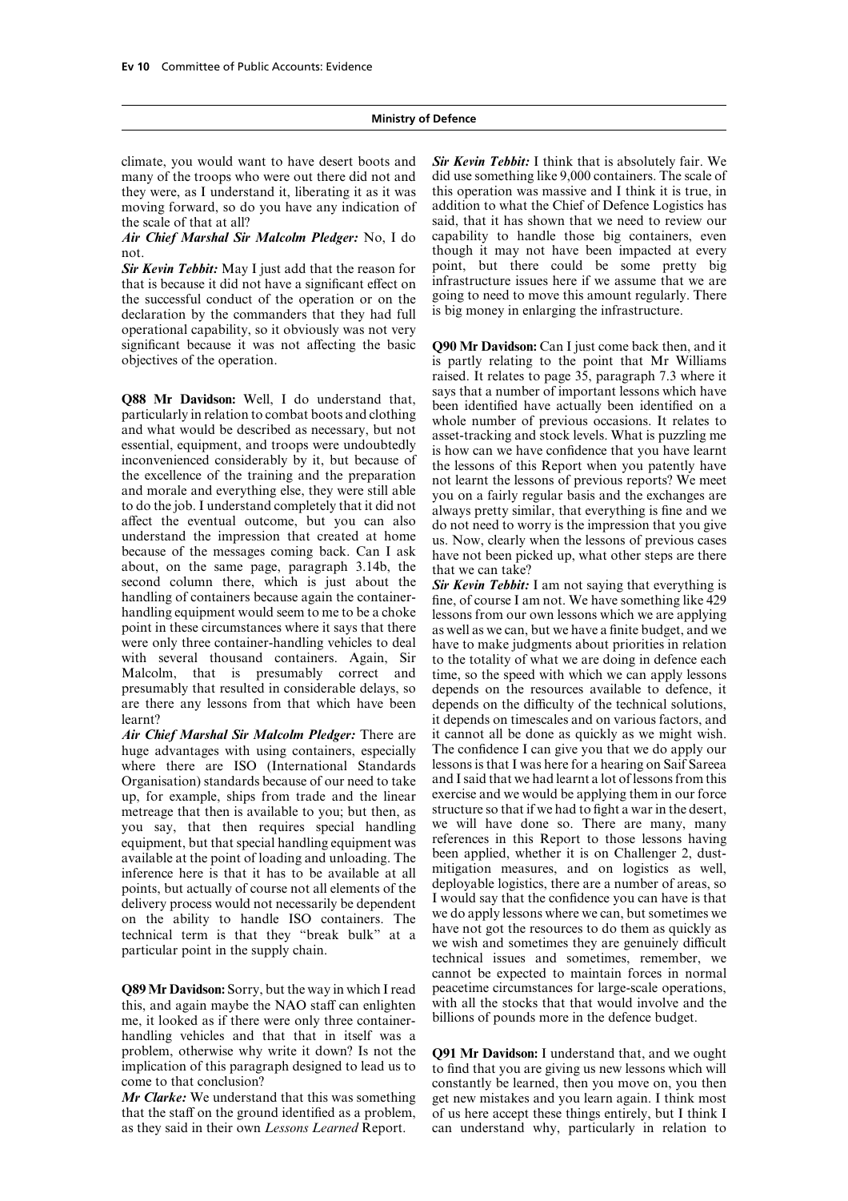climate, you would want to have desert boots and many of the troops who were out there did not and they were, as I understand it, liberating it as it was moving forward, so do you have any indication of the scale of that at all?

***Air Chief Marshal Sir Malcolm Pledger:*** No, I do not.

***Sir Kevin Tebbit:*** May I just add that the reason for that is because it did not have a significant effect on the successful conduct of the operation or on the declaration by the commanders that they had full operational capability, so it obviously was not very significant because it was not affecting the basic objectives of the operation.

**Q88 Mr Davidson:** Well, I do understand that, particularly in relation to combat boots and clothing and what would be described as necessary, but not essential, equipment, and troops were undoubtedly inconvenienced considerably by it, but because of the excellence of the training and the preparation and morale and everything else, they were still able to do the job. I understand completely that it did not affect the eventual outcome, but you can also understand the impression that created at home because of the messages coming back. Can I ask about, on the same page, paragraph 3.14b, the second column there, which is just about the handling of containers because again the container-handling equipment would seem to me to be a choke point in these circumstances where it says that there were only three container-handling vehicles to deal with several thousand containers. Again, Sir Malcolm, that is presumably correct and presumably that resulted in considerable delays, so are there any lessons from that which have been learnt?

***Air Chief Marshal Sir Malcolm Pledger:*** There are huge advantages with using containers, especially where there are ISO (International Standards Organisation) standards because of our need to take up, for example, ships from trade and the linear metreage that then is available to you; but then, as you say, that then requires special handling equipment, but that special handling equipment was available at the point of loading and unloading. The inference here is that it has to be available at all points, but actually of course not all elements of the delivery process would not necessarily be dependent on the ability to handle ISO containers. The technical term is that they "break bulk" at a particular point in the supply chain.

**Q89 Mr Davidson:** Sorry, but the way in which I read this, and again maybe the NAO staff can enlighten me, it looked as if there were only three container-handling vehicles and that that in itself was a problem, otherwise why write it down? Is not the implication of this paragraph designed to lead us to come to that conclusion?

***Mr Clarke:*** We understand that this was something that the staff on the ground identified as a problem, as they said in their own *Lessons Learned* Report.

***Sir Kevin Tebbit:*** I think that is absolutely fair. We did use something like 9,000 containers. The scale of this operation was massive and I think it is true, in addition to what the Chief of Defence Logistics has said, that it has shown that we need to review our capability to handle those big containers, even though it may not have been impacted at every point, but there could be some pretty big infrastructure issues here if we assume that we are going to need to move this amount regularly. There is big money in enlarging the infrastructure.

**Q90 Mr Davidson:** Can I just come back then, and it is partly relating to the point that Mr Williams raised. It relates to page 35, paragraph 7.3 where it says that a number of important lessons which have been identified have actually been identified on a whole number of previous occasions. It relates to asset-tracking and stock levels. What is puzzling me is how can we have confidence that you have learnt the lessons of this Report when you patently have not learnt the lessons of previous reports? We meet you on a fairly regular basis and the exchanges are always pretty similar, that everything is fine and we do not need to worry is the impression that you give us. Now, clearly when the lessons of previous cases have not been picked up, what other steps are there that we can take?

***Sir Kevin Tebbit:*** I am not saying that everything is fine, of course I am not. We have something like 429 lessons from our own lessons which we are applying as well as we can, but we have a finite budget, and we have to make judgments about priorities in relation to the totality of what we are doing in defence each time, so the speed with which we can apply lessons depends on the resources available to defence, it depends on the difficulty of the technical solutions, it depends on timescales and on various factors, and it cannot all be done as quickly as we might wish. The confidence I can give you that we do apply our lessons is that I was here for a hearing on Saif Sareea and I said that we had learnt a lot of lessons from this exercise and we would be applying them in our force structure so that if we had to fight a war in the desert, we will have done so. There are many, many references in this Report to those lessons having been applied, whether it is on Challenger 2, dust-mitigation measures, and on logistics as well, deployable logistics, there are a number of areas, so I would say that the confidence you can have is that we do apply lessons where we can, but sometimes we have not got the resources to do them as quickly as we wish and sometimes they are genuinely difficult technical issues and sometimes, remember, we cannot be expected to maintain forces in normal peacetime circumstances for large-scale operations, with all the stocks that that would involve and the billions of pounds more in the defence budget.

**Q91 Mr Davidson:** I understand that, and we ought to find that you are giving us new lessons which will constantly be learned, then you move on, you then get new mistakes and you learn again. I think most of us here accept these things entirely, but I think I can understand why, particularly in relation to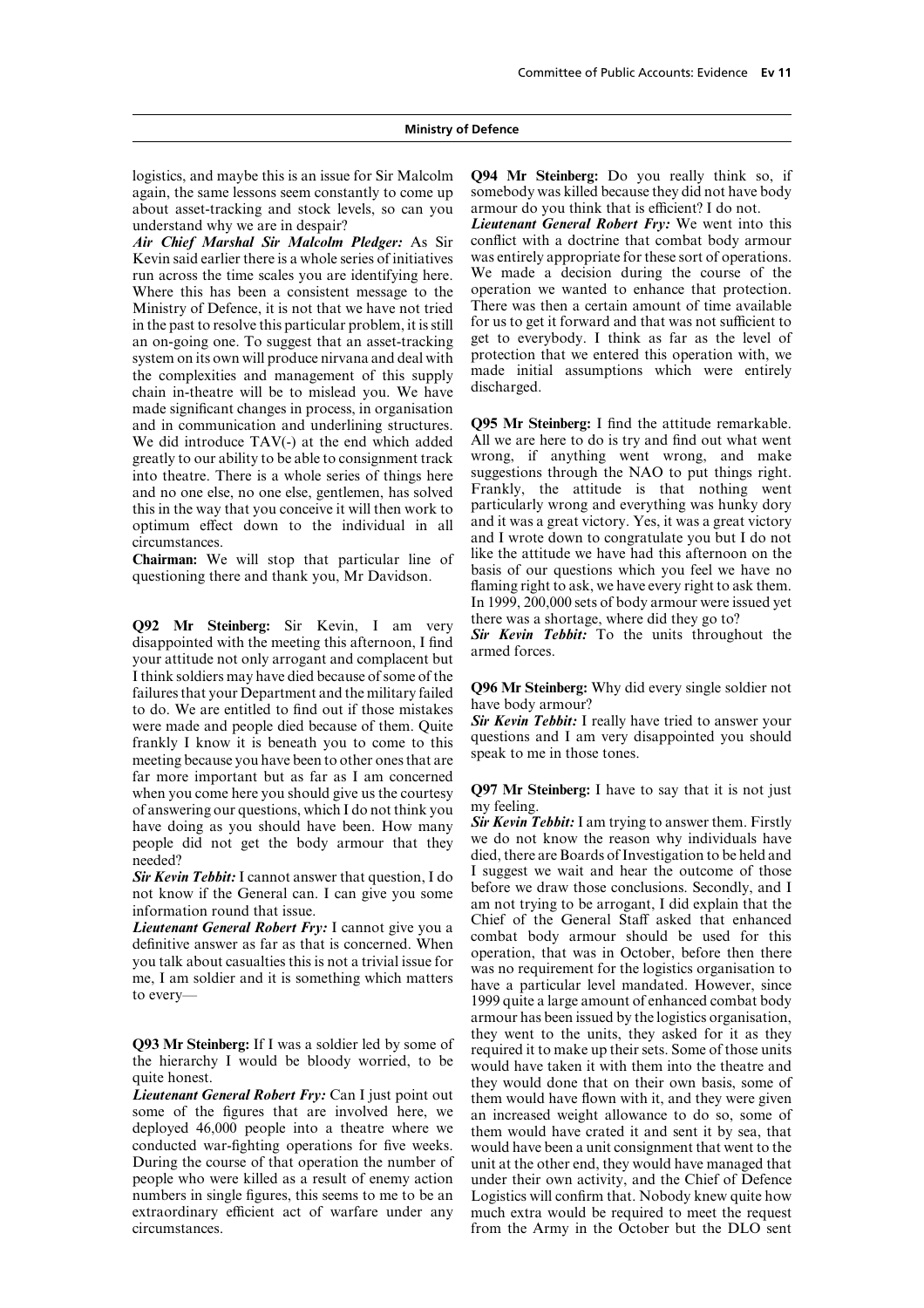logistics, and maybe this is an issue for Sir Malcolm again, the same lessons seem constantly to come up about asset-tracking and stock levels, so can you understand why we are in despair?

***Air Chief Marshal Sir Malcolm Pledger:*** As Sir Kevin said earlier there is a whole series of initiatives run across the time scales you are identifying here. Where this has been a consistent message to the Ministry of Defence, it is not that we have not tried in the past to resolve this particular problem, it is still an on-going one. To suggest that an asset-tracking system on its own will produce nirvana and deal with the complexities and management of this supply chain in-theatre will be to mislead you. We have made significant changes in process, in organisation and in communication and underlining structures. We did introduce TAV(-) at the end which added greatly to our ability to be able to consignment track into theatre. There is a whole series of things here and no one else, no one else, gentlemen, has solved this in the way that you conceive it will then work to optimum effect down to the individual in all circumstances.

**Chairman:** We will stop that particular line of questioning there and thank you, Mr Davidson.

**Q92 Mr Steinberg:** Sir Kevin, I am very disappointed with the meeting this afternoon, I find your attitude not only arrogant and complacent but I think soldiers may have died because of some of the failures that your Department and the military failed to do. We are entitled to find out if those mistakes were made and people died because of them. Quite frankly I know it is beneath you to come to this meeting because you have been to other ones that are far more important but as far as I am concerned when you come here you should give us the courtesy of answering our questions, which I do not think you have doing as you should have been. How many people did not get the body armour that they needed?

***Sir Kevin Tebbit:*** I cannot answer that question, I do not know if the General can. I can give you some information round that issue.

***Lieutenant General Robert Fry:*** I cannot give you a definitive answer as far as that is concerned. When you talk about casualties this is not a trivial issue for me, I am soldier and it is something which matters to every—

**Q93 Mr Steinberg:** If I was a soldier led by some of the hierarchy I would be bloody worried, to be quite honest.

***Lieutenant General Robert Fry:*** Can I just point out some of the figures that are involved here, we deployed 46,000 people into a theatre where we conducted war-fighting operations for five weeks. During the course of that operation the number of people who were killed as a result of enemy action numbers in single figures, this seems to me to be an extraordinary efficient act of warfare under any circumstances.

**Q94 Mr Steinberg:** Do you really think so, if somebody was killed because they did not have body armour do you think that is efficient? I do not.

***Lieutenant General Robert Fry:*** We went into this conflict with a doctrine that combat body armour was entirely appropriate for these sort of operations. We made a decision during the course of the operation we wanted to enhance that protection. There was then a certain amount of time available for us to get it forward and that was not sufficient to get to everybody. I think as far as the level of protection that we entered this operation with, we made initial assumptions which were entirely discharged.

**Q95 Mr Steinberg:** I find the attitude remarkable. All we are here to do is try and find out what went wrong, if anything went wrong, and make suggestions through the NAO to put things right. Frankly, the attitude is that nothing went particularly wrong and everything was hunky dory and it was a great victory. Yes, it was a great victory and I wrote down to congratulate you but I do not like the attitude we have had this afternoon on the basis of our questions which you feel we have no flaming right to ask, we have every right to ask them. In 1999, 200,000 sets of body armour were issued yet there was a shortage, where did they go to?

***Sir Kevin Tebbit:*** To the units throughout the armed forces.

**Q96 Mr Steinberg:** Why did every single soldier not have body armour?

***Sir Kevin Tebbit:*** I really have tried to answer your questions and I am very disappointed you should speak to me in those tones.

**Q97 Mr Steinberg:** I have to say that it is not just my feeling.

***Sir Kevin Tebbit:*** I am trying to answer them. Firstly we do not know the reason why individuals have died, there are Boards of Investigation to be held and I suggest we wait and hear the outcome of those before we draw those conclusions. Secondly, and I am not trying to be arrogant, I did explain that the Chief of the General Staff asked that enhanced combat body armour should be used for this operation, that was in October, before then there was no requirement for the logistics organisation to have a particular level mandated. However, since 1999 quite a large amount of enhanced combat body armour has been issued by the logistics organisation, they went to the units, they asked for it as they required it to make up their sets. Some of those units would have taken it with them into the theatre and they would done that on their own basis, some of them would have flown with it, and they were given an increased weight allowance to do so, some of them would have crated it and sent it by sea, that would have been a unit consignment that went to the unit at the other end, they would have managed that under their own activity, and the Chief of Defence Logistics will confirm that. Nobody knew quite how much extra would be required to meet the request from the Army in the October but the DLO sent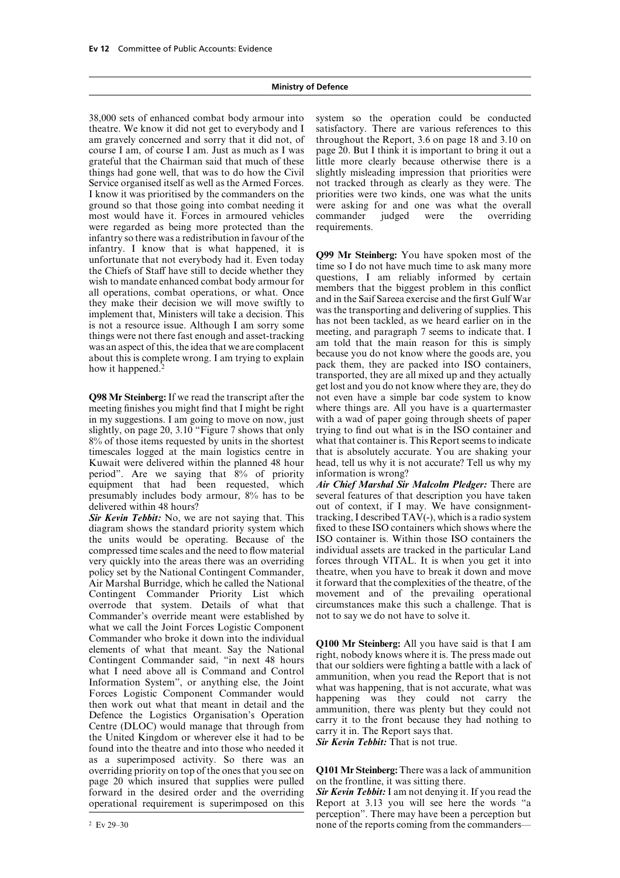38,000 sets of enhanced combat body armour into theatre. We know it did not get to everybody and I am gravely concerned and sorry that it did not, of course I am, of course I am. Just as much as I was grateful that the Chairman said that much of these things had gone well, that was to do how the Civil Service organised itself as well as the Armed Forces. I know it was prioritised by the commanders on the ground so that those going into combat needing it most would have it. Forces in armoured vehicles were regarded as being more protected than the infantry so there was a redistribution in favour of the infantry. I know that is what happened, it is unfortunate that not everybody had it. Even today the Chiefs of Staff have still to decide whether they wish to mandate enhanced combat body armour for all operations, combat operations, or what. Once they make their decision we will move swiftly to implement that, Ministers will take a decision. This is not a resource issue. Although I am sorry some things were not there fast enough and asset-tracking was an aspect of this, the idea that we are complacent about this is complete wrong. I am trying to explain how it happened.[2]

**Q98 Mr Steinberg:** If we read the transcript after the meeting finishes you might find that I might be right in my suggestions. I am going to move on now, just slightly, on page 20, 3.10 "Figure 7 shows that only 8% of those items requested by units in the shortest timescales logged at the main logistics centre in Kuwait were delivered within the planned 48 hour period". Are we saying that 8% of priority equipment that had been requested, which presumably includes body armour, 8% has to be delivered within 48 hours?

***Sir Kevin Tebbit:*** No, we are not saying that. This diagram shows the standard priority system which the units would be operating. Because of the compressed time scales and the need to flow material very quickly into the areas there was an overriding policy set by the National Contingent Commander, Air Marshal Burridge, which he called the National Contingent Commander Priority List which overrode that system. Details of what that Commander's override meant were established by what we call the Joint Forces Logistic Component Commander who broke it down into the individual elements of what that meant. Say the National Contingent Commander said, "in next 48 hours what I need above all is Command and Control Information System", or anything else, the Joint Forces Logistic Component Commander would then work out what that meant in detail and the Defence the Logistics Organisation's Operation Centre (DLOC) would manage that through from the United Kingdom or wherever else it had to be found into the theatre and into those who needed it as a superimposed activity. So there was an overriding priority on top of the ones that you see on page 20 which insured that supplies were pulled forward in the desired order and the overriding operational requirement is superimposed on this system so the operation could be conducted satisfactory. There are various references to this throughout the Report, 3.6 on page 18 and 3.10 on page 20. But I think it is important to bring it out a little more clearly because otherwise there is a slightly misleading impression that priorities were not tracked through as clearly as they were. The priorities were two kinds, one was what the units were asking for and one was what the overall commander judged were the overriding requirements.

**Q99 Mr Steinberg:** You have spoken most of the time so I do not have much time to ask many more questions, I am reliably informed by certain members that the biggest problem in this conflict and in the Saif Sareea exercise and the first Gulf War was the transporting and delivering of supplies. This has not been tackled, as we heard earlier on in the meeting, and paragraph 7 seems to indicate that. I am told that the main reason for this is simply because you do not know where the goods are, you pack them, they are packed into ISO containers, transported, they are all mixed up and they actually get lost and you do not know where they are, they do not even have a simple bar code system to know where things are. All you have is a quartermaster with a wad of paper going through sheets of paper trying to find out what is in the ISO container and what that container is. This Report seems to indicate that is absolutely accurate. You are shaking your head, tell us why it is not accurate? Tell us why my information is wrong?

***Air Chief Marshal Sir Malcolm Pledger:*** There are several features of that description you have taken out of context, if I may. We have consignment-tracking, I described TAV(-), which is a radio system fixed to these ISO containers which shows where the ISO container is. Within those ISO containers the individual assets are tracked in the particular Land forces through VITAL. It is when you get it into theatre, when you have to break it down and move it forward that the complexities of the theatre, of the movement and of the prevailing operational circumstances make this such a challenge. That is not to say we do not have to solve it.

**Q100 Mr Steinberg:** All you have said is that I am right, nobody knows where it is. The press made out that our soldiers were fighting a battle with a lack of ammunition, when you read the Report that is not what was happening, that is not accurate, what was happening was they could not carry the ammunition, there was plenty but they could not carry it to the front because they had nothing to carry it in. The Report says that.

***Sir Kevin Tebbit:*** That is not true.

**Q101 Mr Steinberg:** There was a lack of ammunition on the frontline, it was sitting there.

***Sir Kevin Tebbit:*** I am not denying it. If you read the Report at 3.13 you will see here the words "a perception". There may have been a perception but none of the reports coming from the commanders—

[2] Ev 29–30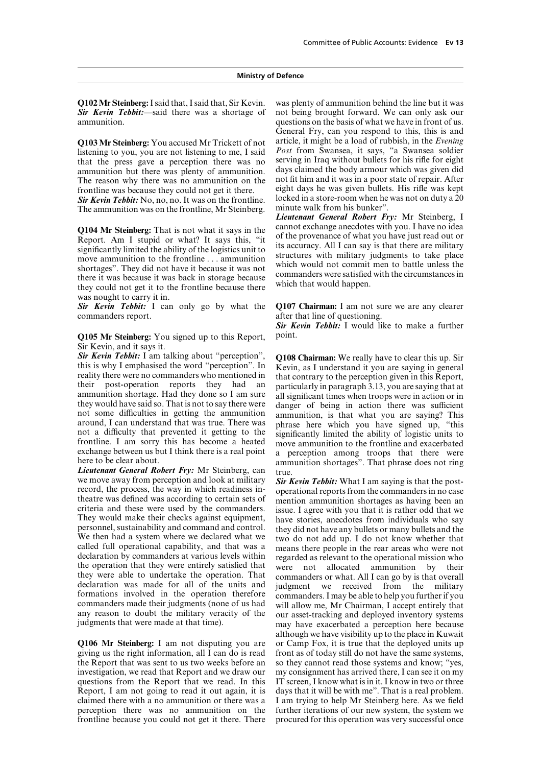**Q102 Mr Steinberg:** I said that, I said that, Sir Kevin.

***Sir Kevin Tebbit:***—said there was a shortage of ammunition.

**Q103 Mr Steinberg:** You accused Mr Trickett of not listening to you, you are not listening to me, I said that the press gave a perception there was no ammunition but there was plenty of ammunition. The reason why there was no ammunition on the frontline was because they could not get it there.

***Sir Kevin Tebbit:*** No, no, no. It was on the frontline. The ammunition was on the frontline, Mr Steinberg.

**Q104 Mr Steinberg:** That is not what it says in the Report. Am I stupid or what? It says this, "it significantly limited the ability of the logistics unit to move ammunition to the frontline . . . ammunition shortages". They did not have it because it was not there it was because it was back in storage because they could not get it to the frontline because there was nought to carry it in.

***Sir Kevin Tebbit:*** I can only go by what the commanders report.

**Q105 Mr Steinberg:** You signed up to this Report, Sir Kevin, and it says it.

***Sir Kevin Tebbit:*** I am talking about "perception", this is why I emphasised the word "perception". In reality there were no commanders who mentioned in their post-operation reports they had an ammunition shortage. Had they done so I am sure they would have said so. That is not to say there were not some difficulties in getting the ammunition around, I can understand that was true. There was not a difficulty that prevented it getting to the frontline. I am sorry this has become a heated exchange between us but I think there is a real point here to be clear about.

***Lieutenant General Robert Fry:*** Mr Steinberg, can we move away from perception and look at military record, the process, the way in which readiness in-theatre was defined was according to certain sets of criteria and these were used by the commanders. They would make their checks against equipment, personnel, sustainability and command and control. We then had a system where we declared what we called full operational capability, and that was a declaration by commanders at various levels within the operation that they were entirely satisfied that they were able to undertake the operation. That declaration was made for all of the units and formations involved in the operation therefore commanders made their judgments (none of us had any reason to doubt the military veracity of the judgments that were made at that time).

**Q106 Mr Steinberg:** I am not disputing you are giving us the right information, all I can do is read the Report that was sent to us two weeks before an investigation, we read that Report and we draw our questions from the Report that we read. In this Report, I am not going to read it out again, it is claimed there with a no ammunition or there was a perception there was no ammunition on the frontline because you could not get it there. There was plenty of ammunition behind the line but it was not being brought forward. We can only ask our questions on the basis of what we have in front of us. General Fry, can you respond to this, this is and article, it might be a load of rubbish, in the *Evening Post* from Swansea, it says, "a Swansea soldier serving in Iraq without bullets for his rifle for eight days claimed the body armour which was given did not fit him and it was in a poor state of repair. After eight days he was given bullets. His rifle was kept locked in a store-room when he was not on duty a 20 minute walk from his bunker".

***Lieutenant General Robert Fry:*** Mr Steinberg, I cannot exchange anecdotes with you. I have no idea of the provenance of what you have just read out or its accuracy. All I can say is that there are military structures with military judgments to take place which would not commit men to battle unless the commanders were satisfied with the circumstances in which that would happen.

**Q107 Chairman:** I am not sure we are any clearer after that line of questioning.

***Sir Kevin Tebbit:*** I would like to make a further point.

**Q108 Chairman:** We really have to clear this up. Sir Kevin, as I understand it you are saying in general that contrary to the perception given in this Report, particularly in paragraph 3.13, you are saying that at all significant times when troops were in action or in danger of being in action there was sufficient ammunition, is that what you are saying? This phrase here which you have signed up, "this significantly limited the ability of logistic units to move ammunition to the frontline and exacerbated a perception among troops that there were ammunition shortages". That phrase does not ring true.

***Sir Kevin Tebbit:*** What I am saying is that the post-operational reports from the commanders in no case mention ammunition shortages as having been an issue. I agree with you that it is rather odd that we have stories, anecdotes from individuals who say they did not have any bullets or many bullets and the two do not add up. I do not know whether that means there were people in the rear areas who were not regarded as relevant to the operational mission who were not allocated ammunition by their commanders or what. All I can go by is that overall judgment we received from the military commanders. I may be able to help you further if you will allow me, Mr Chairman, I accept entirely that our asset-tracking and deployed inventory systems may have exacerbated a perception here because although we have visibility up to the place in Kuwait or Camp Fox, it is true that the deployed units up front as of today still do not have the same systems, so they cannot read those systems and know; "yes, my consignment has arrived there, I can see it on my IT screen, I know what is in it. I know in two or three days that it will be with me". That is a real problem. I am trying to help Mr Steinberg here. As we field further iterations of our new system, the system we procured for this operation was very successful once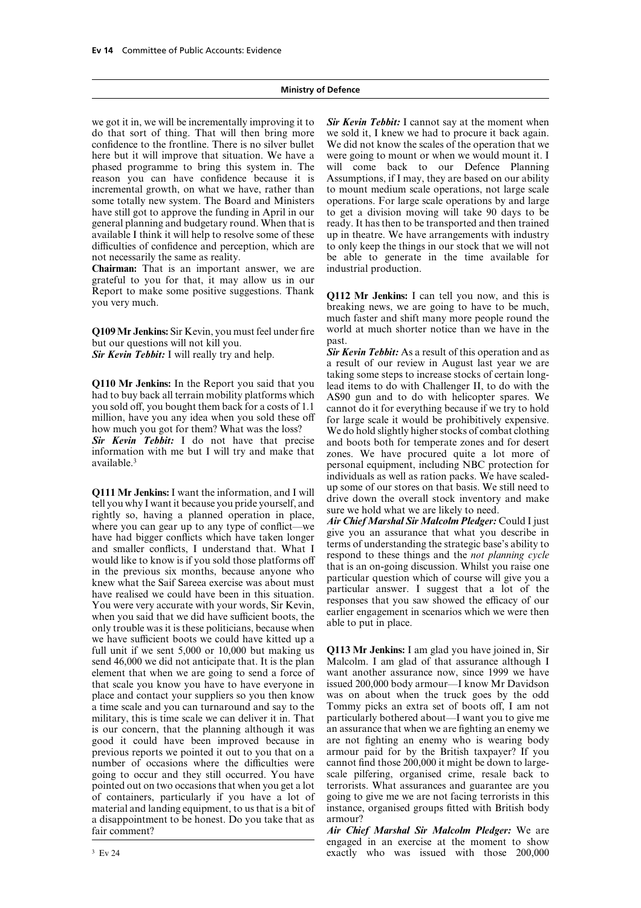we got it in, we will be incrementally improving it to do that sort of thing. That will then bring more confidence to the frontline. There is no silver bullet here but it will improve that situation. We have a phased programme to bring this system in. The reason you can have confidence because it is incremental growth, on what we have, rather than some totally new system. The Board and Ministers have still got to approve the funding in April in our general planning and budgetary round. When that is available I think it will help to resolve some of these difficulties of confidence and perception, which are not necessarily the same as reality.

**Chairman:** That is an important answer, we are grateful to you for that, it may allow us in our Report to make some positive suggestions. Thank you very much.

**Q109 Mr Jenkins:** Sir Kevin, you must feel under fire but our questions will not kill you.

***Sir Kevin Tebbit:*** I will really try and help.

**Q110 Mr Jenkins:** In the Report you said that you had to buy back all terrain mobility platforms which you sold off, you bought them back for a costs of 1.1 million, have you any idea when you sold these off how much you got for them? What was the loss?

***Sir Kevin Tebbit:*** I do not have that precise information with me but I will try and make that available.[3]

**Q111 Mr Jenkins:** I want the information, and I will tell you why I want it because you pride yourself, and rightly so, having a planned operation in place, where you can gear up to any type of conflict—we have had bigger conflicts which have taken longer and smaller conflicts, I understand that. What I would like to know is if you sold those platforms off in the previous six months, because anyone who knew what the Saif Sareea exercise was about must have realised we could have been in this situation. You were very accurate with your words, Sir Kevin, when you said that we did have sufficient boots, the only trouble was it is these politicians, because when we have sufficient boots we could have kitted up a full unit if we sent 5,000 or 10,000 but making us send 46,000 we did not anticipate that. It is the plan element that when we are going to send a force of that scale you know you have to have everyone in place and contact your suppliers so you then know a time scale and you can turnaround and say to the military, this is time scale we can deliver it in. That is our concern, that the planning although it was good it could have been improved because in previous reports we pointed it out to you that on a number of occasions where the difficulties were going to occur and they still occurred. You have pointed out on two occasions that when you get a lot of containers, particularly if you have a lot of material and landing equipment, to us that is a bit of a disappointment to be honest. Do you take that as fair comment?

***Sir Kevin Tebbit:*** I cannot say at the moment when we sold it, I knew we had to procure it back again. We did not know the scales of the operation that we were going to mount or when we would mount it. I will come back to our Defence Planning Assumptions, if I may, they are based on our ability to mount medium scale operations, not large scale operations. For large scale operations by and large to get a division moving will take 90 days to be ready. It has then to be transported and then trained up in theatre. We have arrangements with industry to only keep the things in our stock that we will not be able to generate in the time available for industrial production.

**Q112 Mr Jenkins:** I can tell you now, and this is breaking news, we are going to have to be much, much faster and shift many more people round the world at much shorter notice than we have in the past.

***Sir Kevin Tebbit:*** As a result of this operation and as a result of our review in August last year we are taking some steps to increase stocks of certain long-lead items to do with Challenger II, to do with the AS90 gun and to do with helicopter spares. We cannot do it for everything because if we try to hold for large scale it would be prohibitively expensive. We do hold slightly higher stocks of combat clothing and boots both for temperate zones and for desert zones. We have procured quite a lot more of personal equipment, including NBC protection for individuals as well as ration packs. We have scaled-up some of our stores on that basis. We still need to drive down the overall stock inventory and make sure we hold what we are likely to need.

***Air Chief Marshal Sir Malcolm Pledger:*** Could I just give you an assurance that what you describe in terms of understanding the strategic base's ability to respond to these things and the *not planning cycle* that is an on-going discussion. Whilst you raise one particular question which of course will give you a particular answer. I suggest that a lot of the responses that you saw showed the efficacy of our earlier engagement in scenarios which we were then able to put in place.

**Q113 Mr Jenkins:** I am glad you have joined in, Sir Malcolm. I am glad of that assurance although I want another assurance now, since 1999 we have issued 200,000 body armour—I know Mr Davidson was on about when the truck goes by the odd Tommy picks an extra set of boots off, I am not particularly bothered about—I want you to give me an assurance that when we are fighting an enemy we are not fighting an enemy who is wearing body armour paid for by the British taxpayer? If you cannot find those 200,000 it might be down to large-scale pilfering, organised crime, resale back to terrorists. What assurances and guarantee are you going to give me we are not facing terrorists in this instance, organised groups fitted with British body armour?

***Air Chief Marshal Sir Malcolm Pledger:*** We are engaged in an exercise at the moment to show exactly who was issued with those 200,000

[3] Ev 24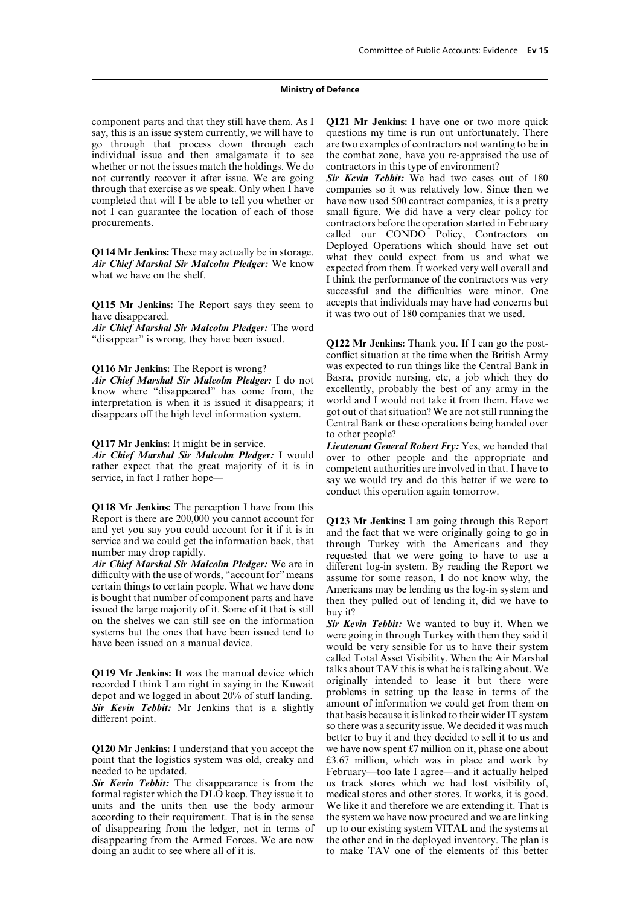component parts and that they still have them. As I say, this is an issue system currently, we will have to go through that process down through each individual issue and then amalgamate it to see whether or not the issues match the holdings. We do not currently recover it after issue. We are going through that exercise as we speak. Only when I have completed that will I be able to tell you whether or not I can guarantee the location of each of those procurements.

**Q114 Mr Jenkins:** These may actually be in storage.
***Air Chief Marshal Sir Malcolm Pledger:*** We know what we have on the shelf.

**Q115 Mr Jenkins:** The Report says they seem to have disappeared.
***Air Chief Marshal Sir Malcolm Pledger:*** The word "disappear" is wrong, they have been issued.

**Q116 Mr Jenkins:** The Report is wrong?
***Air Chief Marshal Sir Malcolm Pledger:*** I do not know where "disappeared" has come from, the interpretation is when it is issued it disappears; it disappears off the high level information system.

**Q117 Mr Jenkins:** It might be in service.
***Air Chief Marshal Sir Malcolm Pledger:*** I would rather expect that the great majority of it is in service, in fact I rather hope—

**Q118 Mr Jenkins:** The perception I have from this Report is there are 200,000 you cannot account for and yet you say you could account for it if it is in service and we could get the information back, that number may drop rapidly.
***Air Chief Marshal Sir Malcolm Pledger:*** We are in difficulty with the use of words, "account for" means certain things to certain people. What we have done is bought that number of component parts and have issued the large majority of it. Some of it that is still on the shelves we can still see on the information systems but the ones that have been issued tend to have been issued on a manual device.

**Q119 Mr Jenkins:** It was the manual device which recorded I think I am right in saying in the Kuwait depot and we logged in about 20% of stuff landing.
***Sir Kevin Tebbit:*** Mr Jenkins that is a slightly different point.

**Q120 Mr Jenkins:** I understand that you accept the point that the logistics system was old, creaky and needed to be updated.
***Sir Kevin Tebbit:*** The disappearance is from the formal register which the DLO keep. They issue it to units and the units then use the body armour according to their requirement. That is in the sense of disappearing from the ledger, not in terms of disappearing from the Armed Forces. We are now doing an audit to see where all of it is.

**Q121 Mr Jenkins:** I have one or two more quick questions my time is run out unfortunately. There are two examples of contractors not wanting to be in the combat zone, have you re-appraised the use of contractors in this type of environment?
***Sir Kevin Tebbit:*** We had two cases out of 180 companies so it was relatively low. Since then we have now used 500 contract companies, it is a pretty small figure. We did have a very clear policy for contractors before the operation started in February called our CONDO Policy, Contractors on Deployed Operations which should have set out what they could expect from us and what we expected from them. It worked very well overall and I think the performance of the contractors was very successful and the difficulties were minor. One accepts that individuals may have had concerns but it was two out of 180 companies that we used.

**Q122 Mr Jenkins:** Thank you. If I can go the post-conflict situation at the time when the British Army was expected to run things like the Central Bank in Basra, provide nursing, etc, a job which they do excellently, probably the best of any army in the world and I would not take it from them. Have we got out of that situation? We are not still running the Central Bank or these operations being handed over to other people?
***Lieutenant General Robert Fry:*** Yes, we handed that over to other people and the appropriate and competent authorities are involved in that. I have to say we would try and do this better if we were to conduct this operation again tomorrow.

**Q123 Mr Jenkins:** I am going through this Report and the fact that we were originally going to go in through Turkey with the Americans and they requested that we were going to have to use a different log-in system. By reading the Report we assume for some reason, I do not know why, the Americans may be lending us the log-in system and then they pulled out of lending it, did we have to buy it?
***Sir Kevin Tebbit:*** We wanted to buy it. When we were going in through Turkey with them they said it would be very sensible for us to have their system called Total Asset Visibility. When the Air Marshal talks about TAV this is what he is talking about. We originally intended to lease it but there were problems in setting up the lease in terms of the amount of information we could get from them on that basis because it is linked to their wider IT system so there was a security issue. We decided it was much better to buy it and they decided to sell it to us and we have now spent £7 million on it, phase one about £3.67 million, which was in place and work by February—too late I agree—and it actually helped us track stores which we had lost visibility of, medical stores and other stores. It works, it is good. We like it and therefore we are extending it. That is the system we have now procured and we are linking up to our existing system VITAL and the systems at the other end in the deployed inventory. The plan is to make TAV one of the elements of this better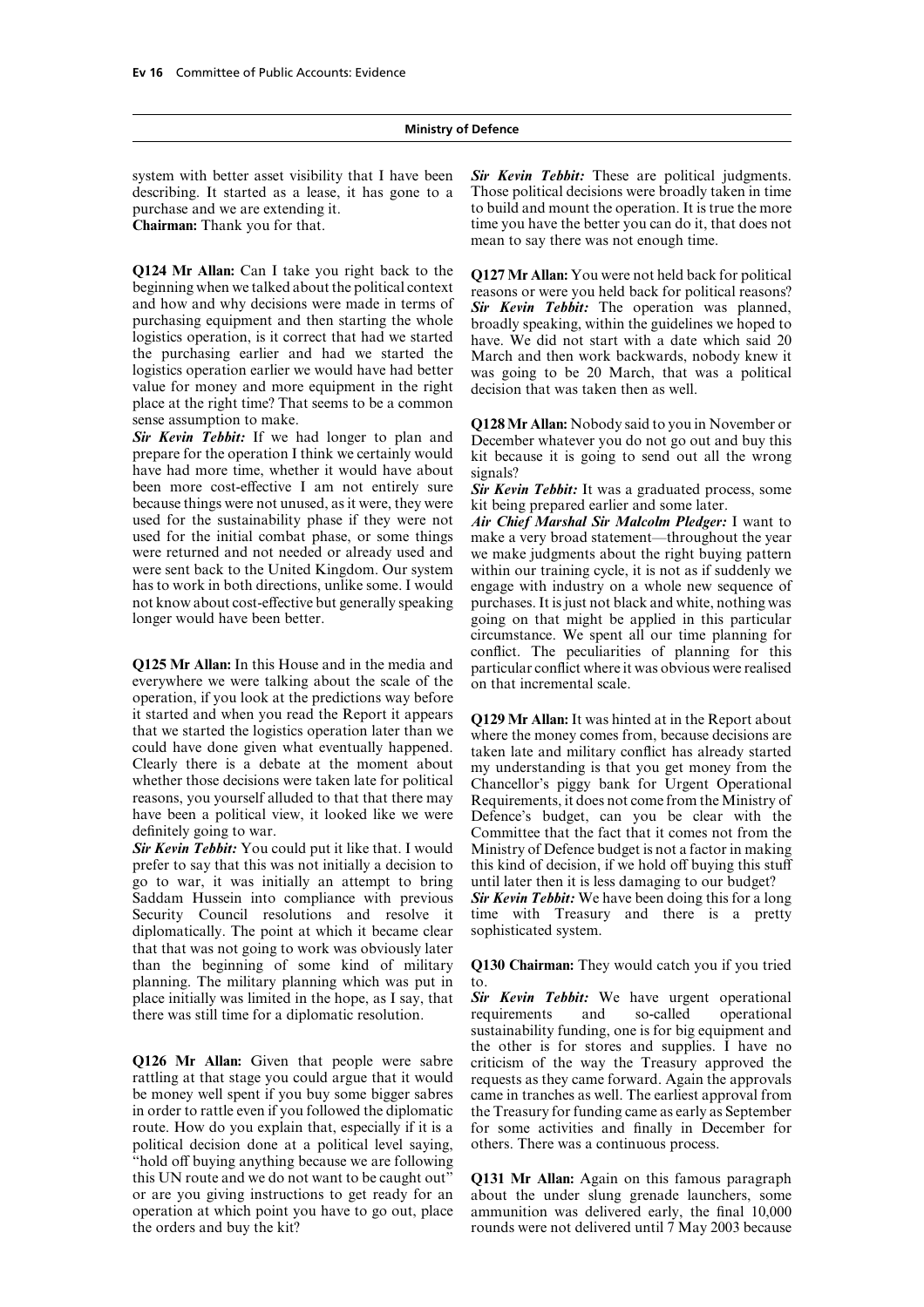system with better asset visibility that I have been describing. It started as a lease, it has gone to a purchase and we are extending it.

**Chairman:** Thank you for that.

**Q124 Mr Allan:** Can I take you right back to the beginning when we talked about the political context and how and why decisions were made in terms of purchasing equipment and then starting the whole logistics operation, is it correct that had we started the purchasing earlier and had we started the logistics operation earlier we would have had better value for money and more equipment in the right place at the right time? That seems to be a common sense assumption to make.

***Sir Kevin Tebbit:*** If we had longer to plan and prepare for the operation I think we certainly would have had more time, whether it would have about been more cost-effective I am not entirely sure because things were not unused, as it were, they were used for the sustainability phase if they were not used for the initial combat phase, or some things were returned and not needed or already used and were sent back to the United Kingdom. Our system has to work in both directions, unlike some. I would not know about cost-effective but generally speaking longer would have been better.

**Q125 Mr Allan:** In this House and in the media and everywhere we were talking about the scale of the operation, if you look at the predictions way before it started and when you read the Report it appears that we started the logistics operation later than we could have done given what eventually happened. Clearly there is a debate at the moment about whether those decisions were taken late for political reasons, you yourself alluded to that that there may have been a political view, it looked like we were definitely going to war.

***Sir Kevin Tebbit:*** You could put it like that. I would prefer to say that this was not initially a decision to go to war, it was initially an attempt to bring Saddam Hussein into compliance with previous Security Council resolutions and resolve it diplomatically. The point at which it became clear that that was not going to work was obviously later than the beginning of some kind of military planning. The military planning which was put in place initially was limited in the hope, as I say, that there was still time for a diplomatic resolution.

**Q126 Mr Allan:** Given that people were sabre rattling at that stage you could argue that it would be money well spent if you buy some bigger sabres in order to rattle even if you followed the diplomatic route. How do you explain that, especially if it is a political decision done at a political level saying, "hold off buying anything because we are following this UN route and we do not want to be caught out" or are you giving instructions to get ready for an operation at which point you have to go out, place the orders and buy the kit?

***Sir Kevin Tebbit:*** These are political judgments. Those political decisions were broadly taken in time to build and mount the operation. It is true the more time you have the better you can do it, that does not mean to say there was not enough time.

**Q127 Mr Allan:** You were not held back for political reasons or were you held back for political reasons?

***Sir Kevin Tebbit:*** The operation was planned, broadly speaking, within the guidelines we hoped to have. We did not start with a date which said 20 March and then work backwards, nobody knew it was going to be 20 March, that was a political decision that was taken then as well.

**Q128 Mr Allan:** Nobody said to you in November or December whatever you do not go out and buy this kit because it is going to send out all the wrong signals?

***Sir Kevin Tebbit:*** It was a graduated process, some kit being prepared earlier and some later.

***Air Chief Marshal Sir Malcolm Pledger:*** I want to make a very broad statement—throughout the year we make judgments about the right buying pattern within our training cycle, it is not as if suddenly we engage with industry on a whole new sequence of purchases. It is just not black and white, nothing was going on that might be applied in this particular circumstance. We spent all our time planning for conflict. The peculiarities of planning for this particular conflict where it was obvious were realised on that incremental scale.

**Q129 Mr Allan:** It was hinted at in the Report about where the money comes from, because decisions are taken late and military conflict has already started my understanding is that you get money from the Chancellor's piggy bank for Urgent Operational Requirements, it does not come from the Ministry of Defence's budget, can you be clear with the Committee that the fact that it comes not from the Ministry of Defence budget is not a factor in making this kind of decision, if we hold off buying this stuff until later then it is less damaging to our budget?

***Sir Kevin Tebbit:*** We have been doing this for a long time with Treasury and there is a pretty sophisticated system.

**Q130 Chairman:** They would catch you if you tried to.

***Sir Kevin Tebbit:*** We have urgent operational requirements and so-called operational sustainability funding, one is for big equipment and the other is for stores and supplies. I have no criticism of the way the Treasury approved the requests as they came forward. Again the approvals came in tranches as well. The earliest approval from the Treasury for funding came as early as September for some activities and finally in December for others. There was a continuous process.

**Q131 Mr Allan:** Again on this famous paragraph about the under slung grenade launchers, some ammunition was delivered early, the final 10,000 rounds were not delivered until 7 May 2003 because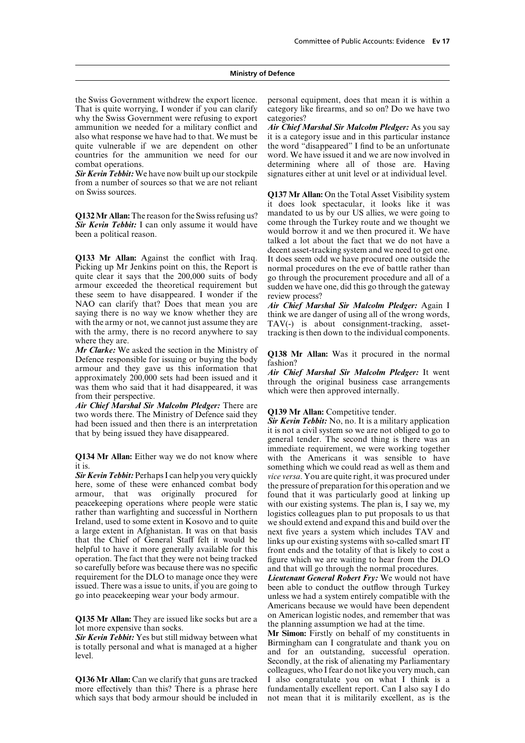the Swiss Government withdrew the export licence. That is quite worrying, I wonder if you can clarify why the Swiss Government were refusing to export ammunition we needed for a military conflict and also what response we have had to that. We must be quite vulnerable if we are dependent on other countries for the ammunition we need for our combat operations.

***Sir Kevin Tebbit:*** We have now built up our stockpile from a number of sources so that we are not reliant on Swiss sources.

**Q132 Mr Allan:** The reason for the Swiss refusing us?

***Sir Kevin Tebbit:*** I can only assume it would have been a political reason.

**Q133 Mr Allan:** Against the conflict with Iraq. Picking up Mr Jenkins point on this, the Report is quite clear it says that the 200,000 suits of body armour exceeded the theoretical requirement but these seem to have disappeared. I wonder if the NAO can clarify that? Does that mean you are saying there is no way we know whether they are with the army or not, we cannot just assume they are with the army, there is no record anywhere to say where they are.

***Mr Clarke:*** We asked the section in the Ministry of Defence responsible for issuing or buying the body armour and they gave us this information that approximately 200,000 sets had been issued and it was them who said that it had disappeared, it was from their perspective.

***Air Chief Marshal Sir Malcolm Pledger:*** There are two words there. The Ministry of Defence said they had been issued and then there is an interpretation that by being issued they have disappeared.

**Q134 Mr Allan:** Either way we do not know where it is.

***Sir Kevin Tebbit:*** Perhaps I can help you very quickly here, some of these were enhanced combat body armour, that was originally procured for peacekeeping operations where people were static rather than warfighting and successful in Northern Ireland, used to some extent in Kosovo and to quite a large extent in Afghanistan. It was on that basis that the Chief of General Staff felt it would be helpful to have it more generally available for this operation. The fact that they were not being tracked so carefully before was because there was no specific requirement for the DLO to manage once they were issued. There was a issue to units, if you are going to go into peacekeeping wear your body armour.

**Q135 Mr Allan:** They are issued like socks but are a lot more expensive than socks.

***Sir Kevin Tebbit:*** Yes but still midway between what is totally personal and what is managed at a higher level.

**Q136 Mr Allan:** Can we clarify that guns are tracked more effectively than this? There is a phrase here which says that body armour should be included in personal equipment, does that mean it is within a category like firearms, and so on? Do we have two categories?

***Air Chief Marshal Sir Malcolm Pledger:*** As you say it is a category issue and in this particular instance the word "disappeared" I find to be an unfortunate word. We have issued it and we are now involved in determining where all of those are. Having signatures either at unit level or at individual level.

**Q137 Mr Allan:** On the Total Asset Visibility system it does look spectacular, it looks like it was mandated to us by our US allies, we were going to come through the Turkey route and we thought we would borrow it and we then procured it. We have talked a lot about the fact that we do not have a decent asset-tracking system and we need to get one. It does seem odd we have procured one outside the normal procedures on the eve of battle rather than go through the procurement procedure and all of a sudden we have one, did this go through the gateway review process?

***Air Chief Marshal Sir Malcolm Pledger:*** Again I think we are danger of using all of the wrong words, TAV(-) is about consignment-tracking, asset-tracking is then down to the individual components.

**Q138 Mr Allan:** Was it procured in the normal fashion?

***Air Chief Marshal Sir Malcolm Pledger:*** It went through the original business case arrangements which were then approved internally.

**Q139 Mr Allan:** Competitive tender.

***Sir Kevin Tebbit:*** No, no. It is a military application it is not a civil system so we are not obliged to go to general tender. The second thing is there was an immediate requirement, we were working together with the Americans it was sensible to have something which we could read as well as them and *vice versa*. You are quite right, it was procured under the pressure of preparation for this operation and we found that it was particularly good at linking up with our existing systems. The plan is, I say we, my logistics colleagues plan to put proposals to us that we should extend and expand this and build over the next five years a system which includes TAV and links up our existing systems with so-called smart IT front ends and the totality of that is likely to cost a figure which we are waiting to hear from the DLO and that will go through the normal procedures.

***Lieutenant General Robert Fry:*** We would not have been able to conduct the outflow through Turkey unless we had a system entirely compatible with the Americans because we would have been dependent on American logistic nodes, and remember that was the planning assumption we had at the time.

**Mr Simon:** Firstly on behalf of my constituents in Birmingham can I congratulate and thank you on and for an outstanding, successful operation. Secondly, at the risk of alienating my Parliamentary colleagues, who I fear do not like you very much, can I also congratulate you on what I think is a fundamentally excellent report. Can I also say I do not mean that it is militarily excellent, as is the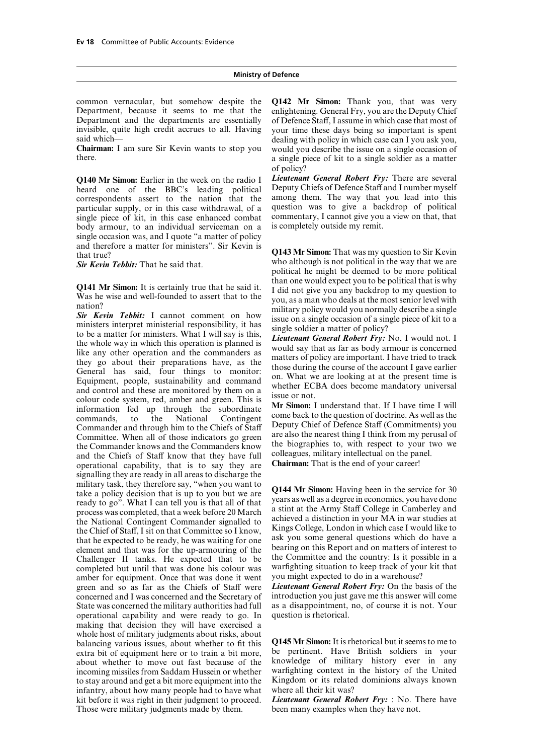common vernacular, but somehow despite the Department, because it seems to me that the Department and the departments are essentially invisible, quite high credit accrues to all. Having said which—

**Chairman:** I am sure Sir Kevin wants to stop you there.

**Q140 Mr Simon:** Earlier in the week on the radio I heard one of the BBC's leading political correspondents assert to the nation that the particular supply, or in this case withdrawal, of a single piece of kit, in this case enhanced combat body armour, to an individual serviceman on a single occasion was, and I quote "a matter of policy and therefore a matter for ministers". Sir Kevin is that true?

***Sir Kevin Tebbit:*** That he said that.

**Q141 Mr Simon:** It is certainly true that he said it. Was he wise and well-founded to assert that to the nation?

***Sir Kevin Tebbit:*** I cannot comment on how ministers interpret ministerial responsibility, it has to be a matter for ministers. What I will say is this, the whole way in which this operation is planned is like any other operation and the commanders as they go about their preparations have, as the General has said, four things to monitor: Equipment, people, sustainability and command and control and these are monitored by them on a colour code system, red, amber and green. This is information fed up through the subordinate commands, to the National Contingent Commander and through him to the Chiefs of Staff Committee. When all of those indicators go green the Commander knows and the Commanders know and the Chiefs of Staff know that they have full operational capability, that is to say they are signalling they are ready in all areas to discharge the military task, they therefore say, "when you want to take a policy decision that is up to you but we are ready to go". What I can tell you is that all of that process was completed, that a week before 20 March the National Contingent Commander signalled to the Chief of Staff, I sit on that Committee so I know, that he expected to be ready, he was waiting for one element and that was for the up-armouring of the Challenger II tanks. He expected that to be completed but until that was done his colour was amber for equipment. Once that was done it went green and so as far as the Chiefs of Staff were concerned and I was concerned and the Secretary of State was concerned the military authorities had full operational capability and were ready to go. In making that decision they will have exercised a whole host of military judgments about risks, about balancing various issues, about whether to fit this extra bit of equipment here or to train a bit more, about whether to move out fast because of the incoming missiles from Saddam Hussein or whether to stay around and get a bit more equipment into the infantry, about how many people had to have what kit before it was right in their judgment to proceed. Those were military judgments made by them.

**Q142 Mr Simon:** Thank you, that was very enlightening. General Fry, you are the Deputy Chief of Defence Staff, I assume in which case that most of your time these days being so important is spent dealing with policy in which case can I you ask you, would you describe the issue on a single occasion of a single piece of kit to a single soldier as a matter of policy?

***Lieutenant General Robert Fry:*** There are several Deputy Chiefs of Defence Staff and I number myself among them. The way that you lead into this question was to give a backdrop of political commentary, I cannot give you a view on that, that is completely outside my remit.

**Q143 Mr Simon:** That was my question to Sir Kevin who although is not political in the way that we are political he might be deemed to be more political than one would expect you to be political that is why I did not give you any backdrop to my question to you, as a man who deals at the most senior level with military policy would you normally describe a single issue on a single occasion of a single piece of kit to a single soldier a matter of policy?

***Lieutenant General Robert Fry:*** No, I would not. I would say that as far as body armour is concerned matters of policy are important. I have tried to track those during the course of the account I gave earlier on. What we are looking at at the present time is whether ECBA does become mandatory universal issue or not.

**Mr Simon:** I understand that. If I have time I will come back to the question of doctrine. As well as the Deputy Chief of Defence Staff (Commitments) you are also the nearest thing I think from my perusal of the biographies to, with respect to your two we colleagues, military intellectual on the panel.

**Chairman:** That is the end of your career!

**Q144 Mr Simon:** Having been in the service for 30 years as well as a degree in economics, you have done a stint at the Army Staff College in Camberley and achieved a distinction in your MA in war studies at Kings College, London in which case I would like to ask you some general questions which do have a bearing on this Report and on matters of interest to the Committee and the country: Is it possible in a warfighting situation to keep track of your kit that you might expected to do in a warehouse?

***Lieutenant General Robert Fry:*** On the basis of the introduction you just gave me this answer will come as a disappointment, no, of course it is not. Your question is rhetorical.

**Q145 Mr Simon:** It is rhetorical but it seems to me to be pertinent. Have British soldiers in your knowledge of military history ever in any warfighting context in the history of the United Kingdom or its related dominions always known where all their kit was?

***Lieutenant General Robert Fry:*** : No. There have been many examples when they have not.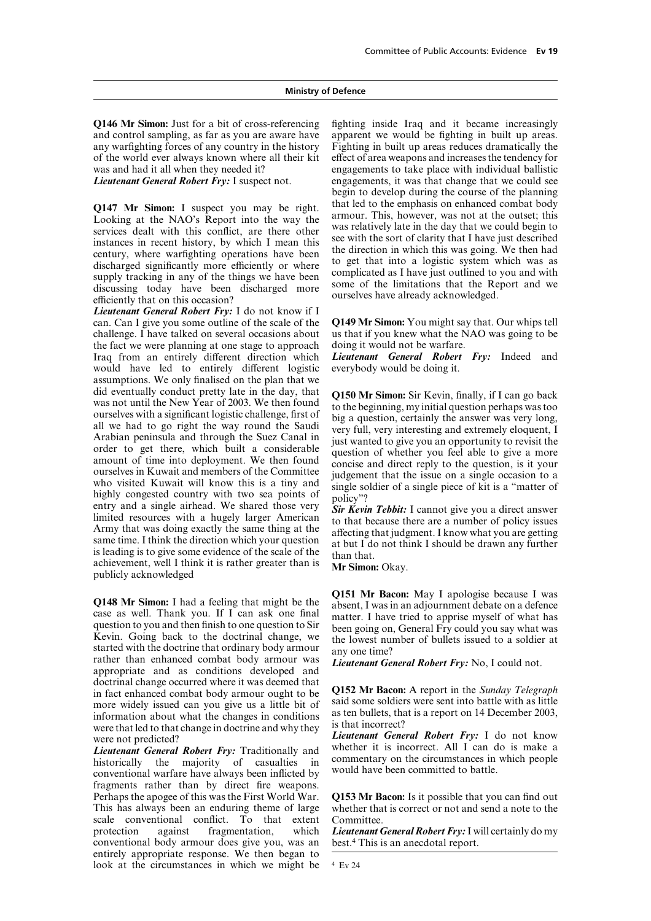**Q146 Mr Simon:** Just for a bit of cross-referencing and control sampling, as far as you are aware have any warfighting forces of any country in the history of the world ever always known where all their kit was and had it all when they needed it?

***Lieutenant General Robert Fry:*** I suspect not.

**Q147 Mr Simon:** I suspect you may be right. Looking at the NAO's Report into the way the services dealt with this conflict, are there other instances in recent history, by which I mean this century, where warfighting operations have been discharged significantly more efficiently or where supply tracking in any of the things we have been discussing today have been discharged more efficiently that on this occasion?

***Lieutenant General Robert Fry:*** I do not know if I can. Can I give you some outline of the scale of the challenge. I have talked on several occasions about the fact we were planning at one stage to approach Iraq from an entirely different direction which would have led to entirely different logistic assumptions. We only finalised on the plan that we did eventually conduct pretty late in the day, that was not until the New Year of 2003. We then found ourselves with a significant logistic challenge, first of all we had to go right the way round the Saudi Arabian peninsula and through the Suez Canal in order to get there, which built a considerable amount of time into deployment. We then found ourselves in Kuwait and members of the Committee who visited Kuwait will know this is a tiny and highly congested country with two sea points of entry and a single airhead. We shared those very limited resources with a hugely larger American Army that was doing exactly the same thing at the same time. I think the direction which your question is leading is to give some evidence of the scale of the achievement, well I think it is rather greater than is publicly acknowledged

**Q148 Mr Simon:** I had a feeling that might be the case as well. Thank you. If I can ask one final question to you and then finish to one question to Sir Kevin. Going back to the doctrinal change, we started with the doctrine that ordinary body armour rather than enhanced combat body armour was appropriate and as conditions developed and doctrinal change occurred where it was deemed that in fact enhanced combat body armour ought to be more widely issued can you give us a little bit of information about what the changes in conditions were that led to that change in doctrine and why they were not predicted?

***Lieutenant General Robert Fry:*** Traditionally and historically the majority of casualties in conventional warfare have always been inflicted by fragments rather than by direct fire weapons. Perhaps the apogee of this was the First World War. This has always been an enduring theme of large scale conventional conflict. To that extent protection against fragmentation, which conventional body armour does give you, was an entirely appropriate response. We then began to look at the circumstances in which we might be fighting inside Iraq and it became increasingly apparent we would be fighting in built up areas. Fighting in built up areas reduces dramatically the effect of area weapons and increases the tendency for engagements to take place with individual ballistic engagements, it was that change that we could see begin to develop during the course of the planning that led to the emphasis on enhanced combat body armour. This, however, was not at the outset; this was relatively late in the day that we could begin to see with the sort of clarity that I have just described the direction in which this was going. We then had to get that into a logistic system which was as complicated as I have just outlined to you and with some of the limitations that the Report and we ourselves have already acknowledged.

**Q149 Mr Simon:** You might say that. Our whips tell us that if you knew what the NAO was going to be doing it would not be warfare.

***Lieutenant General Robert Fry:*** Indeed and everybody would be doing it.

**Q150 Mr Simon:** Sir Kevin, finally, if I can go back to the beginning, my initial question perhaps was too big a question, certainly the answer was very long, very full, very interesting and extremely eloquent, I just wanted to give you an opportunity to revisit the question of whether you feel able to give a more concise and direct reply to the question, is it your judgement that the issue on a single occasion to a single soldier of a single piece of kit is a "matter of policy"?

***Sir Kevin Tebbit:*** I cannot give you a direct answer to that because there are a number of policy issues affecting that judgment. I know what you are getting at but I do not think I should be drawn any further than that.

**Mr Simon:** Okay.

**Q151 Mr Bacon:** May I apologise because I was absent, I was in an adjournment debate on a defence matter. I have tried to apprise myself of what has been going on, General Fry could you say what was the lowest number of bullets issued to a soldier at any one time?

***Lieutenant General Robert Fry:*** No, I could not.

**Q152 Mr Bacon:** A report in the *Sunday Telegraph* said some soldiers were sent into battle with as little as ten bullets, that is a report on 14 December 2003, is that incorrect?

***Lieutenant General Robert Fry:*** I do not know whether it is incorrect. All I can do is make a commentary on the circumstances in which people would have been committed to battle.

**Q153 Mr Bacon:** Is it possible that you can find out whether that is correct or not and send a note to the Committee.

***Lieutenant General Robert Fry:*** I will certainly do my best.[4] This is an anecdotal report.

---

[4] Ev 24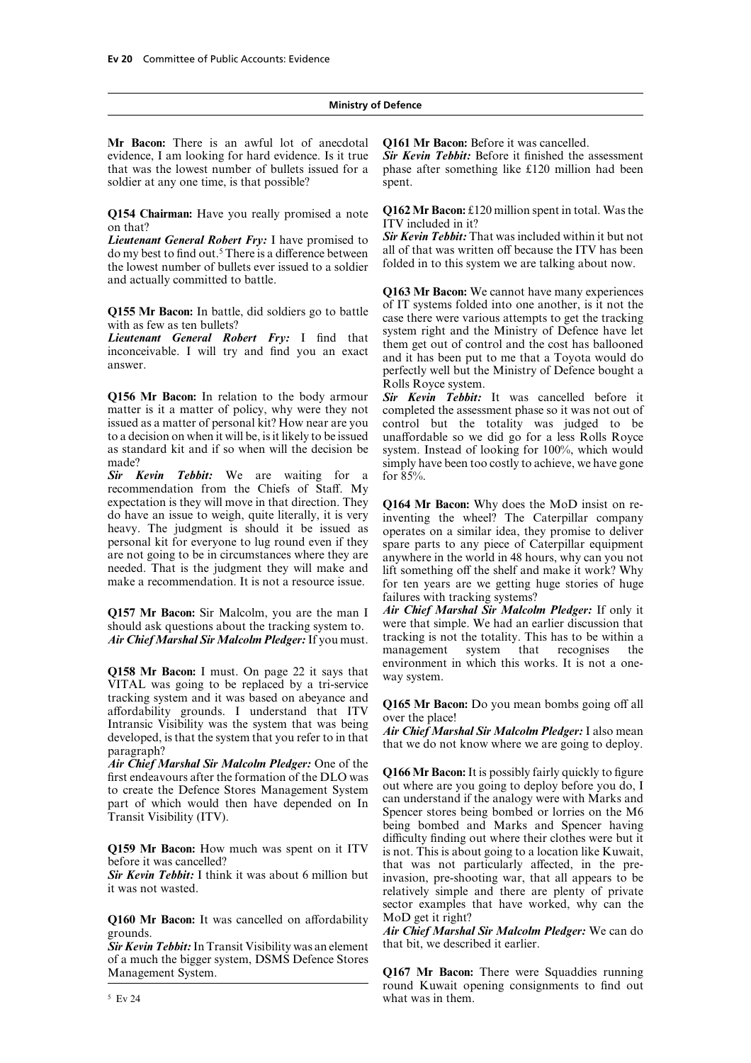**Mr Bacon:** There is an awful lot of anecdotal evidence, I am looking for hard evidence. Is it true that was the lowest number of bullets issued for a soldier at any one time, is that possible?

**Q154 Chairman:** Have you really promised a note on that?

***Lieutenant General Robert Fry:*** I have promised to do my best to find out.[5] There is a difference between the lowest number of bullets ever issued to a soldier and actually committed to battle.

**Q155 Mr Bacon:** In battle, did soldiers go to battle with as few as ten bullets?

***Lieutenant General Robert Fry:*** I find that inconceivable. I will try and find you an exact answer.

**Q156 Mr Bacon:** In relation to the body armour matter is it a matter of policy, why were they not issued as a matter of personal kit? How near are you to a decision on when it will be, is it likely to be issued as standard kit and if so when will the decision be made?

***Sir Kevin Tebbit:*** We are waiting for a recommendation from the Chiefs of Staff. My expectation is they will move in that direction. They do have an issue to weigh, quite literally, it is very heavy. The judgment is should it be issued as personal kit for everyone to lug round even if they are not going to be in circumstances where they are needed. That is the judgment they will make and make a recommendation. It is not a resource issue.

**Q157 Mr Bacon:** Sir Malcolm, you are the man I should ask questions about the tracking system to.

***Air Chief Marshal Sir Malcolm Pledger:*** If you must.

**Q158 Mr Bacon:** I must. On page 22 it says that VITAL was going to be replaced by a tri-service tracking system and it was based on abeyance and affordability grounds. I understand that ITV Intransic Visibility was the system that was being developed, is that the system that you refer to in that paragraph?

***Air Chief Marshal Sir Malcolm Pledger:*** One of the first endeavours after the formation of the DLO was to create the Defence Stores Management System part of which would then have depended on In Transit Visibility (ITV).

**Q159 Mr Bacon:** How much was spent on it ITV before it was cancelled?

***Sir Kevin Tebbit:*** I think it was about 6 million but it was not wasted.

**Q160 Mr Bacon:** It was cancelled on affordability grounds.

***Sir Kevin Tebbit:*** In Transit Visibility was an element of a much the bigger system, DSMS Defence Stores Management System.

**Q161 Mr Bacon:** Before it was cancelled.

***Sir Kevin Tebbit:*** Before it finished the assessment phase after something like £120 million had been spent.

**Q162 Mr Bacon:** £120 million spent in total. Was the ITV included in it?

***Sir Kevin Tebbit:*** That was included within it but not all of that was written off because the ITV has been folded in to this system we are talking about now.

**Q163 Mr Bacon:** We cannot have many experiences of IT systems folded into one another, is it not the case there were various attempts to get the tracking system right and the Ministry of Defence have let them get out of control and the cost has ballooned and it has been put to me that a Toyota would do perfectly well but the Ministry of Defence bought a Rolls Royce system.

***Sir Kevin Tebbit:*** It was cancelled before it completed the assessment phase so it was not out of control but the totality was judged to be unaffordable so we did go for a less Rolls Royce system. Instead of looking for 100%, which would simply have been too costly to achieve, we have gone for 85%.

**Q164 Mr Bacon:** Why does the MoD insist on re-inventing the wheel? The Caterpillar company operates on a similar idea, they promise to deliver spare parts to any piece of Caterpillar equipment anywhere in the world in 48 hours, why can you not lift something off the shelf and make it work? Why for ten years are we getting huge stories of huge failures with tracking systems?

***Air Chief Marshal Sir Malcolm Pledger:*** If only it were that simple. We had an earlier discussion that tracking is not the totality. This has to be within a management system that recognises the environment in which this works. It is not a one-way system.

**Q165 Mr Bacon:** Do you mean bombs going off all over the place!

***Air Chief Marshal Sir Malcolm Pledger:*** I also mean that we do not know where we are going to deploy.

**Q166 Mr Bacon:** It is possibly fairly quickly to figure out where are you going to deploy before you do, I can understand if the analogy were with Marks and Spencer stores being bombed or lorries on the M6 being bombed and Marks and Spencer having difficulty finding out where their clothes were but it is not. This is about going to a location like Kuwait, that was not particularly affected, in the pre-invasion, pre-shooting war, that all appears to be relatively simple and there are plenty of private sector examples that have worked, why can the MoD get it right?

***Air Chief Marshal Sir Malcolm Pledger:*** We can do that bit, we described it earlier.

**Q167 Mr Bacon:** There were Squaddies running round Kuwait opening consignments to find out what was in them.

---

[5] Ev 24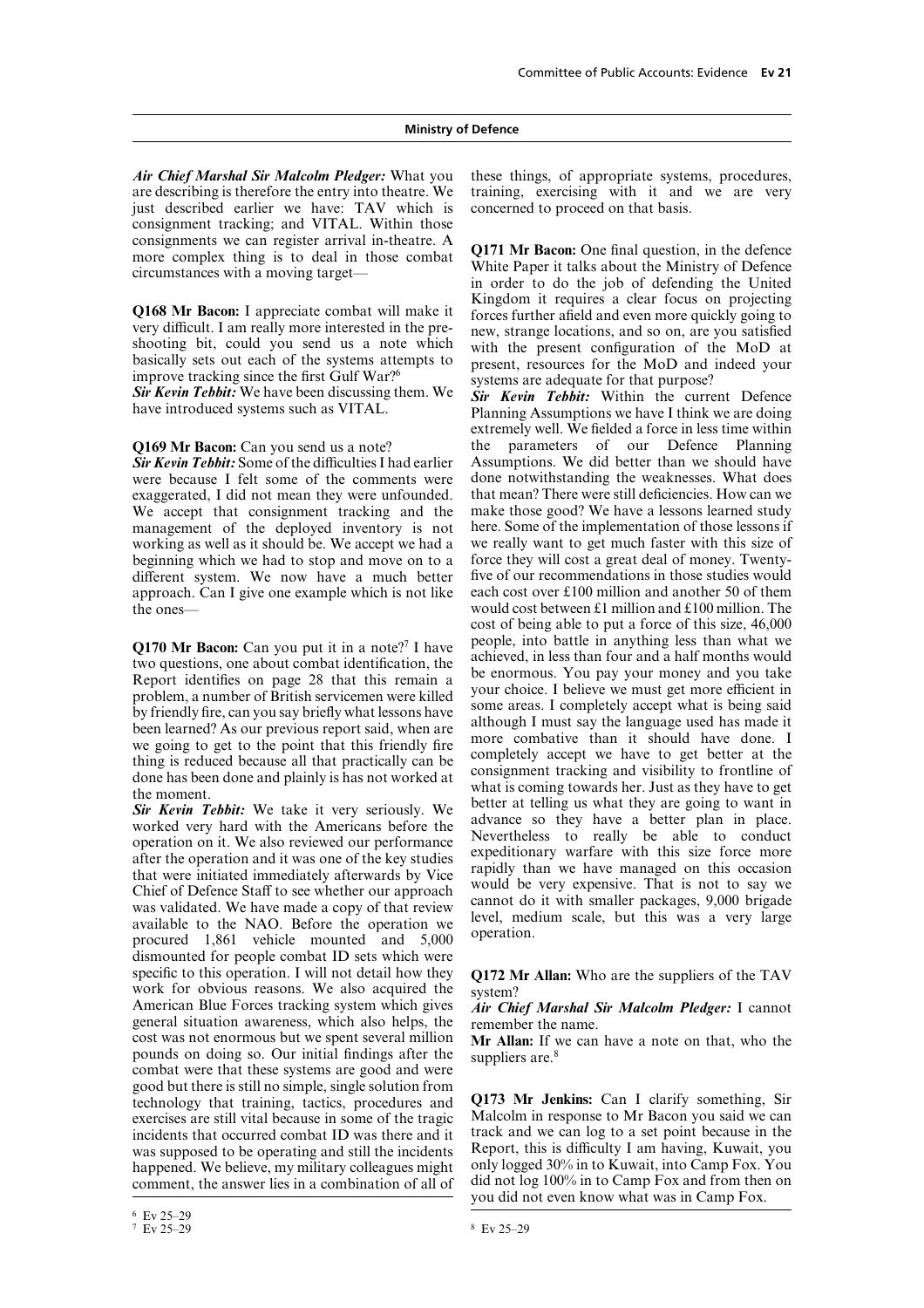*Air Chief Marshal Sir Malcolm Pledger:* What you are describing is therefore the entry into theatre. We just described earlier we have: TAV which is consignment tracking; and VITAL. Within those consignments we can register arrival in-theatre. A more complex thing is to deal in those combat circumstances with a moving target—

**Q168 Mr Bacon:** I appreciate combat will make it very difficult. I am really more interested in the pre-shooting bit, could you send us a note which basically sets out each of the systems attempts to improve tracking since the first Gulf War?[6]
*Sir Kevin Tebbit:* We have been discussing them. We have introduced systems such as VITAL.

**Q169 Mr Bacon:** Can you send us a note?
*Sir Kevin Tebbit:* Some of the difficulties I had earlier were because I felt some of the comments were exaggerated, I did not mean they were unfounded. We accept that consignment tracking and the management of the deployed inventory is not working as well as it should be. We accept we had a beginning which we had to stop and move on to a different system. We now have a much better approach. Can I give one example which is not like the ones—

**Q170 Mr Bacon:** Can you put it in a note?[7] I have two questions, one about combat identification, the Report identifies on page 28 that this remain a problem, a number of British servicemen were killed by friendly fire, can you say briefly what lessons have been learned? As our previous report said, when are we going to get to the point that this friendly fire thing is reduced because all that practically can be done has been done and plainly is has not worked at the moment.
*Sir Kevin Tebbit:* We take it very seriously. We worked very hard with the Americans before the operation on it. We also reviewed our performance after the operation and it was one of the key studies that were initiated immediately afterwards by Vice Chief of Defence Staff to see whether our approach was validated. We have made a copy of that review available to the NAO. Before the operation we procured 1,861 vehicle mounted and 5,000 dismounted for people combat ID sets which were specific to this operation. I will not detail how they work for obvious reasons. We also acquired the American Blue Forces tracking system which gives general situation awareness, which also helps, the cost was not enormous but we spent several million pounds on doing so. Our initial findings after the combat were that these systems are good and were good but there is still no simple, single solution from technology that training, tactics, procedures and exercises are still vital because in some of the tragic incidents that occurred combat ID was there and it was supposed to be operating and still the incidents happened. We believe, my military colleagues might comment, the answer lies in a combination of all of these things, of appropriate systems, procedures, training, exercising with it and we are very concerned to proceed on that basis.

**Q171 Mr Bacon:** One final question, in the defence White Paper it talks about the Ministry of Defence in order to do the job of defending the United Kingdom it requires a clear focus on projecting forces further afield and even more quickly going to new, strange locations, and so on, are you satisfied with the present configuration of the MoD at present, resources for the MoD and indeed your systems are adequate for that purpose?
*Sir Kevin Tebbit:* Within the current Defence Planning Assumptions we have I think we are doing extremely well. We fielded a force in less time within the parameters of our Defence Planning Assumptions. We did better than we should have done notwithstanding the weaknesses. What does that mean? There were still deficiencies. How can we make those good? We have a lessons learned study here. Some of the implementation of those lessons if we really want to get much faster with this size of force they will cost a great deal of money. Twenty-five of our recommendations in those studies would each cost over £100 million and another 50 of them would cost between £1 million and £100 million. The cost of being able to put a force of this size, 46,000 people, into battle in anything less than what we achieved, in less than four and a half months would be enormous. You pay your money and you take your choice. I believe we must get more efficient in some areas. I completely accept what is being said although I must say the language used has made it more combative than it should have done. I completely accept we have to get better at the consignment tracking and visibility to frontline of what is coming towards her. Just as they have to get better at telling us what they are going to want in advance so they have a better plan in place. Nevertheless to really be able to conduct expeditionary warfare with this size force more rapidly than we have managed on this occasion would be very expensive. That is not to say we cannot do it with smaller packages, 9,000 brigade level, medium scale, but this was a very large operation.

**Q172 Mr Allan:** Who are the suppliers of the TAV system?
*Air Chief Marshal Sir Malcolm Pledger:* I cannot remember the name.
**Mr Allan:** If we can have a note on that, who the suppliers are.[8]

**Q173 Mr Jenkins:** Can I clarify something, Sir Malcolm in response to Mr Bacon you said we can track and we can log to a set point because in the Report, this is difficulty I am having, Kuwait, you only logged 30% in to Kuwait, into Camp Fox. You did not log 100% in to Camp Fox and from then on you did not even know what was in Camp Fox.

[6] Ev 25–29
[7] Ev 25–29
[8] Ev 25–29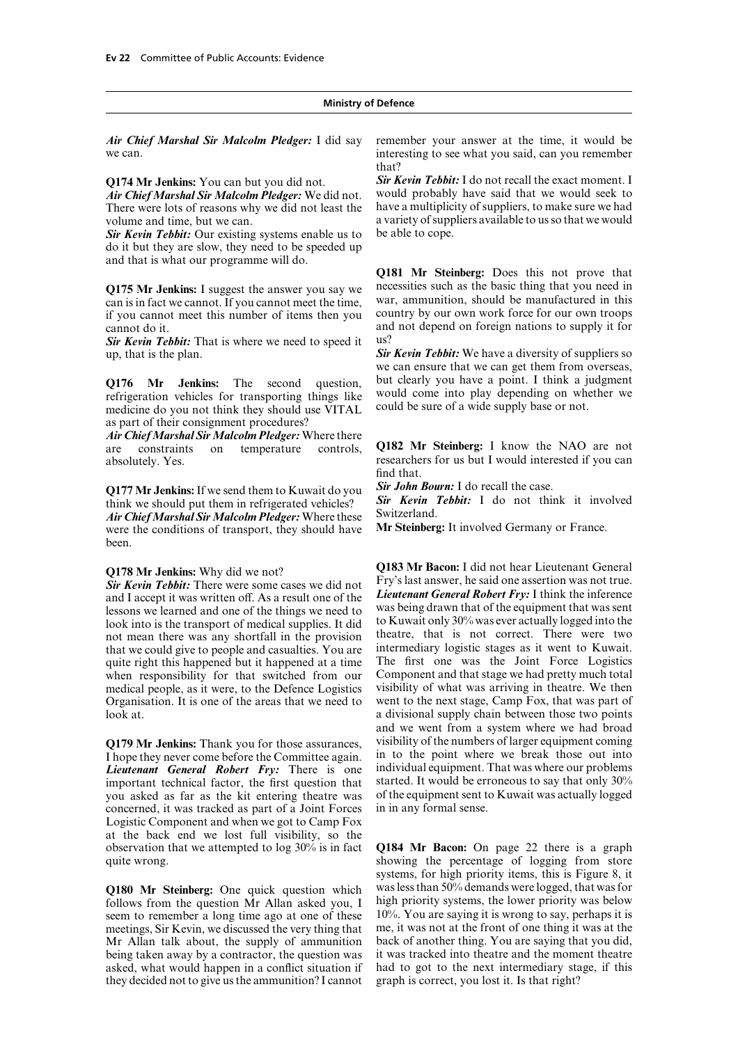*Air Chief Marshal Sir Malcolm Pledger:* I did say we can.

**Q174 Mr Jenkins:** You can but you did not.

*Air Chief Marshal Sir Malcolm Pledger:* We did not. There were lots of reasons why we did not least the volume and time, but we can.

*Sir Kevin Tebbit:* Our existing systems enable us to do it but they are slow, they need to be speeded up and that is what our programme will do.

**Q175 Mr Jenkins:** I suggest the answer you say we can is in fact we cannot. If you cannot meet the time, if you cannot meet this number of items then you cannot do it.

*Sir Kevin Tebbit:* That is where we need to speed it up, that is the plan.

**Q176 Mr Jenkins:** The second question, refrigeration vehicles for transporting things like medicine do you not think they should use VITAL as part of their consignment procedures?

*Air Chief Marshal Sir Malcolm Pledger:* Where there are constraints on temperature controls, absolutely. Yes.

**Q177 Mr Jenkins:** If we send them to Kuwait do you think we should put them in refrigerated vehicles?

*Air Chief Marshal Sir Malcolm Pledger:* Where these were the conditions of transport, they should have been.

**Q178 Mr Jenkins:** Why did we not?

*Sir Kevin Tebbit:* There were some cases we did not and I accept it was written off. As a result one of the lessons we learned and one of the things we need to look into is the transport of medical supplies. It did not mean there was any shortfall in the provision that we could give to people and casualties. You are quite right this happened but it happened at a time when responsibility for that switched from our medical people, as it were, to the Defence Logistics Organisation. It is one of the areas that we need to look at.

**Q179 Mr Jenkins:** Thank you for those assurances, I hope they never come before the Committee again.

*Lieutenant General Robert Fry:* There is one important technical factor, the first question that you asked as far as the kit entering theatre was concerned, it was tracked as part of a Joint Forces Logistic Component and when we got to Camp Fox at the back end we lost full visibility, so the observation that we attempted to log 30% is in fact quite wrong.

**Q180 Mr Steinberg:** One quick question which follows from the question Mr Allan asked you, I seem to remember a long time ago at one of these meetings, Sir Kevin, we discussed the very thing that Mr Allan talk about, the supply of ammunition being taken away by a contractor, the question was asked, what would happen in a conflict situation if they decided not to give us the ammunition? I cannot remember your answer at the time, it would be interesting to see what you said, can you remember that?

*Sir Kevin Tebbit:* I do not recall the exact moment. I would probably have said that we would seek to have a multiplicity of suppliers, to make sure we had a variety of suppliers available to us so that we would be able to cope.

**Q181 Mr Steinberg:** Does this not prove that necessities such as the basic thing that you need in war, ammunition, should be manufactured in this country by our own work force for our own troops and not depend on foreign nations to supply it for us?

*Sir Kevin Tebbit:* We have a diversity of suppliers so we can ensure that we can get them from overseas, but clearly you have a point. I think a judgment would come into play depending on whether we could be sure of a wide supply base or not.

**Q182 Mr Steinberg:** I know the NAO are not researchers for us but I would interested if you can find that.

*Sir John Bourn:* I do recall the case.

*Sir Kevin Tebbit:* I do not think it involved Switzerland.

**Mr Steinberg:** It involved Germany or France.

**Q183 Mr Bacon:** I did not hear Lieutenant General Fry's last answer, he said one assertion was not true.

*Lieutenant General Robert Fry:* I think the inference was being drawn that of the equipment that was sent to Kuwait only 30% was ever actually logged into the theatre, that is not correct. There were two intermediary logistic stages as it went to Kuwait. The first one was the Joint Force Logistics Component and that stage we had pretty much total visibility of what was arriving in theatre. We then went to the next stage, Camp Fox, that was part of a divisional supply chain between those two points and we went from a system where we had broad visibility of the numbers of larger equipment coming in to the point where we break those out into individual equipment. That was where our problems started. It would be erroneous to say that only 30% of the equipment sent to Kuwait was actually logged in in any formal sense.

**Q184 Mr Bacon:** On page 22 there is a graph showing the percentage of logging from store systems, for high priority items, this is Figure 8, it was less than 50% demands were logged, that was for high priority systems, the lower priority was below 10%. You are saying it is wrong to say, perhaps it is me, it was not at the front of one thing it was at the back of another thing. You are saying that you did, it was tracked into theatre and the moment theatre had to got to the next intermediary stage, if this graph is correct, you lost it. Is that right?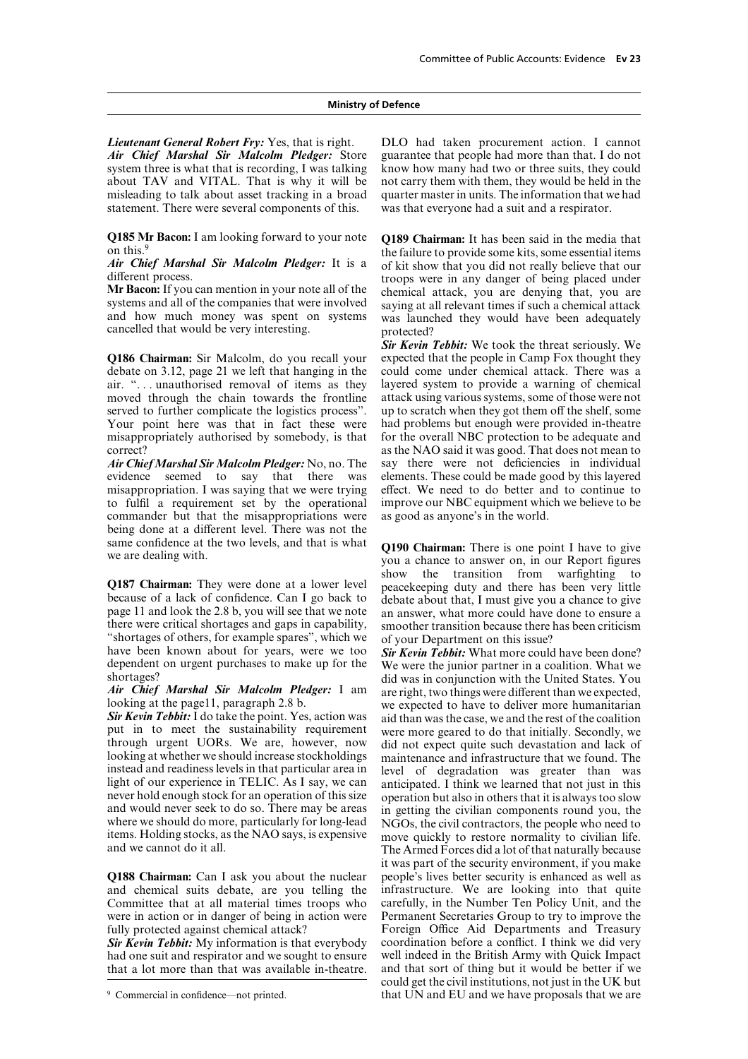**Ministry of Defence**

***Lieutenant General Robert Fry:*** Yes, that is right.

***Air Chief Marshal Sir Malcolm Pledger:*** Store system three is what that is recording, I was talking about TAV and VITAL. That is why it will be misleading to talk about asset tracking in a broad statement. There were several components of this.

**Q185 Mr Bacon:** I am looking forward to your note on this.[9]

***Air Chief Marshal Sir Malcolm Pledger:*** It is a different process.

**Mr Bacon:** If you can mention in your note all of the systems and all of the companies that were involved and how much money was spent on systems cancelled that would be very interesting.

**Q186 Chairman:** Sir Malcolm, do you recall your debate on 3.12, page 21 we left that hanging in the air. ". . . unauthorised removal of items as they moved through the chain towards the frontline served to further complicate the logistics process". Your point here was that in fact these were misappropriately authorised by somebody, is that correct?

***Air Chief Marshal Sir Malcolm Pledger:*** No, no. The evidence seemed to say that there was misappropriation. I was saying that we were trying to fulfil a requirement set by the operational commander but that the misappropriations were being done at a different level. There was not the same confidence at the two levels, and that is what we are dealing with.

**Q187 Chairman:** They were done at a lower level because of a lack of confidence. Can I go back to page 11 and look the 2.8 b, you will see that we note there were critical shortages and gaps in capability, "shortages of others, for example spares", which we have been known about for years, were we too dependent on urgent purchases to make up for the shortages?

***Air Chief Marshal Sir Malcolm Pledger:*** I am looking at the page11, paragraph 2.8 b.

***Sir Kevin Tebbit:*** I do take the point. Yes, action was put in to meet the sustainability requirement through urgent UORs. We are, however, now looking at whether we should increase stockholdings instead and readiness levels in that particular area in light of our experience in TELIC. As I say, we can never hold enough stock for an operation of this size and would never seek to do so. There may be areas where we should do more, particularly for long-lead items. Holding stocks, as the NAO says, is expensive and we cannot do it all.

**Q188 Chairman:** Can I ask you about the nuclear and chemical suits debate, are you telling the Committee that at all material times troops who were in action or in danger of being in action were fully protected against chemical attack?

***Sir Kevin Tebbit:*** My information is that everybody had one suit and respirator and we sought to ensure that a lot more than that was available in-theatre. DLO had taken procurement action. I cannot guarantee that people had more than that. I do not know how many had two or three suits, they could not carry them with them, they would be held in the quarter master in units. The information that we had was that everyone had a suit and a respirator.

**Q189 Chairman:** It has been said in the media that the failure to provide some kits, some essential items of kit show that you did not really believe that our troops were in any danger of being placed under chemical attack, you are denying that, you are saying at all relevant times if such a chemical attack was launched they would have been adequately protected?

***Sir Kevin Tebbit:*** We took the threat seriously. We expected that the people in Camp Fox thought they could come under chemical attack. There was a layered system to provide a warning of chemical attack using various systems, some of those were not up to scratch when they got them off the shelf, some had problems but enough were provided in-theatre for the overall NBC protection to be adequate and as the NAO said it was good. That does not mean to say there were not deficiencies in individual elements. These could be made good by this layered effect. We need to do better and to continue to improve our NBC equipment which we believe to be as good as anyone's in the world.

**Q190 Chairman:** There is one point I have to give you a chance to answer on, in our Report figures show the transition from warfighting to peacekeeping duty and there has been very little debate about that, I must give you a chance to give an answer, what more could have done to ensure a smoother transition because there has been criticism of your Department on this issue?

***Sir Kevin Tebbit:*** What more could have been done? We were the junior partner in a coalition. What we did was in conjunction with the United States. You are right, two things were different than we expected, we expected to have to deliver more humanitarian aid than was the case, we and the rest of the coalition were more geared to do that initially. Secondly, we did not expect quite such devastation and lack of maintenance and infrastructure that we found. The level of degradation was greater than was anticipated. I think we learned that not just in this operation but also in others that it is always too slow in getting the civilian components round you, the NGOs, the civil contractors, the people who need to move quickly to restore normality to civilian life. The Armed Forces did a lot of that naturally because it was part of the security environment, if you make people's lives better security is enhanced as well as infrastructure. We are looking into that quite carefully, in the Number Ten Policy Unit, and the Permanent Secretaries Group to try to improve the Foreign Office Aid Departments and Treasury coordination before a conflict. I think we did very well indeed in the British Army with Quick Impact and that sort of thing but it would be better if we could get the civil institutions, not just in the UK but that UN and EU and we have proposals that we are

[9] Commercial in confidence—not printed.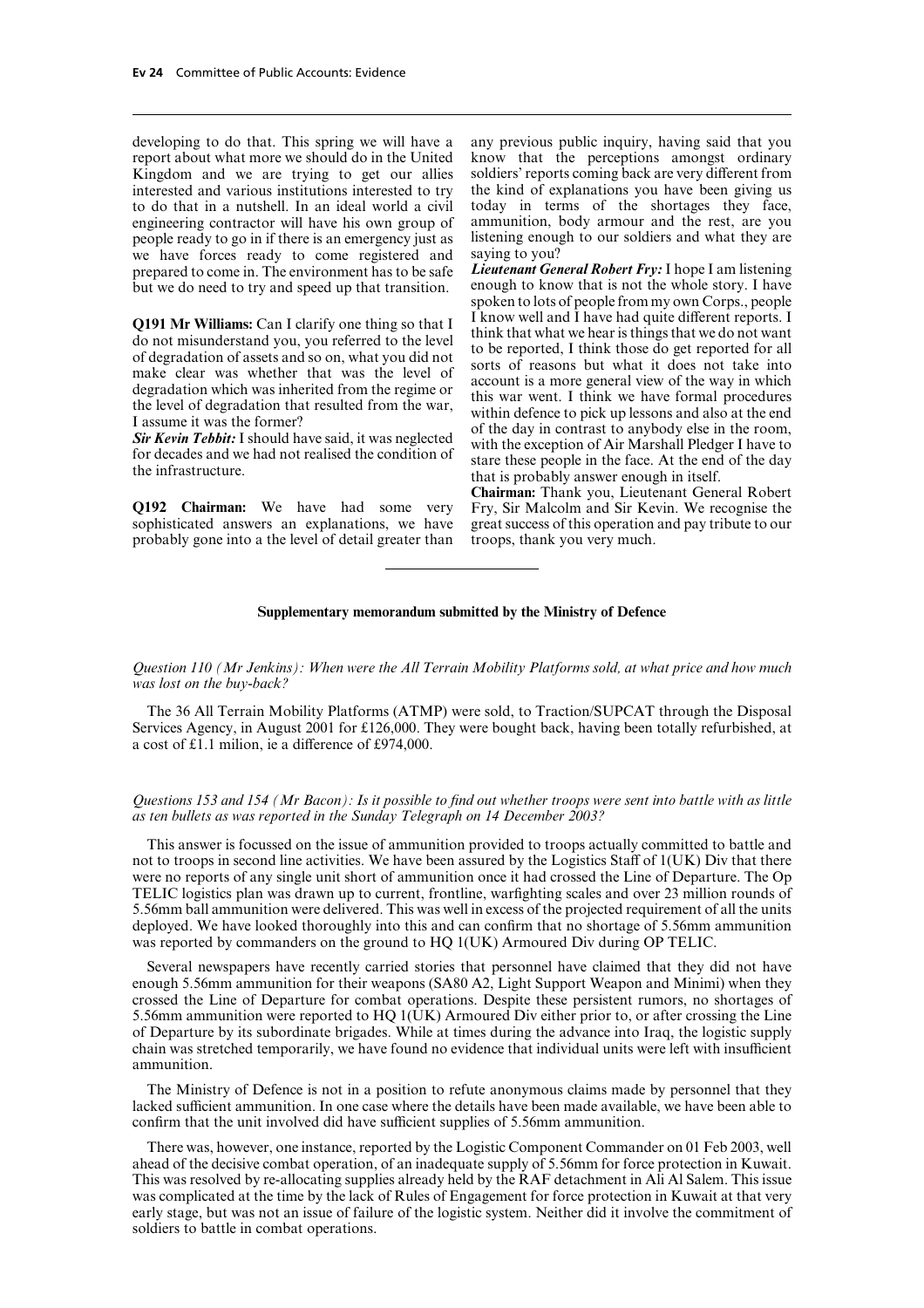developing to do that. This spring we will have a report about what more we should do in the United Kingdom and we are trying to get our allies interested and various institutions interested to try to do that in a nutshell. In an ideal world a civil engineering contractor will have his own group of people ready to go in if there is an emergency just as we have forces ready to come registered and prepared to come in. The environment has to be safe but we do need to try and speed up that transition.

**Q191 Mr Williams:** Can I clarify one thing so that I do not misunderstand you, you referred to the level of degradation of assets and so on, what you did not make clear was whether that was the level of degradation which was inherited from the regime or the level of degradation that resulted from the war, I assume it was the former?

***Sir Kevin Tebbit:*** I should have said, it was neglected for decades and we had not realised the condition of the infrastructure.

**Q192 Chairman:** We have had some very sophisticated answers an explanations, we have probably gone into a the level of detail greater than any previous public inquiry, having said that you know that the perceptions amongst ordinary soldiers' reports coming back are very different from the kind of explanations you have been giving us today in terms of the shortages they face, ammunition, body armour and the rest, are you listening enough to our soldiers and what they are saying to you?

***Lieutenant General Robert Fry:*** I hope I am listening enough to know that is not the whole story. I have spoken to lots of people from my own Corps., people I know well and I have had quite different reports. I think that what we hear is things that we do not want to be reported, I think those do get reported for all sorts of reasons but what it does not take into account is a more general view of the way in which this war went. I think we have formal procedures within defence to pick up lessons and also at the end of the day in contrast to anybody else in the room, with the exception of Air Marshall Pledger I have to stare these people in the face. At the end of the day that is probably answer enough in itself.

**Chairman:** Thank you, Lieutenant General Robert Fry, Sir Malcolm and Sir Kevin. We recognise the great success of this operation and pay tribute to our troops, thank you very much.

---

## Supplementary memorandum submitted by the Ministry of Defence

*Question 110 (Mr Jenkins): When were the All Terrain Mobility Platforms sold, at what price and how much was lost on the buy-back?*

The 36 All Terrain Mobility Platforms (ATMP) were sold, to Traction/SUPCAT through the Disposal Services Agency, in August 2001 for £126,000. They were bought back, having been totally refurbished, at a cost of £1.1 milion, ie a difference of £974,000.

*Questions 153 and 154 (Mr Bacon): Is it possible to find out whether troops were sent into battle with as little as ten bullets as was reported in the Sunday Telegraph on 14 December 2003?*

This answer is focussed on the issue of ammunition provided to troops actually committed to battle and not to troops in second line activities. We have been assured by the Logistics Staff of 1(UK) Div that there were no reports of any single unit short of ammunition once it had crossed the Line of Departure. The Op TELIC logistics plan was drawn up to current, frontline, warfighting scales and over 23 million rounds of 5.56mm ball ammunition were delivered. This was well in excess of the projected requirement of all the units deployed. We have looked thoroughly into this and can confirm that no shortage of 5.56mm ammunition was reported by commanders on the ground to HQ 1(UK) Armoured Div during OP TELIC.

Several newspapers have recently carried stories that personnel have claimed that they did not have enough 5.56mm ammunition for their weapons (SA80 A2, Light Support Weapon and Minimi) when they crossed the Line of Departure for combat operations. Despite these persistent rumors, no shortages of 5.56mm ammunition were reported to HQ 1(UK) Armoured Div either prior to, or after crossing the Line of Departure by its subordinate brigades. While at times during the advance into Iraq, the logistic supply chain was stretched temporarily, we have found no evidence that individual units were left with insufficient ammunition.

The Ministry of Defence is not in a position to refute anonymous claims made by personnel that they lacked sufficient ammunition. In one case where the details have been made available, we have been able to confirm that the unit involved did have sufficient supplies of 5.56mm ammunition.

There was, however, one instance, reported by the Logistic Component Commander on 01 Feb 2003, well ahead of the decisive combat operation, of an inadequate supply of 5.56mm for force protection in Kuwait. This was resolved by re-allocating supplies already held by the RAF detachment in Ali Al Salem. This issue was complicated at the time by the lack of Rules of Engagement for force protection in Kuwait at that very early stage, but was not an issue of failure of the logistic system. Neither did it involve the commitment of soldiers to battle in combat operations.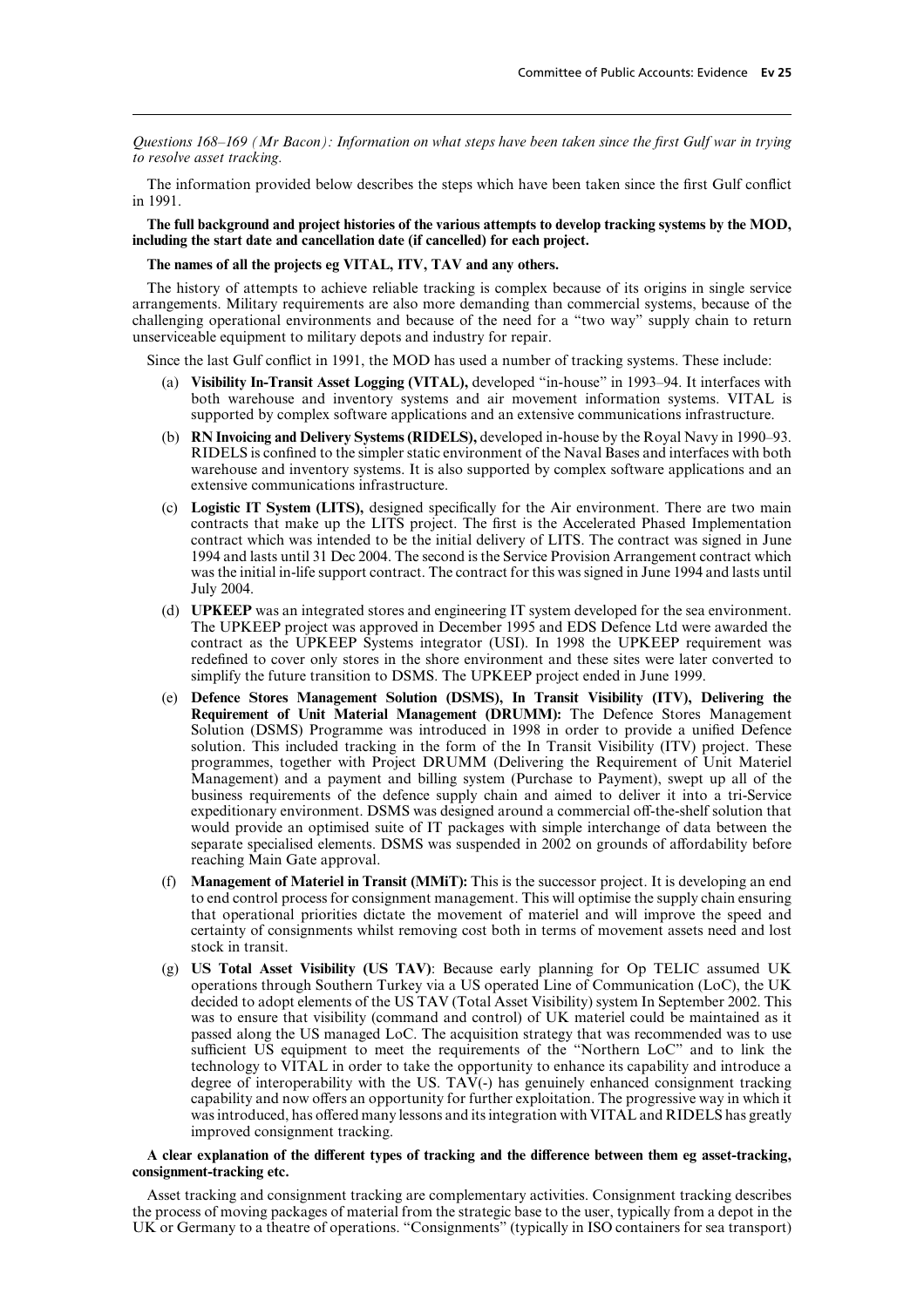*Questions 168–169 (Mr Bacon): Information on what steps have been taken since the first Gulf war in trying to resolve asset tracking.*

The information provided below describes the steps which have been taken since the first Gulf conflict in 1991.

**The full background and project histories of the various attempts to develop tracking systems by the MOD, including the start date and cancellation date (if cancelled) for each project.**

**The names of all the projects eg VITAL, ITV, TAV and any others.**

The history of attempts to achieve reliable tracking is complex because of its origins in single service arrangements. Military requirements are also more demanding than commercial systems, because of the challenging operational environments and because of the need for a "two way" supply chain to return unserviceable equipment to military depots and industry for repair.

Since the last Gulf conflict in 1991, the MOD has used a number of tracking systems. These include:

(a) **Visibility In-Transit Asset Logging (VITAL),** developed "in-house" in 1993–94. It interfaces with both warehouse and inventory systems and air movement information systems. VITAL is supported by complex software applications and an extensive communications infrastructure.

(b) **RN Invoicing and Delivery Systems (RIDELS),** developed in-house by the Royal Navy in 1990–93. RIDELS is confined to the simpler static environment of the Naval Bases and interfaces with both warehouse and inventory systems. It is also supported by complex software applications and an extensive communications infrastructure.

(c) **Logistic IT System (LITS),** designed specifically for the Air environment. There are two main contracts that make up the LITS project. The first is the Accelerated Phased Implementation contract which was intended to be the initial delivery of LITS. The contract was signed in June 1994 and lasts until 31 Dec 2004. The second is the Service Provision Arrangement contract which was the initial in-life support contract. The contract for this was signed in June 1994 and lasts until July 2004.

(d) **UPKEEP** was an integrated stores and engineering IT system developed for the sea environment. The UPKEEP project was approved in December 1995 and EDS Defence Ltd were awarded the contract as the UPKEEP Systems integrator (USI). In 1998 the UPKEEP requirement was redefined to cover only stores in the shore environment and these sites were later converted to simplify the future transition to DSMS. The UPKEEP project ended in June 1999.

(e) **Defence Stores Management Solution (DSMS), In Transit Visibility (ITV), Delivering the Requirement of Unit Material Management (DRUMM):** The Defence Stores Management Solution (DSMS) Programme was introduced in 1998 in order to provide a unified Defence solution. This included tracking in the form of the In Transit Visibility (ITV) project. These programmes, together with Project DRUMM (Delivering the Requirement of Unit Materiel Management) and a payment and billing system (Purchase to Payment), swept up all of the business requirements of the defence supply chain and aimed to deliver it into a tri-Service expeditionary environment. DSMS was designed around a commercial off-the-shelf solution that would provide an optimised suite of IT packages with simple interchange of data between the separate specialised elements. DSMS was suspended in 2002 on grounds of affordability before reaching Main Gate approval.

(f) **Management of Materiel in Transit (MMiT):** This is the successor project. It is developing an end to end control process for consignment management. This will optimise the supply chain ensuring that operational priorities dictate the movement of materiel and will improve the speed and certainty of consignments whilst removing cost both in terms of movement assets need and lost stock in transit.

(g) **US Total Asset Visibility (US TAV)**: Because early planning for Op TELIC assumed UK operations through Southern Turkey via a US operated Line of Communication (LoC), the UK decided to adopt elements of the US TAV (Total Asset Visibility) system In September 2002. This was to ensure that visibility (command and control) of UK materiel could be maintained as it passed along the US managed LoC. The acquisition strategy that was recommended was to use sufficient US equipment to meet the requirements of the "Northern LoC" and to link the technology to VITAL in order to take the opportunity to enhance its capability and introduce a degree of interoperability with the US. TAV(-) has genuinely enhanced consignment tracking capability and now offers an opportunity for further exploitation. The progressive way in which it was introduced, has offered many lessons and its integration with VITAL and RIDELS has greatly improved consignment tracking.

**A clear explanation of the different types of tracking and the difference between them eg asset-tracking, consignment-tracking etc.**

Asset tracking and consignment tracking are complementary activities. Consignment tracking describes the process of moving packages of material from the strategic base to the user, typically from a depot in the UK or Germany to a theatre of operations. "Consignments" (typically in ISO containers for sea transport)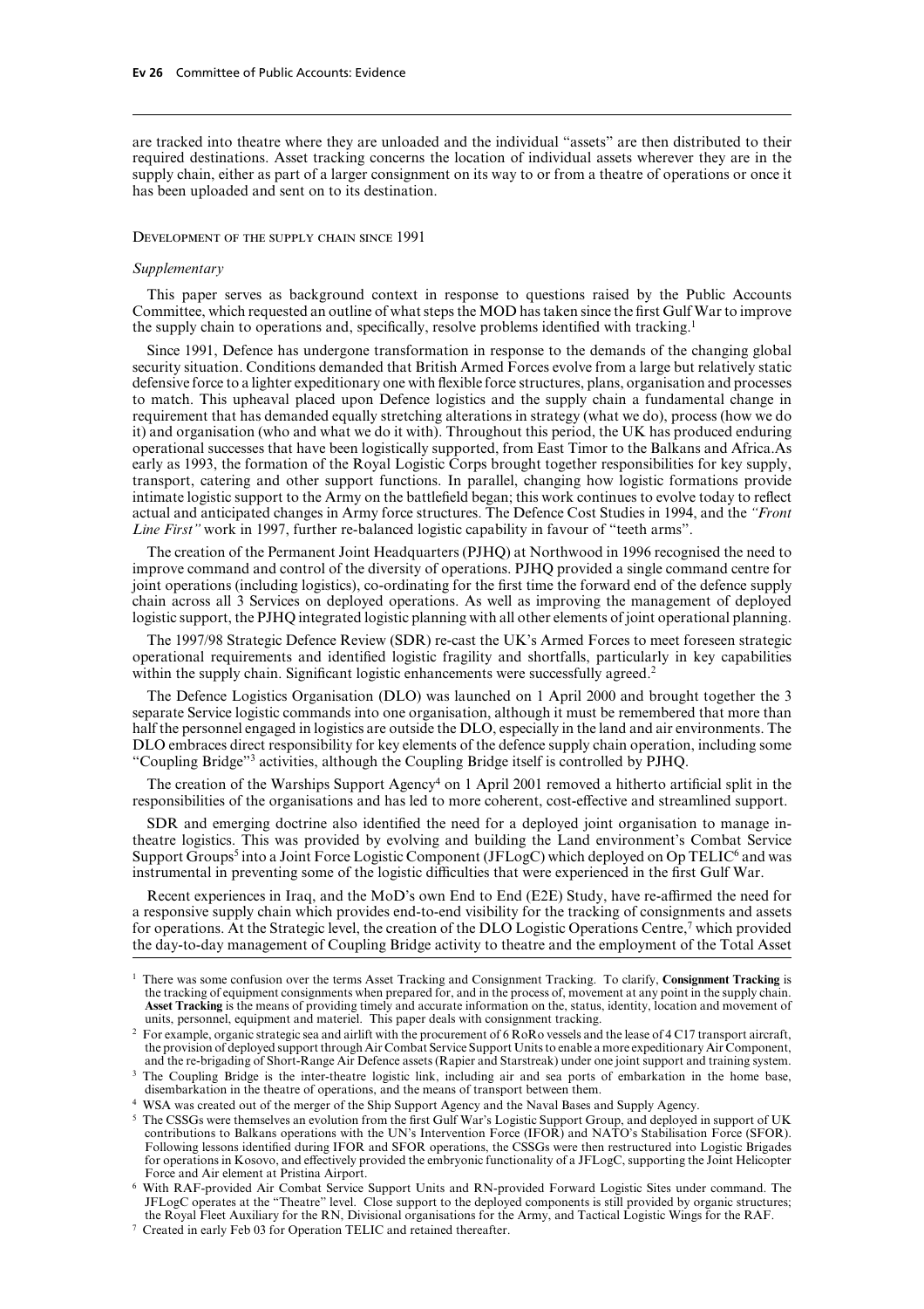are tracked into theatre where they are unloaded and the individual "assets" are then distributed to their required destinations. Asset tracking concerns the location of individual assets wherever they are in the supply chain, either as part of a larger consignment on its way to or from a theatre of operations or once it has been uploaded and sent on to its destination.

### Development of the supply chain since 1991

*Supplementary*

This paper serves as background context in response to questions raised by the Public Accounts Committee, which requested an outline of what steps the MOD has taken since the first Gulf War to improve the supply chain to operations and, specifically, resolve problems identified with tracking.[1]

Since 1991, Defence has undergone transformation in response to the demands of the changing global security situation. Conditions demanded that British Armed Forces evolve from a large but relatively static defensive force to a lighter expeditionary one with flexible force structures, plans, organisation and processes to match. This upheaval placed upon Defence logistics and the supply chain a fundamental change in requirement that has demanded equally stretching alterations in strategy (what we do), process (how we do it) and organisation (who and what we do it with). Throughout this period, the UK has produced enduring operational successes that have been logistically supported, from East Timor to the Balkans and Africa.As early as 1993, the formation of the Royal Logistic Corps brought together responsibilities for key supply, transport, catering and other support functions. In parallel, changing how logistic formations provide intimate logistic support to the Army on the battlefield began; this work continues to evolve today to reflect actual and anticipated changes in Army force structures. The Defence Cost Studies in 1994, and the *"Front Line First"* work in 1997, further re-balanced logistic capability in favour of "teeth arms".

The creation of the Permanent Joint Headquarters (PJHQ) at Northwood in 1996 recognised the need to improve command and control of the diversity of operations. PJHQ provided a single command centre for joint operations (including logistics), co-ordinating for the first time the forward end of the defence supply chain across all 3 Services on deployed operations. As well as improving the management of deployed logistic support, the PJHQ integrated logistic planning with all other elements of joint operational planning.

The 1997/98 Strategic Defence Review (SDR) re-cast the UK's Armed Forces to meet foreseen strategic operational requirements and identified logistic fragility and shortfalls, particularly in key capabilities within the supply chain. Significant logistic enhancements were successfully agreed.[2]

The Defence Logistics Organisation (DLO) was launched on 1 April 2000 and brought together the 3 separate Service logistic commands into one organisation, although it must be remembered that more than half the personnel engaged in logistics are outside the DLO, especially in the land and air environments. The DLO embraces direct responsibility for key elements of the defence supply chain operation, including some "Coupling Bridge"[3] activities, although the Coupling Bridge itself is controlled by PJHQ.

The creation of the Warships Support Agency[4] on 1 April 2001 removed a hitherto artificial split in the responsibilities of the organisations and has led to more coherent, cost-effective and streamlined support.

SDR and emerging doctrine also identified the need for a deployed joint organisation to manage in-theatre logistics. This was provided by evolving and building the Land environment's Combat Service Support Groups[5] into a Joint Force Logistic Component (JFLogC) which deployed on Op TELIC[6] and was instrumental in preventing some of the logistic difficulties that were experienced in the first Gulf War.

Recent experiences in Iraq, and the MoD's own End to End (E2E) Study, have re-affirmed the need for a responsive supply chain which provides end-to-end visibility for the tracking of consignments and assets for operations. At the Strategic level, the creation of the DLO Logistic Operations Centre,[7] which provided the day-to-day management of Coupling Bridge activity to theatre and the employment of the Total Asset

---

[1] There was some confusion over the terms Asset Tracking and Consignment Tracking. To clarify, **Consignment Tracking** is the tracking of equipment consignments when prepared for, and in the process of, movement at any point in the supply chain. **Asset Tracking** is the means of providing timely and accurate information on the, status, identity, location and movement of units, personnel, equipment and materiel. This paper deals with consignment tracking.

[2] For example, organic strategic sea and airlift with the procurement of 6 RoRo vessels and the lease of 4 C17 transport aircraft, the provision of deployed support through Air Combat Service Support Units to enable a more expeditionary Air Component, and the re-brigading of Short-Range Air Defence assets (Rapier and Starstreak) under one joint support and training system.

[3] The Coupling Bridge is the inter-theatre logistic link, including air and sea ports of embarkation in the home base, disembarkation in the theatre of operations, and the means of transport between them.

[4] WSA was created out of the merger of the Ship Support Agency and the Naval Bases and Supply Agency.

[5] The CSSGs were themselves an evolution from the first Gulf War's Logistic Support Group, and deployed in support of UK contributions to Balkans operations with the UN's Intervention Force (IFOR) and NATO's Stabilisation Force (SFOR). Following lessons identified during IFOR and SFOR operations, the CSSGs were then restructured into Logistic Brigades for operations in Kosovo, and effectively provided the embryonic functionality of a JFLogC, supporting the Joint Helicopter Force and Air element at Pristina Airport.

[6] With RAF-provided Air Combat Service Support Units and RN-provided Forward Logistic Sites under command. The JFLogC operates at the "Theatre" level. Close support to the deployed components is still provided by organic structures; the Royal Fleet Auxiliary for the RN, Divisional organisations for the Army, and Tactical Logistic Wings for the RAF.

[7] Created in early Feb 03 for Operation TELIC and retained thereafter.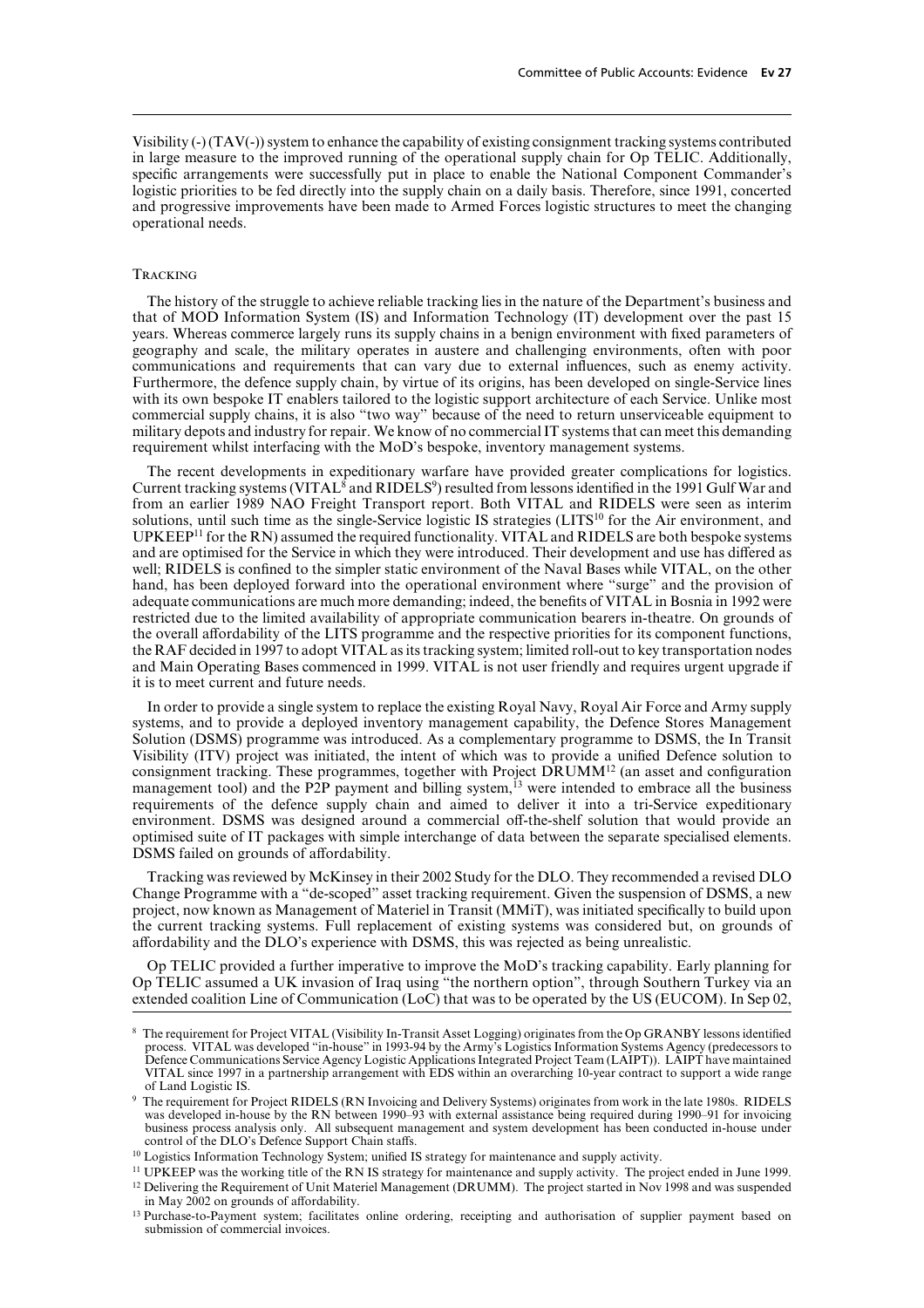Visibility (-) (TAV(-)) system to enhance the capability of existing consignment tracking systems contributed in large measure to the improved running of the operational supply chain for Op TELIC. Additionally, specific arrangements were successfully put in place to enable the National Component Commander's logistic priorities to be fed directly into the supply chain on a daily basis. Therefore, since 1991, concerted and progressive improvements have been made to Armed Forces logistic structures to meet the changing operational needs.

### Tracking

The history of the struggle to achieve reliable tracking lies in the nature of the Department's business and that of MOD Information System (IS) and Information Technology (IT) development over the past 15 years. Whereas commerce largely runs its supply chains in a benign environment with fixed parameters of geography and scale, the military operates in austere and challenging environments, often with poor communications and requirements that can vary due to external influences, such as enemy activity. Furthermore, the defence supply chain, by virtue of its origins, has been developed on single-Service lines with its own bespoke IT enablers tailored to the logistic support architecture of each Service. Unlike most commercial supply chains, it is also "two way" because of the need to return unserviceable equipment to military depots and industry for repair. We know of no commercial IT systems that can meet this demanding requirement whilst interfacing with the MoD's bespoke, inventory management systems.

The recent developments in expeditionary warfare have provided greater complications for logistics. Current tracking systems (VITAL[8] and RIDELS[9]) resulted from lessons identified in the 1991 Gulf War and from an earlier 1989 NAO Freight Transport report. Both VITAL and RIDELS were seen as interim solutions, until such time as the single-Service logistic IS strategies (LITS[10] for the Air environment, and UPKEEP[11] for the RN) assumed the required functionality. VITAL and RIDELS are both bespoke systems and are optimised for the Service in which they were introduced. Their development and use has differed as well; RIDELS is confined to the simpler static environment of the Naval Bases while VITAL, on the other hand, has been deployed forward into the operational environment where "surge" and the provision of adequate communications are much more demanding; indeed, the benefits of VITAL in Bosnia in 1992 were restricted due to the limited availability of appropriate communication bearers in-theatre. On grounds of the overall affordability of the LITS programme and the respective priorities for its component functions, the RAF decided in 1997 to adopt VITAL as its tracking system; limited roll-out to key transportation nodes and Main Operating Bases commenced in 1999. VITAL is not user friendly and requires urgent upgrade if it is to meet current and future needs.

In order to provide a single system to replace the existing Royal Navy, Royal Air Force and Army supply systems, and to provide a deployed inventory management capability, the Defence Stores Management Solution (DSMS) programme was introduced. As a complementary programme to DSMS, the In Transit Visibility (ITV) project was initiated, the intent of which was to provide a unified Defence solution to consignment tracking. These programmes, together with Project DRUMM[12] (an asset and configuration management tool) and the P2P payment and billing system,[13] were intended to embrace all the business requirements of the defence supply chain and aimed to deliver it into a tri-Service expeditionary environment. DSMS was designed around a commercial off-the-shelf solution that would provide an optimised suite of IT packages with simple interchange of data between the separate specialised elements. DSMS failed on grounds of affordability.

Tracking was reviewed by McKinsey in their 2002 Study for the DLO. They recommended a revised DLO Change Programme with a "de-scoped" asset tracking requirement. Given the suspension of DSMS, a new project, now known as Management of Materiel in Transit (MMiT), was initiated specifically to build upon the current tracking systems. Full replacement of existing systems was considered but, on grounds of affordability and the DLO's experience with DSMS, this was rejected as being unrealistic.

Op TELIC provided a further imperative to improve the MoD's tracking capability. Early planning for Op TELIC assumed a UK invasion of Iraq using "the northern option", through Southern Turkey via an extended coalition Line of Communication (LoC) that was to be operated by the US (EUCOM). In Sep 02,

[8] The requirement for Project VITAL (Visibility In-Transit Asset Logging) originates from the Op GRANBY lessons identified process. VITAL was developed "in-house" in 1993-94 by the Army's Logistics Information Systems Agency (predecessors to Defence Communications Service Agency Logistic Applications Integrated Project Team (LAIPT)). LAIPT have maintained VITAL since 1997 in a partnership arrangement with EDS within an overarching 10-year contract to support a wide range of Land Logistic IS.

[9] The requirement for Project RIDELS (RN Invoicing and Delivery Systems) originates from work in the late 1980s. RIDELS was developed in-house by the RN between 1990–93 with external assistance being required during 1990–91 for invoicing business process analysis only. All subsequent management and system development has been conducted in-house under control of the DLO's Defence Support Chain staffs.

[10] Logistics Information Technology System; unified IS strategy for maintenance and supply activity.

[11] UPKEEP was the working title of the RN IS strategy for maintenance and supply activity. The project ended in June 1999.

[12] Delivering the Requirement of Unit Materiel Management (DRUMM). The project started in Nov 1998 and was suspended in May 2002 on grounds of affordability.

[13] Purchase-to-Payment system; facilitates online ordering, receipting and authorisation of supplier payment based on submission of commercial invoices.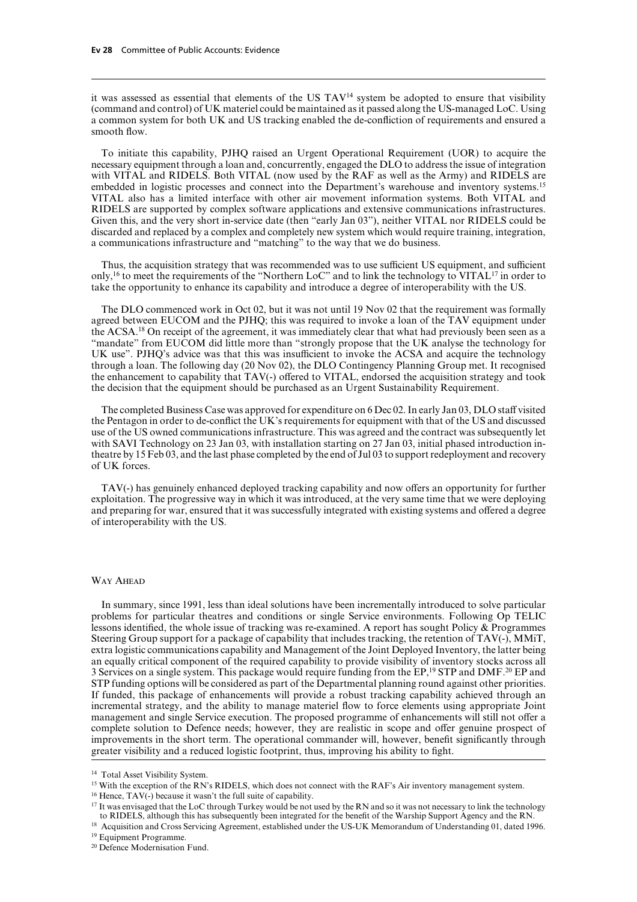it was assessed as essential that elements of the US TAV[14] system be adopted to ensure that visibility (command and control) of UK materiel could be maintained as it passed along the US-managed LoC. Using a common system for both UK and US tracking enabled the de-confliction of requirements and ensured a smooth flow.

To initiate this capability, PJHQ raised an Urgent Operational Requirement (UOR) to acquire the necessary equipment through a loan and, concurrently, engaged the DLO to address the issue of integration with VITAL and RIDELS. Both VITAL (now used by the RAF as well as the Army) and RIDELS are embedded in logistic processes and connect into the Department's warehouse and inventory systems.[15] VITAL also has a limited interface with other air movement information systems. Both VITAL and RIDELS are supported by complex software applications and extensive communications infrastructures. Given this, and the very short in-service date (then "early Jan 03"), neither VITAL nor RIDELS could be discarded and replaced by a complex and completely new system which would require training, integration, a communications infrastructure and "matching" to the way that we do business.

Thus, the acquisition strategy that was recommended was to use sufficient US equipment, and sufficient only,[16] to meet the requirements of the "Northern LoC" and to link the technology to VITAL[17] in order to take the opportunity to enhance its capability and introduce a degree of interoperability with the US.

The DLO commenced work in Oct 02, but it was not until 19 Nov 02 that the requirement was formally agreed between EUCOM and the PJHQ; this was required to invoke a loan of the TAV equipment under the ACSA.[18] On receipt of the agreement, it was immediately clear that what had previously been seen as a "mandate" from EUCOM did little more than "strongly propose that the UK analyse the technology for UK use". PJHQ's advice was that this was insufficient to invoke the ACSA and acquire the technology through a loan. The following day (20 Nov 02), the DLO Contingency Planning Group met. It recognised the enhancement to capability that TAV(-) offered to VITAL, endorsed the acquisition strategy and took the decision that the equipment should be purchased as an Urgent Sustainability Requirement.

The completed Business Case was approved for expenditure on 6 Dec 02. In early Jan 03, DLO staff visited the Pentagon in order to de-conflict the UK's requirements for equipment with that of the US and discussed use of the US owned communications infrastructure. This was agreed and the contract was subsequently let with SAVI Technology on 23 Jan 03, with installation starting on 27 Jan 03, initial phased introduction in-theatre by 15 Feb 03, and the last phase completed by the end of Jul 03 to support redeployment and recovery of UK forces.

TAV(-) has genuinely enhanced deployed tracking capability and now offers an opportunity for further exploitation. The progressive way in which it was introduced, at the very same time that we were deploying and preparing for war, ensured that it was successfully integrated with existing systems and offered a degree of interoperability with the US.

## Way Ahead

In summary, since 1991, less than ideal solutions have been incrementally introduced to solve particular problems for particular theatres and conditions or single Service environments. Following Op TELIC lessons identified, the whole issue of tracking was re-examined. A report has sought Policy & Programmes Steering Group support for a package of capability that includes tracking, the retention of TAV(-), MMiT, extra logistic communications capability and Management of the Joint Deployed Inventory, the latter being an equally critical component of the required capability to provide visibility of inventory stocks across all 3 Services on a single system. This package would require funding from the EP,[19] STP and DMF.[20] EP and STP funding options will be considered as part of the Departmental planning round against other priorities. If funded, this package of enhancements will provide a robust tracking capability achieved through an incremental strategy, and the ability to manage materiel flow to force elements using appropriate Joint management and single Service execution. The proposed programme of enhancements will still not offer a complete solution to Defence needs; however, they are realistic in scope and offer genuine prospect of improvements in the short term. The operational commander will, however, benefit significantly through greater visibility and a reduced logistic footprint, thus, improving his ability to fight.

---

[14] Total Asset Visibility System.

[15] With the exception of the RN's RIDELS, which does not connect with the RAF's Air inventory management system.

[16] Hence, TAV(-) because it wasn't the full suite of capability.

[17] It was envisaged that the LoC through Turkey would be not used by the RN and so it was not necessary to link the technology to RIDELS, although this has subsequently been integrated for the benefit of the Warship Support Agency and the RN.

[18] Acquisition and Cross Servicing Agreement, established under the US-UK Memorandum of Understanding 01, dated 1996.

[19] Equipment Programme.

[20] Defence Modernisation Fund.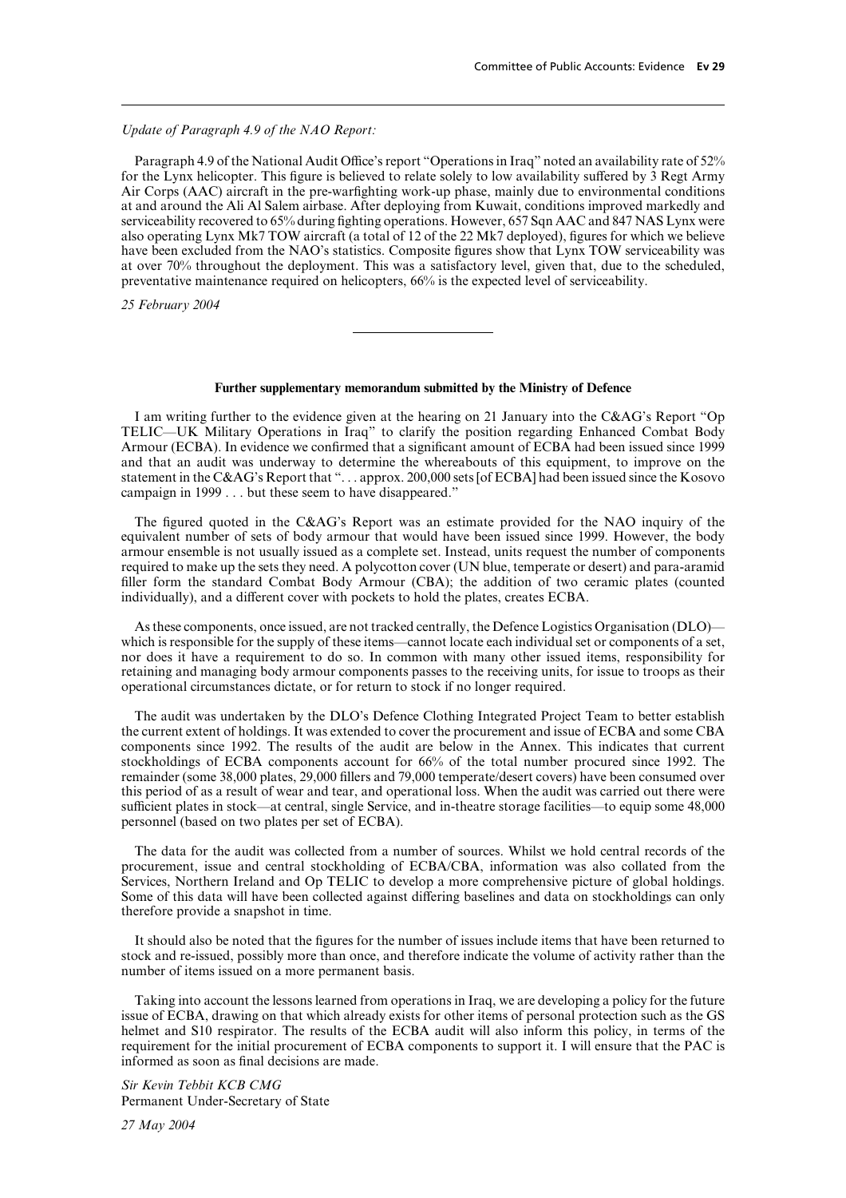*Update of Paragraph 4.9 of the NAO Report:*

Paragraph 4.9 of the National Audit Office's report "Operations in Iraq" noted an availability rate of 52% for the Lynx helicopter. This figure is believed to relate solely to low availability suffered by 3 Regt Army Air Corps (AAC) aircraft in the pre-warfighting work-up phase, mainly due to environmental conditions at and around the Ali Al Salem airbase. After deploying from Kuwait, conditions improved markedly and serviceability recovered to 65% during fighting operations. However, 657 Sqn AAC and 847 NAS Lynx were also operating Lynx Mk7 TOW aircraft (a total of 12 of the 22 Mk7 deployed), figures for which we believe have been excluded from the NAO's statistics. Composite figures show that Lynx TOW serviceability was at over 70% throughout the deployment. This was a satisfactory level, given that, due to the scheduled, preventative maintenance required on helicopters, 66% is the expected level of serviceability.

*25 February 2004*

---

**Further supplementary memorandum submitted by the Ministry of Defence**

I am writing further to the evidence given at the hearing on 21 January into the C&AG's Report "Op TELIC—UK Military Operations in Iraq" to clarify the position regarding Enhanced Combat Body Armour (ECBA). In evidence we confirmed that a significant amount of ECBA had been issued since 1999 and that an audit was underway to determine the whereabouts of this equipment, to improve on the statement in the C&AG's Report that ". . . approx. 200,000 sets [of ECBA] had been issued since the Kosovo campaign in 1999 . . . but these seem to have disappeared."

The figured quoted in the C&AG's Report was an estimate provided for the NAO inquiry of the equivalent number of sets of body armour that would have been issued since 1999. However, the body armour ensemble is not usually issued as a complete set. Instead, units request the number of components required to make up the sets they need. A polycotton cover (UN blue, temperate or desert) and para-aramid filler form the standard Combat Body Armour (CBA); the addition of two ceramic plates (counted individually), and a different cover with pockets to hold the plates, creates ECBA.

As these components, once issued, are not tracked centrally, the Defence Logistics Organisation (DLO)—which is responsible for the supply of these items—cannot locate each individual set or components of a set, nor does it have a requirement to do so. In common with many other issued items, responsibility for retaining and managing body armour components passes to the receiving units, for issue to troops as their operational circumstances dictate, or for return to stock if no longer required.

The audit was undertaken by the DLO's Defence Clothing Integrated Project Team to better establish the current extent of holdings. It was extended to cover the procurement and issue of ECBA and some CBA components since 1992. The results of the audit are below in the Annex. This indicates that current stockholdings of ECBA components account for 66% of the total number procured since 1992. The remainder (some 38,000 plates, 29,000 fillers and 79,000 temperate/desert covers) have been consumed over this period of as a result of wear and tear, and operational loss. When the audit was carried out there were sufficient plates in stock—at central, single Service, and in-theatre storage facilities—to equip some 48,000 personnel (based on two plates per set of ECBA).

The data for the audit was collected from a number of sources. Whilst we hold central records of the procurement, issue and central stockholding of ECBA/CBA, information was also collated from the Services, Northern Ireland and Op TELIC to develop a more comprehensive picture of global holdings. Some of this data will have been collected against differing baselines and data on stockholdings can only therefore provide a snapshot in time.

It should also be noted that the figures for the number of issues include items that have been returned to stock and re-issued, possibly more than once, and therefore indicate the volume of activity rather than the number of items issued on a more permanent basis.

Taking into account the lessons learned from operations in Iraq, we are developing a policy for the future issue of ECBA, drawing on that which already exists for other items of personal protection such as the GS helmet and S10 respirator. The results of the ECBA audit will also inform this policy, in terms of the requirement for the initial procurement of ECBA components to support it. I will ensure that the PAC is informed as soon as final decisions are made.

*Sir Kevin Tebbit KCB CMG*
Permanent Under-Secretary of State

*27 May 2004*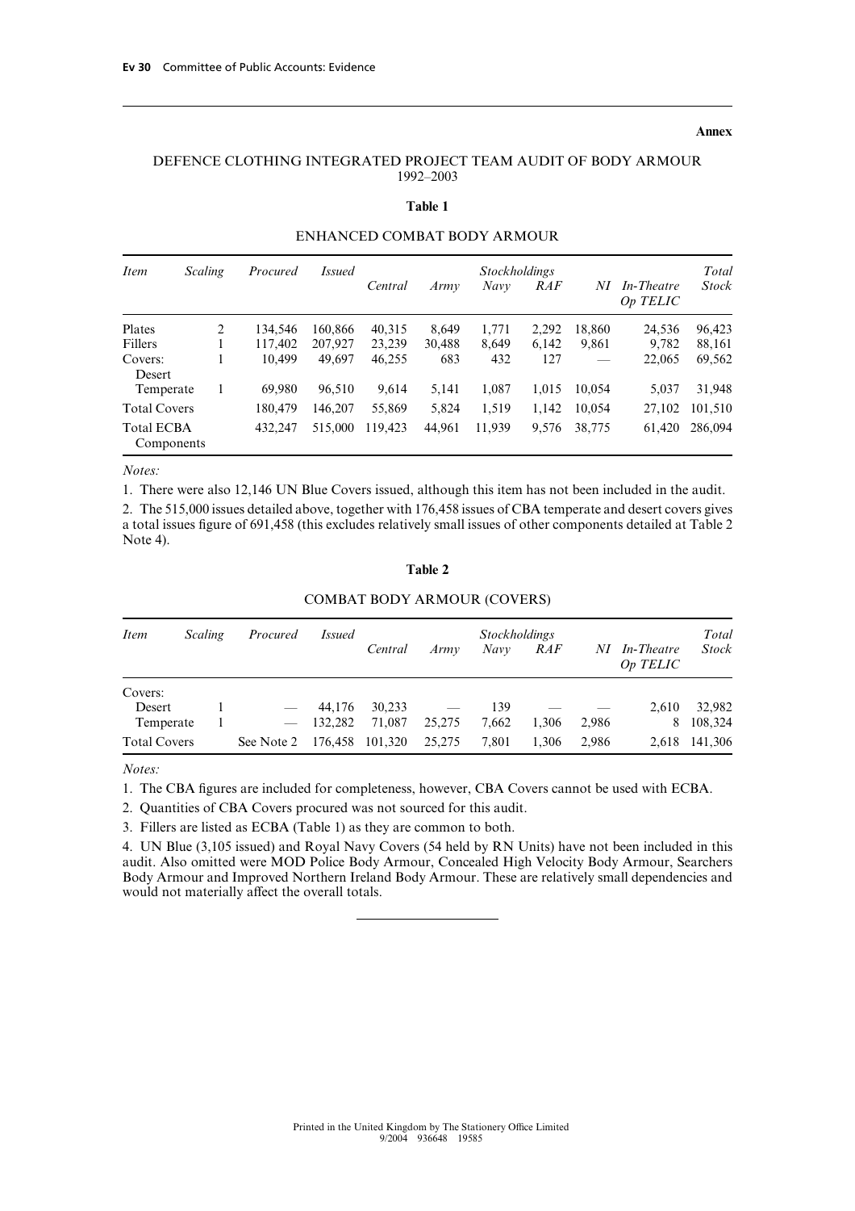**Annex**

## DEFENCE CLOTHING INTEGRATED PROJECT TEAM AUDIT OF BODY ARMOUR 1992–2003

### Table 1

### ENHANCED COMBAT BODY ARMOUR

| *Item* | *Scaling* | *Procured* | *Issued* | *Stockholdings* | | | | | | *Total Stock* |
|---|---|---|---|---|---|---|---|---|---|---|
| | | | | *Central* | *Army* | *Navy* | *RAF* | *NI* | *In-Theatre Op TELIC* | |
| Plates | 2 | 134,546 | 160,866 | 40,315 | 8,649 | 1,771 | 2,292 | 18,860 | 24,536 | 96,423 |
| Fillers | 1 | 117,402 | 207,927 | 23,239 | 30,488 | 8,649 | 6,142 | 9,861 | 9,782 | 88,161 |
| Covers: Desert | 1 | 10,499 | 49,697 | 46,255 | 683 | 432 | 127 | — | 22,065 | 69,562 |
| Temperate | 1 | 69,980 | 96,510 | 9,614 | 5,141 | 1,087 | 1,015 | 10,054 | 5,037 | 31,948 |
| Total Covers | | 180,479 | 146,207 | 55,869 | 5,824 | 1,519 | 1,142 | 10,054 | 27,102 | 101,510 |
| Total ECBA Components | | 432,247 | 515,000 | 119,423 | 44,961 | 11,939 | 9,576 | 38,775 | 61,420 | 286,094 |

*Notes:*

1. There were also 12,146 UN Blue Covers issued, although this item has not been included in the audit.
2. The 515,000 issues detailed above, together with 176,458 issues of CBA temperate and desert covers gives a total issues figure of 691,458 (this excludes relatively small issues of other components detailed at Table 2 Note 4).

### Table 2

### COMBAT BODY ARMOUR (COVERS)

| *Item* | *Scaling* | *Procured* | *Issued* | *Stockholdings* | | | | | | *Total Stock* |
|---|---|---|---|---|---|---|---|---|---|---|
| | | | | *Central* | *Army* | *Navy* | *RAF* | *NI* | *In-Theatre Op TELIC* | |
| Covers: | | | | | | | | | | |
| Desert | 1 | — | 44,176 | 30,233 | — | 139 | — | — | 2,610 | 32,982 |
| Temperate | 1 | — | 132,282 | 71,087 | 25,275 | 7,662 | 1,306 | 2,986 | 8 | 108,324 |
| Total Covers | | See Note 2 | 176,458 | 101,320 | 25,275 | 7,801 | 1,306 | 2,986 | 2,618 | 141,306 |

*Notes:*

1. The CBA figures are included for completeness, however, CBA Covers cannot be used with ECBA.
2. Quantities of CBA Covers procured was not sourced for this audit.
3. Fillers are listed as ECBA (Table 1) as they are common to both.
4. UN Blue (3,105 issued) and Royal Navy Covers (54 held by RN Units) have not been included in this audit. Also omitted were MOD Police Body Armour, Concealed High Velocity Body Armour, Searchers Body Armour and Improved Northern Ireland Body Armour. These are relatively small dependencies and would not materially affect the overall totals.

Printed in the United Kingdom by The Stationery Office Limited
9/2004 936648 19585